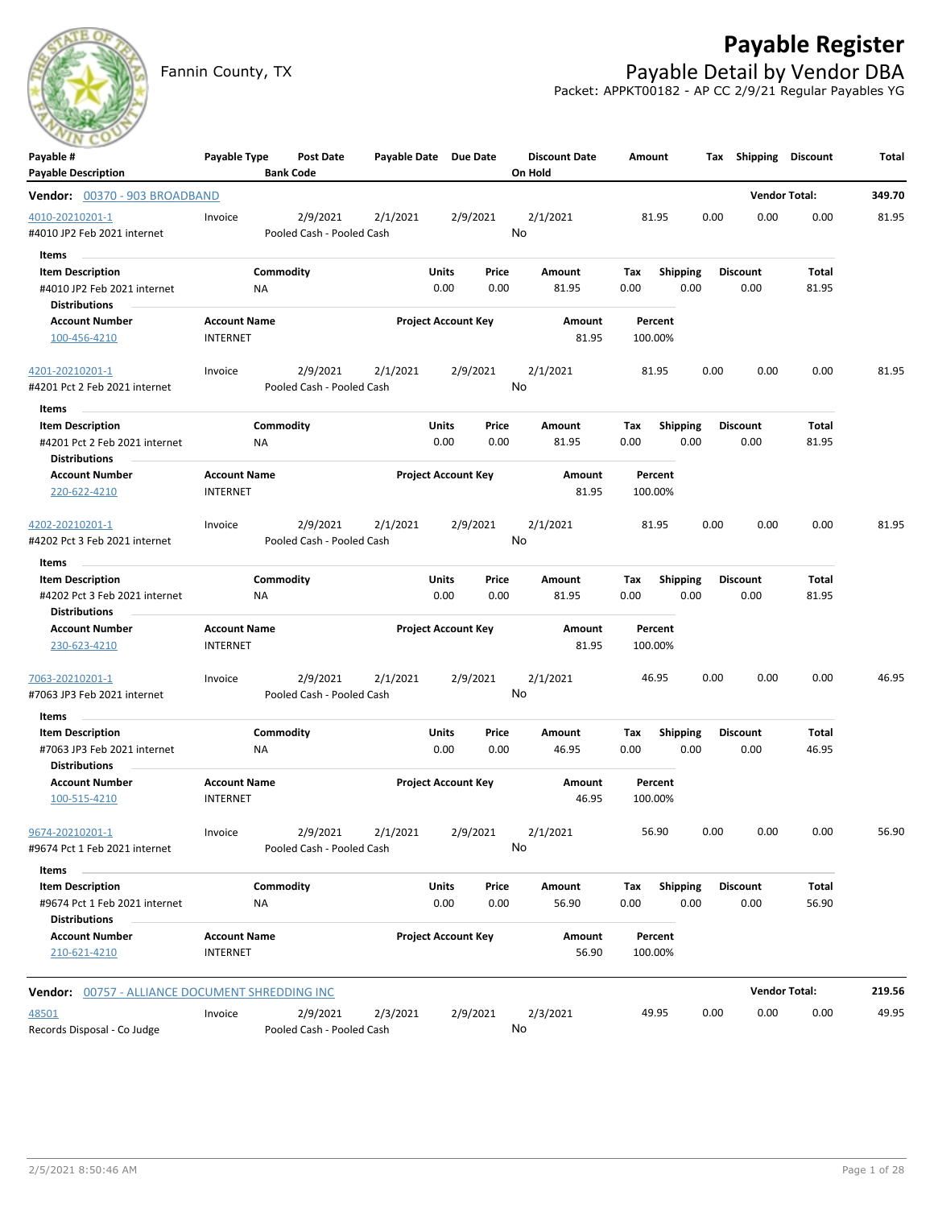# Payable Register

Fannin County, TX

## Payable Detail by Vendor DBA

Packet: APPKT00182 - AP CC 2/9/21 Regular Payables YG

| Payable # / Payable Description | Payable Type | Post Date / Bank Code | Payable Date | Due Date | Discount Date / On Hold | Amount | Tax | Shipping | Discount | Total |
|---|---|---|---|---|---|---|---|---|---|---|

**Vendor: 00370 - 903 BROADBAND** — Vendor Total: **349.70**

| Payable # / Payable Description | Payable Type | Post Date / Bank Code | Payable Date | Due Date | Discount Date / On Hold | Amount | Tax | Shipping | Discount | Total |
|---|---|---|---|---|---|---|---|---|---|---|
| 4010-20210201-1 / #4010 JP2 Feb 2021 internet | Invoice | 2/9/2021 / Pooled Cash - Pooled Cash | 2/1/2021 | 2/9/2021 | 2/1/2021 / No | 81.95 | 0.00 | 0.00 | 0.00 | 81.95 |

Items

| Item Description | Commodity | Units | Price | Amount | Tax | Shipping | Discount | Total |
|---|---|---|---|---|---|---|---|---|
| #4010 JP2 Feb 2021 internet | NA | 0.00 | 0.00 | 81.95 | 0.00 | 0.00 | 0.00 | 81.95 |

Distributions

| Account Number | Account Name | Project Account Key | Amount | Percent |
|---|---|---|---|---|
| 100-456-4210 | INTERNET | | 81.95 | 100.00% |

| Payable # / Payable Description | Payable Type | Post Date / Bank Code | Payable Date | Due Date | Discount Date / On Hold | Amount | Tax | Shipping | Discount | Total |
|---|---|---|---|---|---|---|---|---|---|---|
| 4201-20210201-1 / #4201 Pct 2 Feb 2021 internet | Invoice | 2/9/2021 / Pooled Cash - Pooled Cash | 2/1/2021 | 2/9/2021 | 2/1/2021 / No | 81.95 | 0.00 | 0.00 | 0.00 | 81.95 |

Items

| Item Description | Commodity | Units | Price | Amount | Tax | Shipping | Discount | Total |
|---|---|---|---|---|---|---|---|---|
| #4201 Pct 2 Feb 2021 internet | NA | 0.00 | 0.00 | 81.95 | 0.00 | 0.00 | 0.00 | 81.95 |

Distributions

| Account Number | Account Name | Project Account Key | Amount | Percent |
|---|---|---|---|---|
| 220-622-4210 | INTERNET | | 81.95 | 100.00% |

| Payable # / Payable Description | Payable Type | Post Date / Bank Code | Payable Date | Due Date | Discount Date / On Hold | Amount | Tax | Shipping | Discount | Total |
|---|---|---|---|---|---|---|---|---|---|---|
| 4202-20210201-1 / #4202 Pct 3 Feb 2021 internet | Invoice | 2/9/2021 / Pooled Cash - Pooled Cash | 2/1/2021 | 2/9/2021 | 2/1/2021 / No | 81.95 | 0.00 | 0.00 | 0.00 | 81.95 |

Items

| Item Description | Commodity | Units | Price | Amount | Tax | Shipping | Discount | Total |
|---|---|---|---|---|---|---|---|---|
| #4202 Pct 3 Feb 2021 internet | NA | 0.00 | 0.00 | 81.95 | 0.00 | 0.00 | 0.00 | 81.95 |

Distributions

| Account Number | Account Name | Project Account Key | Amount | Percent |
|---|---|---|---|---|
| 230-623-4210 | INTERNET | | 81.95 | 100.00% |

| Payable # / Payable Description | Payable Type | Post Date / Bank Code | Payable Date | Due Date | Discount Date / On Hold | Amount | Tax | Shipping | Discount | Total |
|---|---|---|---|---|---|---|---|---|---|---|
| 7063-20210201-1 / #7063 JP3 Feb 2021 internet | Invoice | 2/9/2021 / Pooled Cash - Pooled Cash | 2/1/2021 | 2/9/2021 | 2/1/2021 / No | 46.95 | 0.00 | 0.00 | 0.00 | 46.95 |

Items

| Item Description | Commodity | Units | Price | Amount | Tax | Shipping | Discount | Total |
|---|---|---|---|---|---|---|---|---|
| #7063 JP3 Feb 2021 internet | NA | 0.00 | 0.00 | 46.95 | 0.00 | 0.00 | 0.00 | 46.95 |

Distributions

| Account Number | Account Name | Project Account Key | Amount | Percent |
|---|---|---|---|---|
| 100-515-4210 | INTERNET | | 46.95 | 100.00% |

| Payable # / Payable Description | Payable Type | Post Date / Bank Code | Payable Date | Due Date | Discount Date / On Hold | Amount | Tax | Shipping | Discount | Total |
|---|---|---|---|---|---|---|---|---|---|---|
| 9674-20210201-1 / #9674 Pct 1 Feb 2021 internet | Invoice | 2/9/2021 / Pooled Cash - Pooled Cash | 2/1/2021 | 2/9/2021 | 2/1/2021 / No | 56.90 | 0.00 | 0.00 | 0.00 | 56.90 |

Items

| Item Description | Commodity | Units | Price | Amount | Tax | Shipping | Discount | Total |
|---|---|---|---|---|---|---|---|---|
| #9674 Pct 1 Feb 2021 internet | NA | 0.00 | 0.00 | 56.90 | 0.00 | 0.00 | 0.00 | 56.90 |

Distributions

| Account Number | Account Name | Project Account Key | Amount | Percent |
|---|---|---|---|---|
| 210-621-4210 | INTERNET | | 56.90 | 100.00% |

**Vendor: 00757 - ALLIANCE DOCUMENT SHREDDING INC** — Vendor Total: **219.56**

| Payable # / Payable Description | Payable Type | Post Date / Bank Code | Payable Date | Due Date | Discount Date / On Hold | Amount | Tax | Shipping | Discount | Total |
|---|---|---|---|---|---|---|---|---|---|---|
| 48501 / Records Disposal - Co Judge | Invoice | 2/9/2021 / Pooled Cash - Pooled Cash | 2/3/2021 | 2/9/2021 | 2/3/2021 / No | 49.95 | 0.00 | 0.00 | 0.00 | 49.95 |

2/5/2021 8:50:46 AM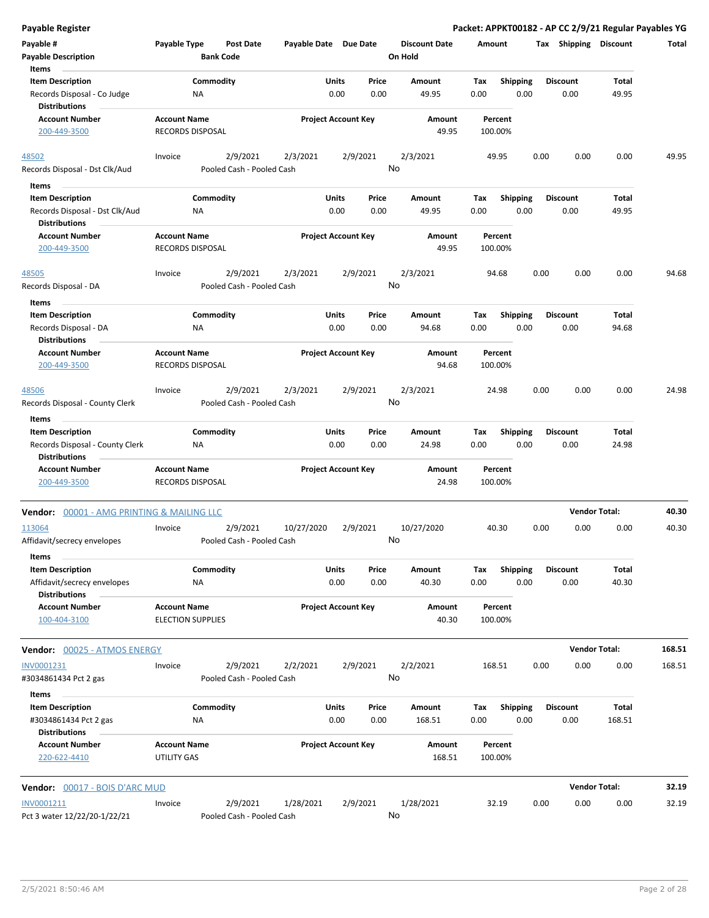# Payable Register

**Packet: APPKT00182 - AP CC 2/9/21 Regular Payables YG**

| Payable # | Payable Type | Post Date | Payable Date | Due Date | Discount Date | Amount | Tax | Shipping | Discount | Total |
|---|---|---|---|---|---|---|---|---|---|---|
| Payable Description | | Bank Code | | | On Hold | | | | | |

**Items**

| Item Description | Commodity | Units | Price | Amount | Tax | Shipping | Discount | Total |
|---|---|---|---|---|---|---|---|---|
| Records Disposal - Co Judge | NA | 0.00 | 0.00 | 49.95 | 0.00 | 0.00 | 0.00 | 49.95 |

**Distributions**

| Account Number | Account Name | Project Account Key | Amount | Percent |
|---|---|---|---|---|
| 200-449-3500 | RECORDS DISPOSAL | | 49.95 | 100.00% |

| Payable # | Payable Type | Post Date | Payable Date | Due Date | Discount Date | Amount | Tax | Shipping | Discount | Total |
|---|---|---|---|---|---|---|---|---|---|---|
| 48502 | Invoice | 2/9/2021 | 2/3/2021 | 2/9/2021 | 2/3/2021 | 49.95 | 0.00 | 0.00 | 0.00 | 49.95 |
| Records Disposal - Dst Clk/Aud | | Pooled Cash - Pooled Cash | | | No | | | | | |

**Items**

| Item Description | Commodity | Units | Price | Amount | Tax | Shipping | Discount | Total |
|---|---|---|---|---|---|---|---|---|
| Records Disposal - Dst Clk/Aud | NA | 0.00 | 0.00 | 49.95 | 0.00 | 0.00 | 0.00 | 49.95 |

**Distributions**

| Account Number | Account Name | Project Account Key | Amount | Percent |
|---|---|---|---|---|
| 200-449-3500 | RECORDS DISPOSAL | | 49.95 | 100.00% |

| Payable # | Payable Type | Post Date | Payable Date | Due Date | Discount Date | Amount | Tax | Shipping | Discount | Total |
|---|---|---|---|---|---|---|---|---|---|---|
| 48505 | Invoice | 2/9/2021 | 2/3/2021 | 2/9/2021 | 2/3/2021 | 94.68 | 0.00 | 0.00 | 0.00 | 94.68 |
| Records Disposal - DA | | Pooled Cash - Pooled Cash | | | No | | | | | |

**Items**

| Item Description | Commodity | Units | Price | Amount | Tax | Shipping | Discount | Total |
|---|---|---|---|---|---|---|---|---|
| Records Disposal - DA | NA | 0.00 | 0.00 | 94.68 | 0.00 | 0.00 | 0.00 | 94.68 |

**Distributions**

| Account Number | Account Name | Project Account Key | Amount | Percent |
|---|---|---|---|---|
| 200-449-3500 | RECORDS DISPOSAL | | 94.68 | 100.00% |

| Payable # | Payable Type | Post Date | Payable Date | Due Date | Discount Date | Amount | Tax | Shipping | Discount | Total |
|---|---|---|---|---|---|---|---|---|---|---|
| 48506 | Invoice | 2/9/2021 | 2/3/2021 | 2/9/2021 | 2/3/2021 | 24.98 | 0.00 | 0.00 | 0.00 | 24.98 |
| Records Disposal - County Clerk | | Pooled Cash - Pooled Cash | | | No | | | | | |

**Items**

| Item Description | Commodity | Units | Price | Amount | Tax | Shipping | Discount | Total |
|---|---|---|---|---|---|---|---|---|
| Records Disposal - County Clerk | NA | 0.00 | 0.00 | 24.98 | 0.00 | 0.00 | 0.00 | 24.98 |

**Distributions**

| Account Number | Account Name | Project Account Key | Amount | Percent |
|---|---|---|---|---|
| 200-449-3500 | RECORDS DISPOSAL | | 24.98 | 100.00% |

## Vendor: 00001 - AMG PRINTING & MAILING LLC — Vendor Total: 40.30

| Payable # | Payable Type | Post Date | Payable Date | Due Date | Discount Date | Amount | Tax | Shipping | Discount | Total |
|---|---|---|---|---|---|---|---|---|---|---|
| 113064 | Invoice | 2/9/2021 | 10/27/2020 | 2/9/2021 | 10/27/2020 | 40.30 | 0.00 | 0.00 | 0.00 | 40.30 |
| Affidavit/secrecy envelopes | | Pooled Cash - Pooled Cash | | | No | | | | | |

**Items**

| Item Description | Commodity | Units | Price | Amount | Tax | Shipping | Discount | Total |
|---|---|---|---|---|---|---|---|---|
| Affidavit/secrecy envelopes | NA | 0.00 | 0.00 | 40.30 | 0.00 | 0.00 | 0.00 | 40.30 |

**Distributions**

| Account Number | Account Name | Project Account Key | Amount | Percent |
|---|---|---|---|---|
| 100-404-3100 | ELECTION SUPPLIES | | 40.30 | 100.00% |

## Vendor: 00025 - ATMOS ENERGY — Vendor Total: 168.51

| Payable # | Payable Type | Post Date | Payable Date | Due Date | Discount Date | Amount | Tax | Shipping | Discount | Total |
|---|---|---|---|---|---|---|---|---|---|---|
| INV0001231 | Invoice | 2/9/2021 | 2/2/2021 | 2/9/2021 | 2/2/2021 | 168.51 | 0.00 | 0.00 | 0.00 | 168.51 |
| #3034861434 Pct 2 gas | | Pooled Cash - Pooled Cash | | | No | | | | | |

**Items**

| Item Description | Commodity | Units | Price | Amount | Tax | Shipping | Discount | Total |
|---|---|---|---|---|---|---|---|---|
| #3034861434 Pct 2 gas | NA | 0.00 | 0.00 | 168.51 | 0.00 | 0.00 | 0.00 | 168.51 |

**Distributions**

| Account Number | Account Name | Project Account Key | Amount | Percent |
|---|---|---|---|---|
| 220-622-4410 | UTILITY GAS | | 168.51 | 100.00% |

## Vendor: 00017 - BOIS D'ARC MUD — Vendor Total: 32.19

| Payable # | Payable Type | Post Date | Payable Date | Due Date | Discount Date | Amount | Tax | Shipping | Discount | Total |
|---|---|---|---|---|---|---|---|---|---|---|
| INV0001211 | Invoice | 2/9/2021 | 1/28/2021 | 2/9/2021 | 1/28/2021 | 32.19 | 0.00 | 0.00 | 0.00 | 32.19 |
| Pct 3 water 12/22/20-1/22/21 | | Pooled Cash - Pooled Cash | | | No | | | | | |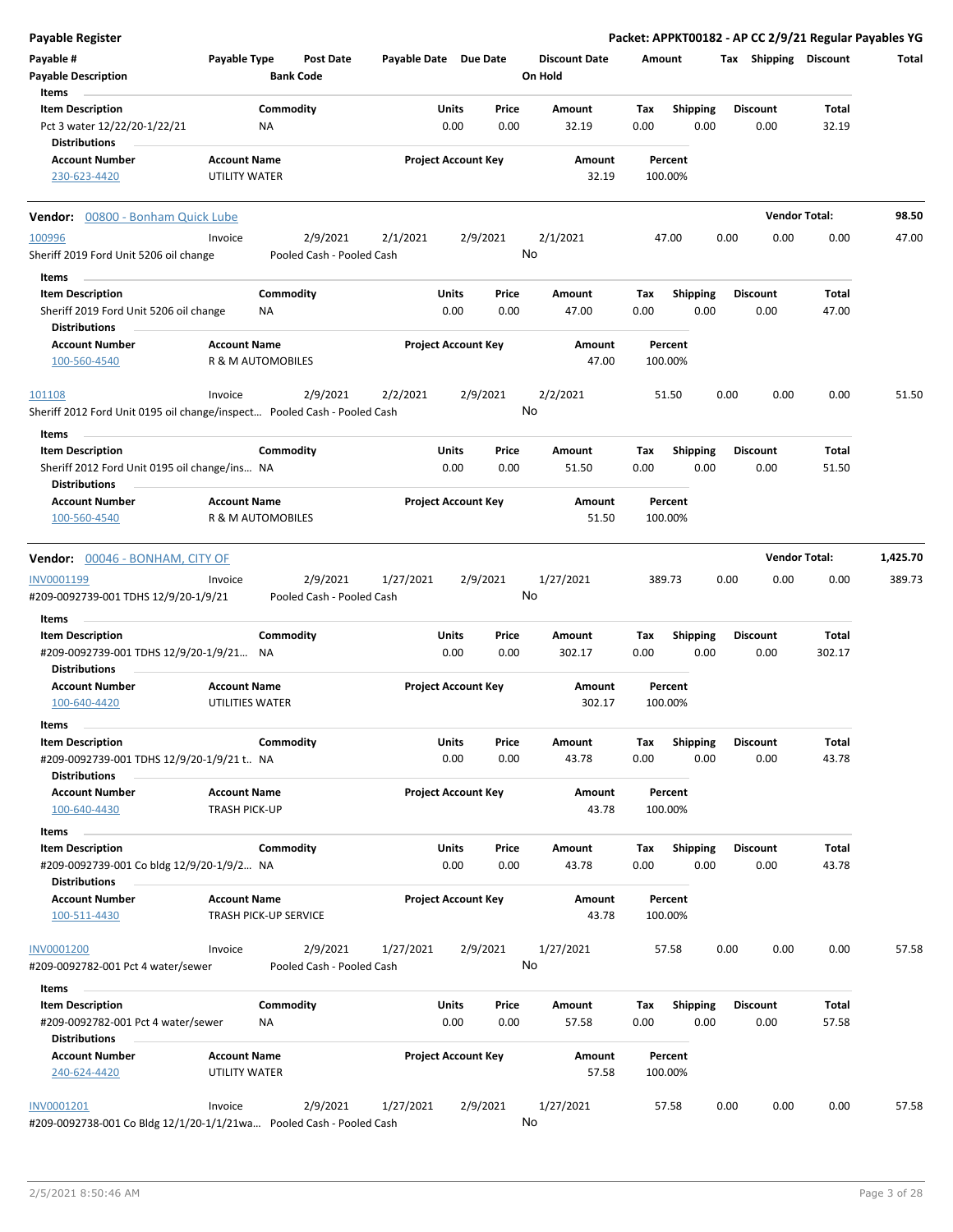**Payable Register** — **Packet: APPKT00182 - AP CC 2/9/21 Regular Payables YG**

| Payable # | Payable Type | Post Date | Payable Date | Due Date | Discount Date | Amount | Tax | Shipping | Discount | Total |
|---|---|---|---|---|---|---|---|---|---|---|
| Payable Description | | Bank Code | | | On Hold | | | | | |

**Items**

| Item Description | Commodity | Units | Price | Amount | Tax | Shipping | Discount | Total |
|---|---|---|---|---|---|---|---|---|
| Pct 3 water 12/22/20-1/22/21 | NA | 0.00 | 0.00 | 32.19 | 0.00 | 0.00 | 0.00 | 32.19 |

**Distributions**

| Account Number | Account Name | Project Account Key | Amount | Percent |
|---|---|---|---|---|
| 230-623-4420 | UTILITY WATER | | 32.19 | 100.00% |

---

**Vendor: 00800 - Bonham Quick Lube** — **Vendor Total: 98.50**

| Payable # | Payable Type | Post Date | Payable Date | Due Date | Discount Date | Amount | Tax | Shipping | Discount | Total |
|---|---|---|---|---|---|---|---|---|---|---|
| 100996 | Invoice | 2/9/2021 | 2/1/2021 | 2/9/2021 | 2/1/2021 | 47.00 | 0.00 | 0.00 | 0.00 | 47.00 |
| Sheriff 2019 Ford Unit 5206 oil change | | Pooled Cash - Pooled Cash | | | No | | | | | |

**Items**

| Item Description | Commodity | Units | Price | Amount | Tax | Shipping | Discount | Total |
|---|---|---|---|---|---|---|---|---|
| Sheriff 2019 Ford Unit 5206 oil change | NA | 0.00 | 0.00 | 47.00 | 0.00 | 0.00 | 0.00 | 47.00 |

**Distributions**

| Account Number | Account Name | Project Account Key | Amount | Percent |
|---|---|---|---|---|
| 100-560-4540 | R & M AUTOMOBILES | | 47.00 | 100.00% |

| Payable # | Payable Type | Post Date | Payable Date | Due Date | Discount Date | Amount | Tax | Shipping | Discount | Total |
|---|---|---|---|---|---|---|---|---|---|---|
| 101108 | Invoice | 2/9/2021 | 2/2/2021 | 2/9/2021 | 2/2/2021 | 51.50 | 0.00 | 0.00 | 0.00 | 51.50 |
| Sheriff 2012 Ford Unit 0195 oil change/inspect… | | Pooled Cash - Pooled Cash | | | No | | | | | |

**Items**

| Item Description | Commodity | Units | Price | Amount | Tax | Shipping | Discount | Total |
|---|---|---|---|---|---|---|---|---|
| Sheriff 2012 Ford Unit 0195 oil change/ins… | NA | 0.00 | 0.00 | 51.50 | 0.00 | 0.00 | 0.00 | 51.50 |

**Distributions**

| Account Number | Account Name | Project Account Key | Amount | Percent |
|---|---|---|---|---|
| 100-560-4540 | R & M AUTOMOBILES | | 51.50 | 100.00% |

---

**Vendor: 00046 - BONHAM, CITY OF** — **Vendor Total: 1,425.70**

| Payable # | Payable Type | Post Date | Payable Date | Due Date | Discount Date | Amount | Tax | Shipping | Discount | Total |
|---|---|---|---|---|---|---|---|---|---|---|
| INV0001199 | Invoice | 2/9/2021 | 1/27/2021 | 2/9/2021 | 1/27/2021 | 389.73 | 0.00 | 0.00 | 0.00 | 389.73 |
| #209-0092739-001 TDHS 12/9/20-1/9/21 | | Pooled Cash - Pooled Cash | | | No | | | | | |

**Items**

| Item Description | Commodity | Units | Price | Amount | Tax | Shipping | Discount | Total |
|---|---|---|---|---|---|---|---|---|
| #209-0092739-001 TDHS 12/9/20-1/9/21… | NA | 0.00 | 0.00 | 302.17 | 0.00 | 0.00 | 0.00 | 302.17 |

**Distributions**

| Account Number | Account Name | Project Account Key | Amount | Percent |
|---|---|---|---|---|
| 100-640-4420 | UTILITIES WATER | | 302.17 | 100.00% |

**Items**

| Item Description | Commodity | Units | Price | Amount | Tax | Shipping | Discount | Total |
|---|---|---|---|---|---|---|---|---|
| #209-0092739-001 TDHS 12/9/20-1/9/21 t… | NA | 0.00 | 0.00 | 43.78 | 0.00 | 0.00 | 0.00 | 43.78 |

**Distributions**

| Account Number | Account Name | Project Account Key | Amount | Percent |
|---|---|---|---|---|
| 100-640-4430 | TRASH PICK-UP | | 43.78 | 100.00% |

**Items**

| Item Description | Commodity | Units | Price | Amount | Tax | Shipping | Discount | Total |
|---|---|---|---|---|---|---|---|---|
| #209-0092739-001 Co bldg 12/9/20-1/9/2… | NA | 0.00 | 0.00 | 43.78 | 0.00 | 0.00 | 0.00 | 43.78 |

**Distributions**

| Account Number | Account Name | Project Account Key | Amount | Percent |
|---|---|---|---|---|
| 100-511-4430 | TRASH PICK-UP SERVICE | | 43.78 | 100.00% |

| Payable # | Payable Type | Post Date | Payable Date | Due Date | Discount Date | Amount | Tax | Shipping | Discount | Total |
|---|---|---|---|---|---|---|---|---|---|---|
| INV0001200 | Invoice | 2/9/2021 | 1/27/2021 | 2/9/2021 | 1/27/2021 | 57.58 | 0.00 | 0.00 | 0.00 | 57.58 |
| #209-0092782-001 Pct 4 water/sewer | | Pooled Cash - Pooled Cash | | | No | | | | | |

**Items**

| Item Description | Commodity | Units | Price | Amount | Tax | Shipping | Discount | Total |
|---|---|---|---|---|---|---|---|---|
| #209-0092782-001 Pct 4 water/sewer | NA | 0.00 | 0.00 | 57.58 | 0.00 | 0.00 | 0.00 | 57.58 |

**Distributions**

| Account Number | Account Name | Project Account Key | Amount | Percent |
|---|---|---|---|---|
| 240-624-4420 | UTILITY WATER | | 57.58 | 100.00% |

| Payable # | Payable Type | Post Date | Payable Date | Due Date | Discount Date | Amount | Tax | Shipping | Discount | Total |
|---|---|---|---|---|---|---|---|---|---|---|
| INV0001201 | Invoice | 2/9/2021 | 1/27/2021 | 2/9/2021 | 1/27/2021 | 57.58 | 0.00 | 0.00 | 0.00 | 57.58 |
| #209-0092738-001 Co Bldg 12/1/20-1/1/21wa… | | Pooled Cash - Pooled Cash | | | No | | | | | |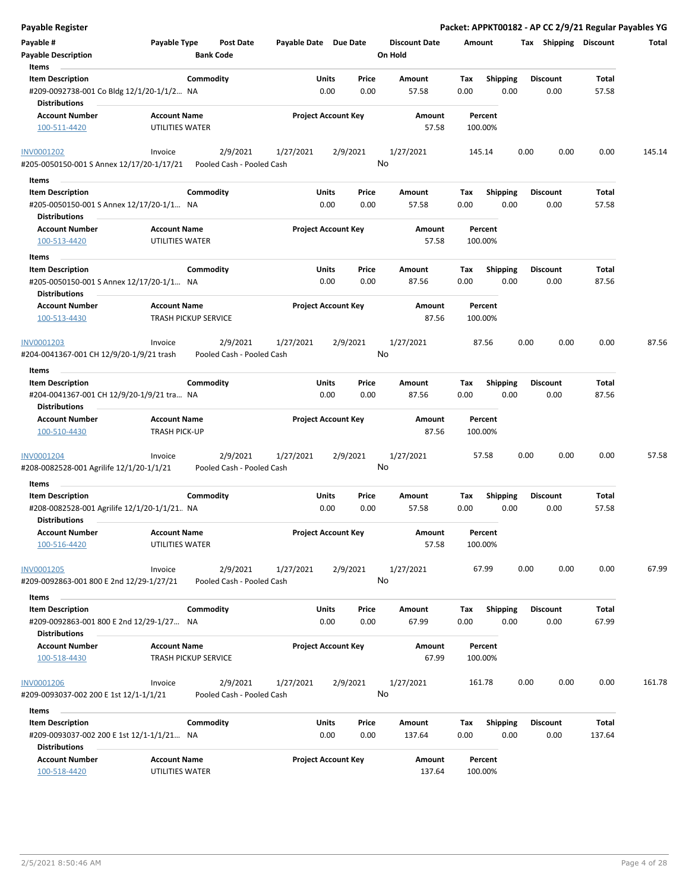# Payable Register

**Packet: APPKT00182 - AP CC 2/9/21 Regular Payables YG**

| Payable # | Payable Type | Post Date | Payable Date | Due Date | Discount Date | Amount | Tax | Shipping | Discount | Total |
|---|---|---|---|---|---|---|---|---|---|---|
| Payable Description | | Bank Code | | | On Hold | | | | | |

**Items**

| Item Description | Commodity | Units | Price | Amount | Tax | Shipping | Discount | Total |
|---|---|---|---|---|---|---|---|---|
| #209-0092738-001 Co Bldg 12/1/20-1/1/2... | NA | 0.00 | 0.00 | 57.58 | 0.00 | 0.00 | 0.00 | 57.58 |

**Distributions**

| Account Number | Account Name | Project Account Key | Amount | Percent |
|---|---|---|---|---|
| 100-511-4420 | UTILITIES WATER | | 57.58 | 100.00% |

---

| Payable # | Payable Type | Post Date | Payable Date | Due Date | Discount Date | Amount | Tax | Shipping | Discount | Total |
|---|---|---|---|---|---|---|---|---|---|---|
| INV0001202 | Invoice | 2/9/2021 | 1/27/2021 | 2/9/2021 | 1/27/2021 | 145.14 | 0.00 | 0.00 | 0.00 | 145.14 |
| #205-0050150-001 S Annex 12/17/20-1/17/21 | | Pooled Cash - Pooled Cash | | | No | | | | | |

**Items**

| Item Description | Commodity | Units | Price | Amount | Tax | Shipping | Discount | Total |
|---|---|---|---|---|---|---|---|---|
| #205-0050150-001 S Annex 12/17/20-1/1... | NA | 0.00 | 0.00 | 57.58 | 0.00 | 0.00 | 0.00 | 57.58 |

**Distributions**

| Account Number | Account Name | Project Account Key | Amount | Percent |
|---|---|---|---|---|
| 100-513-4420 | UTILITIES WATER | | 57.58 | 100.00% |

**Items**

| Item Description | Commodity | Units | Price | Amount | Tax | Shipping | Discount | Total |
|---|---|---|---|---|---|---|---|---|
| #205-0050150-001 S Annex 12/17/20-1/1... | NA | 0.00 | 0.00 | 87.56 | 0.00 | 0.00 | 0.00 | 87.56 |

**Distributions**

| Account Number | Account Name | Project Account Key | Amount | Percent |
|---|---|---|---|---|
| 100-513-4430 | TRASH PICKUP SERVICE | | 87.56 | 100.00% |

---

| Payable # | Payable Type | Post Date | Payable Date | Due Date | Discount Date | Amount | Tax | Shipping | Discount | Total |
|---|---|---|---|---|---|---|---|---|---|---|
| INV0001203 | Invoice | 2/9/2021 | 1/27/2021 | 2/9/2021 | 1/27/2021 | 87.56 | 0.00 | 0.00 | 0.00 | 87.56 |
| #204-0041367-001 CH 12/9/20-1/9/21 trash | | Pooled Cash - Pooled Cash | | | No | | | | | |

**Items**

| Item Description | Commodity | Units | Price | Amount | Tax | Shipping | Discount | Total |
|---|---|---|---|---|---|---|---|---|
| #204-0041367-001 CH 12/9/20-1/9/21 tra... | NA | 0.00 | 0.00 | 87.56 | 0.00 | 0.00 | 0.00 | 87.56 |

**Distributions**

| Account Number | Account Name | Project Account Key | Amount | Percent |
|---|---|---|---|---|
| 100-510-4430 | TRASH PICK-UP | | 87.56 | 100.00% |

---

| Payable # | Payable Type | Post Date | Payable Date | Due Date | Discount Date | Amount | Tax | Shipping | Discount | Total |
|---|---|---|---|---|---|---|---|---|---|---|
| INV0001204 | Invoice | 2/9/2021 | 1/27/2021 | 2/9/2021 | 1/27/2021 | 57.58 | 0.00 | 0.00 | 0.00 | 57.58 |
| #208-0082528-001 Agrilife 12/1/20-1/1/21 | | Pooled Cash - Pooled Cash | | | No | | | | | |

**Items**

| Item Description | Commodity | Units | Price | Amount | Tax | Shipping | Discount | Total |
|---|---|---|---|---|---|---|---|---|
| #208-0082528-001 Agrilife 12/1/20-1/1/21... | NA | 0.00 | 0.00 | 57.58 | 0.00 | 0.00 | 0.00 | 57.58 |

**Distributions**

| Account Number | Account Name | Project Account Key | Amount | Percent |
|---|---|---|---|---|
| 100-516-4420 | UTILITIES WATER | | 57.58 | 100.00% |

---

| Payable # | Payable Type | Post Date | Payable Date | Due Date | Discount Date | Amount | Tax | Shipping | Discount | Total |
|---|---|---|---|---|---|---|---|---|---|---|
| INV0001205 | Invoice | 2/9/2021 | 1/27/2021 | 2/9/2021 | 1/27/2021 | 67.99 | 0.00 | 0.00 | 0.00 | 67.99 |
| #209-0092863-001 800 E 2nd 12/29-1/27/21 | | Pooled Cash - Pooled Cash | | | No | | | | | |

**Items**

| Item Description | Commodity | Units | Price | Amount | Tax | Shipping | Discount | Total |
|---|---|---|---|---|---|---|---|---|
| #209-0092863-001 800 E 2nd 12/29-1/27... | NA | 0.00 | 0.00 | 67.99 | 0.00 | 0.00 | 0.00 | 67.99 |

**Distributions**

| Account Number | Account Name | Project Account Key | Amount | Percent |
|---|---|---|---|---|
| 100-518-4430 | TRASH PICKUP SERVICE | | 67.99 | 100.00% |

---

| Payable # | Payable Type | Post Date | Payable Date | Due Date | Discount Date | Amount | Tax | Shipping | Discount | Total |
|---|---|---|---|---|---|---|---|---|---|---|
| INV0001206 | Invoice | 2/9/2021 | 1/27/2021 | 2/9/2021 | 1/27/2021 | 161.78 | 0.00 | 0.00 | 0.00 | 161.78 |
| #209-0093037-002 200 E 1st 12/1-1/1/21 | | Pooled Cash - Pooled Cash | | | No | | | | | |

**Items**

| Item Description | Commodity | Units | Price | Amount | Tax | Shipping | Discount | Total |
|---|---|---|---|---|---|---|---|---|
| #209-0093037-002 200 E 1st 12/1-1/1/21... | NA | 0.00 | 0.00 | 137.64 | 0.00 | 0.00 | 0.00 | 137.64 |

**Distributions**

| Account Number | Account Name | Project Account Key | Amount | Percent |
|---|---|---|---|---|
| 100-518-4420 | UTILITIES WATER | | 137.64 | 100.00% |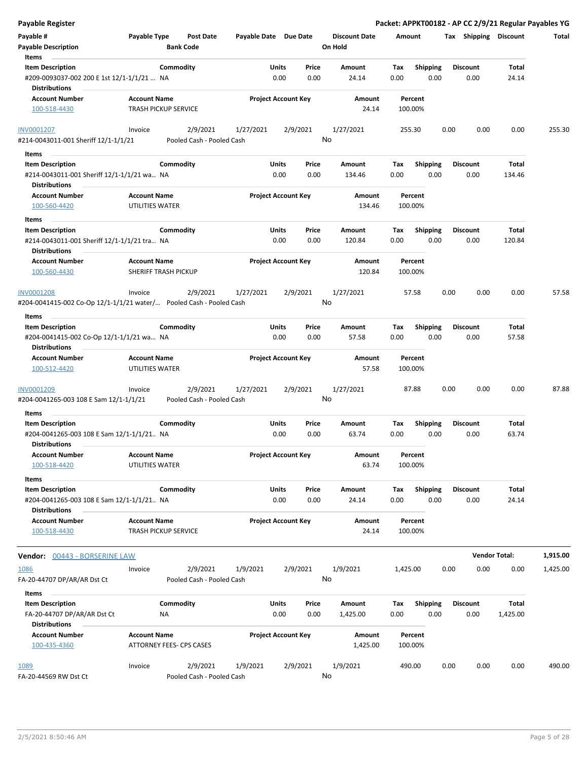**Payable Register** — Packet: APPKT00182 - AP CC 2/9/21 Regular Payables YG

| Payable # | Payable Type | Post Date | Payable Date | Due Date | Discount Date | Amount | Tax | Shipping | Discount | Total |
|---|---|---|---|---|---|---|---|---|---|---|
| Payable Description | | Bank Code | | | On Hold | | | | | |

Items

| Item Description | Commodity | Units | Price | Amount | Tax | Shipping | Discount | Total |
|---|---|---|---|---|---|---|---|---|
| #209-0093037-002 200 E 1st 12/1-1/1/21 ... | NA | 0.00 | 0.00 | 24.14 | 0.00 | 0.00 | 0.00 | 24.14 |

Distributions

| Account Number | Account Name | Project Account Key | Amount | Percent |
|---|---|---|---|---|
| 100-518-4430 | TRASH PICKUP SERVICE | | 24.14 | 100.00% |

| Payable # | Payable Type | Post Date | Payable Date | Due Date | Discount Date | Amount | Tax | Shipping | Discount | Total |
|---|---|---|---|---|---|---|---|---|---|---|
| INV0001207 | Invoice | 2/9/2021 | 1/27/2021 | 2/9/2021 | 1/27/2021 | 255.30 | 0.00 | 0.00 | 0.00 | 255.30 |
| #214-0043011-001 Sheriff 12/1-1/1/21 | | Pooled Cash - Pooled Cash | | | No | | | | | |

Items

| Item Description | Commodity | Units | Price | Amount | Tax | Shipping | Discount | Total |
|---|---|---|---|---|---|---|---|---|
| #214-0043011-001 Sheriff 12/1-1/1/21 wa... | NA | 0.00 | 0.00 | 134.46 | 0.00 | 0.00 | 0.00 | 134.46 |

Distributions

| Account Number | Account Name | Project Account Key | Amount | Percent |
|---|---|---|---|---|
| 100-560-4420 | UTILITIES WATER | | 134.46 | 100.00% |

Items

| Item Description | Commodity | Units | Price | Amount | Tax | Shipping | Discount | Total |
|---|---|---|---|---|---|---|---|---|
| #214-0043011-001 Sheriff 12/1-1/1/21 tra... | NA | 0.00 | 0.00 | 120.84 | 0.00 | 0.00 | 0.00 | 120.84 |

Distributions

| Account Number | Account Name | Project Account Key | Amount | Percent |
|---|---|---|---|---|
| 100-560-4430 | SHERIFF TRASH PICKUP | | 120.84 | 100.00% |

| Payable # | Payable Type | Post Date | Payable Date | Due Date | Discount Date | Amount | Tax | Shipping | Discount | Total |
|---|---|---|---|---|---|---|---|---|---|---|
| INV0001208 | Invoice | 2/9/2021 | 1/27/2021 | 2/9/2021 | 1/27/2021 | 57.58 | 0.00 | 0.00 | 0.00 | 57.58 |
| #204-0041415-002 Co-Op 12/1-1/1/21 water/... | | Pooled Cash - Pooled Cash | | | No | | | | | |

Items

| Item Description | Commodity | Units | Price | Amount | Tax | Shipping | Discount | Total |
|---|---|---|---|---|---|---|---|---|
| #204-0041415-002 Co-Op 12/1-1/1/21 wa... | NA | 0.00 | 0.00 | 57.58 | 0.00 | 0.00 | 0.00 | 57.58 |

Distributions

| Account Number | Account Name | Project Account Key | Amount | Percent |
|---|---|---|---|---|
| 100-512-4420 | UTILITIES WATER | | 57.58 | 100.00% |

| Payable # | Payable Type | Post Date | Payable Date | Due Date | Discount Date | Amount | Tax | Shipping | Discount | Total |
|---|---|---|---|---|---|---|---|---|---|---|
| INV0001209 | Invoice | 2/9/2021 | 1/27/2021 | 2/9/2021 | 1/27/2021 | 87.88 | 0.00 | 0.00 | 0.00 | 87.88 |
| #204-0041265-003 108 E Sam 12/1-1/1/21 | | Pooled Cash - Pooled Cash | | | No | | | | | |

Items

| Item Description | Commodity | Units | Price | Amount | Tax | Shipping | Discount | Total |
|---|---|---|---|---|---|---|---|---|
| #204-0041265-003 108 E Sam 12/1-1/1/21.. | NA | 0.00 | 0.00 | 63.74 | 0.00 | 0.00 | 0.00 | 63.74 |

Distributions

| Account Number | Account Name | Project Account Key | Amount | Percent |
|---|---|---|---|---|
| 100-518-4420 | UTILITIES WATER | | 63.74 | 100.00% |

Items

| Item Description | Commodity | Units | Price | Amount | Tax | Shipping | Discount | Total |
|---|---|---|---|---|---|---|---|---|
| #204-0041265-003 108 E Sam 12/1-1/1/21.. | NA | 0.00 | 0.00 | 24.14 | 0.00 | 0.00 | 0.00 | 24.14 |

Distributions

| Account Number | Account Name | Project Account Key | Amount | Percent |
|---|---|---|---|---|
| 100-518-4430 | TRASH PICKUP SERVICE | | 24.14 | 100.00% |

**Vendor: 00443 - BORSERINE LAW** — **Vendor Total: 1,915.00**

| Payable # | Payable Type | Post Date | Payable Date | Due Date | Discount Date | Amount | Tax | Shipping | Discount | Total |
|---|---|---|---|---|---|---|---|---|---|---|
| 1086 | Invoice | 2/9/2021 | 1/9/2021 | 2/9/2021 | 1/9/2021 | 1,425.00 | 0.00 | 0.00 | 0.00 | 1,425.00 |
| FA-20-44707 DP/AR/AR Dst Ct | | Pooled Cash - Pooled Cash | | | No | | | | | |

Items

| Item Description | Commodity | Units | Price | Amount | Tax | Shipping | Discount | Total |
|---|---|---|---|---|---|---|---|---|
| FA-20-44707 DP/AR/AR Dst Ct | NA | 0.00 | 0.00 | 1,425.00 | 0.00 | 0.00 | 0.00 | 1,425.00 |

Distributions

| Account Number | Account Name | Project Account Key | Amount | Percent |
|---|---|---|---|---|
| 100-435-4360 | ATTORNEY FEES- CPS CASES | | 1,425.00 | 100.00% |

| Payable # | Payable Type | Post Date | Payable Date | Due Date | Discount Date | Amount | Tax | Shipping | Discount | Total |
|---|---|---|---|---|---|---|---|---|---|---|
| 1089 | Invoice | 2/9/2021 | 1/9/2021 | 2/9/2021 | 1/9/2021 | 490.00 | 0.00 | 0.00 | 0.00 | 490.00 |
| FA-20-44569 RW Dst Ct | | Pooled Cash - Pooled Cash | | | No | | | | | |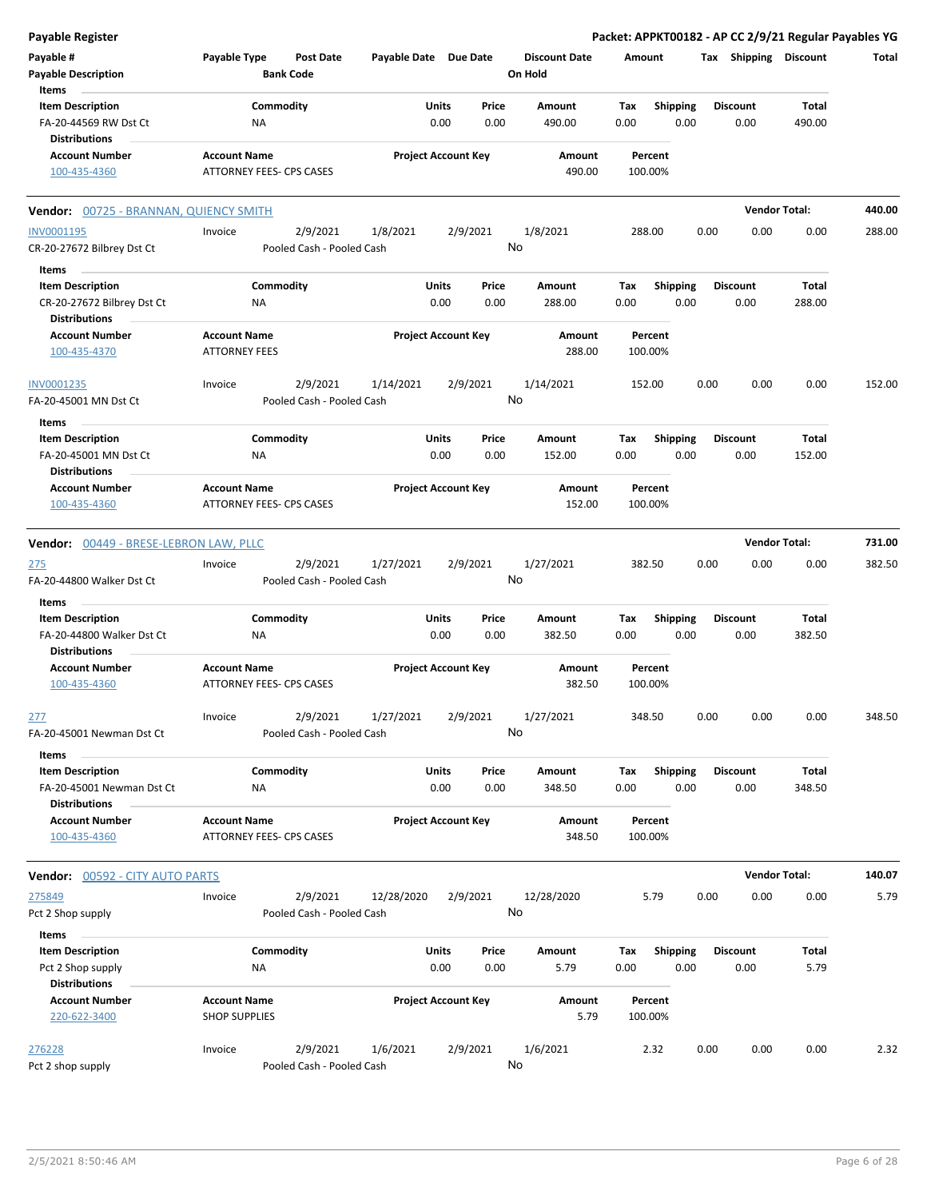**Payable Register** — Packet: APPKT00182 - AP CC 2/9/21 Regular Payables YG

| Payable # / Payable Description | Payable Type | Post Date / Bank Code | Payable Date | Due Date | Discount Date / On Hold | Amount | Tax | Shipping | Discount | Total |
|---|---|---|---|---|---|---|---|---|---|---|

**Items**

| Item Description | Commodity | Units | Price | Amount | Tax | Shipping | Discount | Total |
|---|---|---|---|---|---|---|---|---|
| FA-20-44569 RW Dst Ct | NA | 0.00 | 0.00 | 490.00 | 0.00 | 0.00 | 0.00 | 490.00 |

**Distributions**

| Account Number | Account Name | Project Account Key | Amount | Percent |
|---|---|---|---|---|
| 100-435-4360 | ATTORNEY FEES- CPS CASES | | 490.00 | 100.00% |

## Vendor: 00725 - BRANNAN, QUIENCY SMITH — Vendor Total: 440.00

| Payable # | Payable Type | Post Date | Payable Date | Due Date | Discount Date | Amount | Tax | Shipping | Discount | Total |
|---|---|---|---|---|---|---|---|---|---|---|
| INV0001195 | Invoice | 2/9/2021 | 1/8/2021 | 2/9/2021 | 1/8/2021 | 288.00 | 0.00 | 0.00 | 0.00 | 288.00 |
| CR-20-27672 Bilbrey Dst Ct | | Pooled Cash - Pooled Cash | | | No | | | | | |

**Items**

| Item Description | Commodity | Units | Price | Amount | Tax | Shipping | Discount | Total |
|---|---|---|---|---|---|---|---|---|
| CR-20-27672 Bilbrey Dst Ct | NA | 0.00 | 0.00 | 288.00 | 0.00 | 0.00 | 0.00 | 288.00 |

**Distributions**

| Account Number | Account Name | Project Account Key | Amount | Percent |
|---|---|---|---|---|
| 100-435-4370 | ATTORNEY FEES | | 288.00 | 100.00% |

| Payable # | Payable Type | Post Date | Payable Date | Due Date | Discount Date | Amount | Tax | Shipping | Discount | Total |
|---|---|---|---|---|---|---|---|---|---|---|
| INV0001235 | Invoice | 2/9/2021 | 1/14/2021 | 2/9/2021 | 1/14/2021 | 152.00 | 0.00 | 0.00 | 0.00 | 152.00 |
| FA-20-45001 MN Dst Ct | | Pooled Cash - Pooled Cash | | | No | | | | | |

**Items**

| Item Description | Commodity | Units | Price | Amount | Tax | Shipping | Discount | Total |
|---|---|---|---|---|---|---|---|---|
| FA-20-45001 MN Dst Ct | NA | 0.00 | 0.00 | 152.00 | 0.00 | 0.00 | 0.00 | 152.00 |

**Distributions**

| Account Number | Account Name | Project Account Key | Amount | Percent |
|---|---|---|---|---|
| 100-435-4360 | ATTORNEY FEES- CPS CASES | | 152.00 | 100.00% |

## Vendor: 00449 - BRESE-LEBRON LAW, PLLC — Vendor Total: 731.00

| Payable # | Payable Type | Post Date | Payable Date | Due Date | Discount Date | Amount | Tax | Shipping | Discount | Total |
|---|---|---|---|---|---|---|---|---|---|---|
| 275 | Invoice | 2/9/2021 | 1/27/2021 | 2/9/2021 | 1/27/2021 | 382.50 | 0.00 | 0.00 | 0.00 | 382.50 |
| FA-20-44800 Walker Dst Ct | | Pooled Cash - Pooled Cash | | | No | | | | | |

**Items**

| Item Description | Commodity | Units | Price | Amount | Tax | Shipping | Discount | Total |
|---|---|---|---|---|---|---|---|---|
| FA-20-44800 Walker Dst Ct | NA | 0.00 | 0.00 | 382.50 | 0.00 | 0.00 | 0.00 | 382.50 |

**Distributions**

| Account Number | Account Name | Project Account Key | Amount | Percent |
|---|---|---|---|---|
| 100-435-4360 | ATTORNEY FEES- CPS CASES | | 382.50 | 100.00% |

| Payable # | Payable Type | Post Date | Payable Date | Due Date | Discount Date | Amount | Tax | Shipping | Discount | Total |
|---|---|---|---|---|---|---|---|---|---|---|
| 277 | Invoice | 2/9/2021 | 1/27/2021 | 2/9/2021 | 1/27/2021 | 348.50 | 0.00 | 0.00 | 0.00 | 348.50 |
| FA-20-45001 Newman Dst Ct | | Pooled Cash - Pooled Cash | | | No | | | | | |

**Items**

| Item Description | Commodity | Units | Price | Amount | Tax | Shipping | Discount | Total |
|---|---|---|---|---|---|---|---|---|
| FA-20-45001 Newman Dst Ct | NA | 0.00 | 0.00 | 348.50 | 0.00 | 0.00 | 0.00 | 348.50 |

**Distributions**

| Account Number | Account Name | Project Account Key | Amount | Percent |
|---|---|---|---|---|
| 100-435-4360 | ATTORNEY FEES- CPS CASES | | 348.50 | 100.00% |

## Vendor: 00592 - CITY AUTO PARTS — Vendor Total: 140.07

| Payable # | Payable Type | Post Date | Payable Date | Due Date | Discount Date | Amount | Tax | Shipping | Discount | Total |
|---|---|---|---|---|---|---|---|---|---|---|
| 275849 | Invoice | 2/9/2021 | 12/28/2020 | 2/9/2021 | 12/28/2020 | 5.79 | 0.00 | 0.00 | 0.00 | 5.79 |
| Pct 2 Shop supply | | Pooled Cash - Pooled Cash | | | No | | | | | |

**Items**

| Item Description | Commodity | Units | Price | Amount | Tax | Shipping | Discount | Total |
|---|---|---|---|---|---|---|---|---|
| Pct 2 Shop supply | NA | 0.00 | 0.00 | 5.79 | 0.00 | 0.00 | 0.00 | 5.79 |

**Distributions**

| Account Number | Account Name | Project Account Key | Amount | Percent |
|---|---|---|---|---|
| 220-622-3400 | SHOP SUPPLIES | | 5.79 | 100.00% |

| Payable # | Payable Type | Post Date | Payable Date | Due Date | Discount Date | Amount | Tax | Shipping | Discount | Total |
|---|---|---|---|---|---|---|---|---|---|---|
| 276228 | Invoice | 2/9/2021 | 1/6/2021 | 2/9/2021 | 1/6/2021 | 2.32 | 0.00 | 0.00 | 0.00 | 2.32 |
| Pct 2 shop supply | | Pooled Cash - Pooled Cash | | | No | | | | | |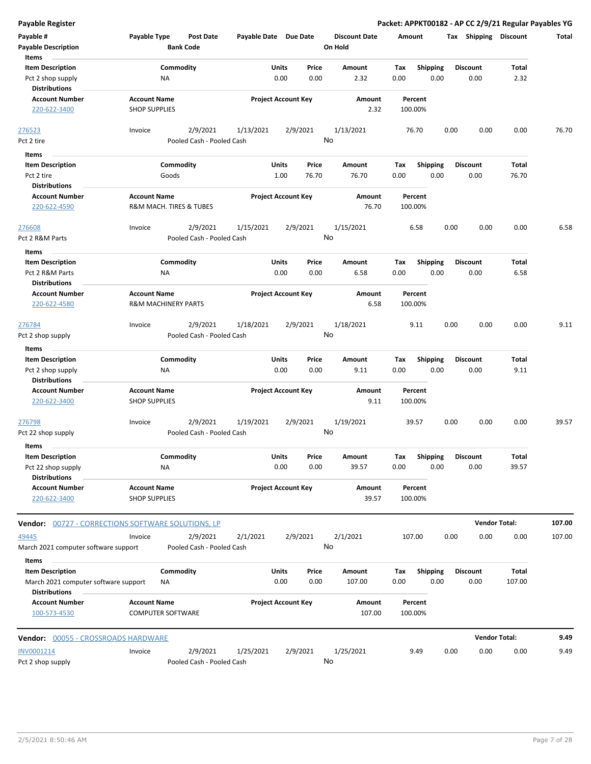**Payable Register** — **Packet: APPKT00182 - AP CC 2/9/21 Regular Payables YG**

| Payable # | Payable Type | Post Date | Payable Date | Due Date | Discount Date | Amount | Tax | Shipping | Discount | Total |
|---|---|---|---|---|---|---|---|---|---|---|
| Payable Description | | Bank Code | | | On Hold | | | | | |

**Items**

| Item Description | Commodity | Units | Price | Amount | Tax | Shipping | Discount | Total |
|---|---|---|---|---|---|---|---|---|
| Pct 2 shop supply | NA | 0.00 | 0.00 | 2.32 | 0.00 | 0.00 | 0.00 | 2.32 |

**Distributions**

| Account Number | Account Name | Project Account Key | Amount | Percent |
|---|---|---|---|---|
| 220-622-3400 | SHOP SUPPLIES | | 2.32 | 100.00% |

| Payable # | Payable Type | Post Date | Payable Date | Due Date | Discount Date | Amount | Tax | Shipping | Discount | Total |
|---|---|---|---|---|---|---|---|---|---|---|
| 276523 | Invoice | 2/9/2021 | 1/13/2021 | 2/9/2021 | 1/13/2021 | 76.70 | 0.00 | 0.00 | 0.00 | 76.70 |
| Pct 2 tire | | Pooled Cash - Pooled Cash | | | No | | | | | |

**Items**

| Item Description | Commodity | Units | Price | Amount | Tax | Shipping | Discount | Total |
|---|---|---|---|---|---|---|---|---|
| Pct 2 tire | Goods | 1.00 | 76.70 | 76.70 | 0.00 | 0.00 | 0.00 | 76.70 |

**Distributions**

| Account Number | Account Name | Project Account Key | Amount | Percent |
|---|---|---|---|---|
| 220-622-4590 | R&M MACH. TIRES & TUBES | | 76.70 | 100.00% |

| Payable # | Payable Type | Post Date | Payable Date | Due Date | Discount Date | Amount | Tax | Shipping | Discount | Total |
|---|---|---|---|---|---|---|---|---|---|---|
| 276608 | Invoice | 2/9/2021 | 1/15/2021 | 2/9/2021 | 1/15/2021 | 6.58 | 0.00 | 0.00 | 0.00 | 6.58 |
| Pct 2 R&M Parts | | Pooled Cash - Pooled Cash | | | No | | | | | |

**Items**

| Item Description | Commodity | Units | Price | Amount | Tax | Shipping | Discount | Total |
|---|---|---|---|---|---|---|---|---|
| Pct 2 R&M Parts | NA | 0.00 | 0.00 | 6.58 | 0.00 | 0.00 | 0.00 | 6.58 |

**Distributions**

| Account Number | Account Name | Project Account Key | Amount | Percent |
|---|---|---|---|---|
| 220-622-4580 | R&M MACHINERY PARTS | | 6.58 | 100.00% |

| Payable # | Payable Type | Post Date | Payable Date | Due Date | Discount Date | Amount | Tax | Shipping | Discount | Total |
|---|---|---|---|---|---|---|---|---|---|---|
| 276784 | Invoice | 2/9/2021 | 1/18/2021 | 2/9/2021 | 1/18/2021 | 9.11 | 0.00 | 0.00 | 0.00 | 9.11 |
| Pct 2 shop supply | | Pooled Cash - Pooled Cash | | | No | | | | | |

**Items**

| Item Description | Commodity | Units | Price | Amount | Tax | Shipping | Discount | Total |
|---|---|---|---|---|---|---|---|---|
| Pct 2 shop supply | NA | 0.00 | 0.00 | 9.11 | 0.00 | 0.00 | 0.00 | 9.11 |

**Distributions**

| Account Number | Account Name | Project Account Key | Amount | Percent |
|---|---|---|---|---|
| 220-622-3400 | SHOP SUPPLIES | | 9.11 | 100.00% |

| Payable # | Payable Type | Post Date | Payable Date | Due Date | Discount Date | Amount | Tax | Shipping | Discount | Total |
|---|---|---|---|---|---|---|---|---|---|---|
| 276798 | Invoice | 2/9/2021 | 1/19/2021 | 2/9/2021 | 1/19/2021 | 39.57 | 0.00 | 0.00 | 0.00 | 39.57 |
| Pct 22 shop supply | | Pooled Cash - Pooled Cash | | | No | | | | | |

**Items**

| Item Description | Commodity | Units | Price | Amount | Tax | Shipping | Discount | Total |
|---|---|---|---|---|---|---|---|---|
| Pct 22 shop supply | NA | 0.00 | 0.00 | 39.57 | 0.00 | 0.00 | 0.00 | 39.57 |

**Distributions**

| Account Number | Account Name | Project Account Key | Amount | Percent |
|---|---|---|---|---|
| 220-622-3400 | SHOP SUPPLIES | | 39.57 | 100.00% |

**Vendor:** 00727 - CORRECTIONS SOFTWARE SOLUTIONS, LP — **Vendor Total: 107.00**

| Payable # | Payable Type | Post Date | Payable Date | Due Date | Discount Date | Amount | Tax | Shipping | Discount | Total |
|---|---|---|---|---|---|---|---|---|---|---|
| 49445 | Invoice | 2/9/2021 | 2/1/2021 | 2/9/2021 | 2/1/2021 | 107.00 | 0.00 | 0.00 | 0.00 | 107.00 |
| March 2021 computer software support | | Pooled Cash - Pooled Cash | | | No | | | | | |

**Items**

| Item Description | Commodity | Units | Price | Amount | Tax | Shipping | Discount | Total |
|---|---|---|---|---|---|---|---|---|
| March 2021 computer software support | NA | 0.00 | 0.00 | 107.00 | 0.00 | 0.00 | 0.00 | 107.00 |

**Distributions**

| Account Number | Account Name | Project Account Key | Amount | Percent |
|---|---|---|---|---|
| 100-573-4530 | COMPUTER SOFTWARE | | 107.00 | 100.00% |

**Vendor:** 00055 - CROSSROADS HARDWARE — **Vendor Total: 9.49**

| Payable # | Payable Type | Post Date | Payable Date | Due Date | Discount Date | Amount | Tax | Shipping | Discount | Total |
|---|---|---|---|---|---|---|---|---|---|---|
| INV0001214 | Invoice | 2/9/2021 | 1/25/2021 | 2/9/2021 | 1/25/2021 | 9.49 | 0.00 | 0.00 | 0.00 | 9.49 |
| Pct 2 shop supply | | Pooled Cash - Pooled Cash | | | No | | | | | |

2/5/2021 8:50:46 AM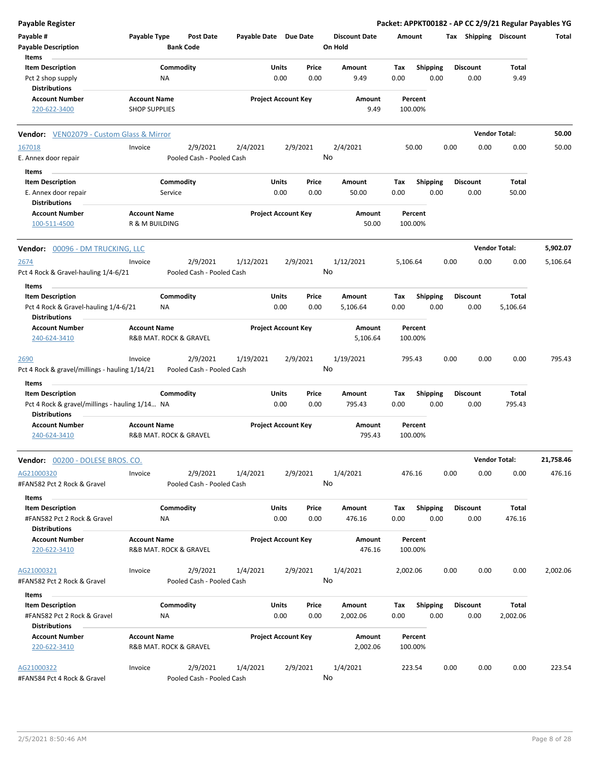**Payable Register** — **Packet: APPKT00182 - AP CC 2/9/21 Regular Payables YG**

| Payable # | Payable Type | Post Date | Payable Date | Due Date | Discount Date | Amount | Tax | Shipping | Discount | Total |
|---|---|---|---|---|---|---|---|---|---|---|
| Payable Description | | Bank Code | | | On Hold | | | | | |

Items

| Item Description | Commodity | Units | Price | Amount | Tax | Shipping | Discount | Total |
|---|---|---|---|---|---|---|---|---|
| Pct 2 shop supply | NA | 0.00 | 0.00 | 9.49 | 0.00 | 0.00 | 0.00 | 9.49 |

Distributions

| Account Number | Account Name | Project Account Key | Amount | Percent |
|---|---|---|---|---|
| 220-622-3400 | SHOP SUPPLIES | | 9.49 | 100.00% |

---

**Vendor:** VEN02079 - Custom Glass & Mirror — **Vendor Total: 50.00**

| Payable # | Payable Type | Post Date | Payable Date | Due Date | Discount Date | Amount | Tax | Shipping | Discount | Total |
|---|---|---|---|---|---|---|---|---|---|---|
| 167018 | Invoice | 2/9/2021 | 2/4/2021 | 2/9/2021 | 2/4/2021 | 50.00 | 0.00 | 0.00 | 0.00 | 50.00 |
| E. Annex door repair | | Pooled Cash - Pooled Cash | | | No | | | | | |

Items

| Item Description | Commodity | Units | Price | Amount | Tax | Shipping | Discount | Total |
|---|---|---|---|---|---|---|---|---|
| E. Annex door repair | Service | 0.00 | 0.00 | 50.00 | 0.00 | 0.00 | 0.00 | 50.00 |

Distributions

| Account Number | Account Name | Project Account Key | Amount | Percent |
|---|---|---|---|---|
| 100-511-4500 | R & M BUILDING | | 50.00 | 100.00% |

---

**Vendor:** 00096 - DM TRUCKING, LLC — **Vendor Total: 5,902.07**

| Payable # | Payable Type | Post Date | Payable Date | Due Date | Discount Date | Amount | Tax | Shipping | Discount | Total |
|---|---|---|---|---|---|---|---|---|---|---|
| 2674 | Invoice | 2/9/2021 | 1/12/2021 | 2/9/2021 | 1/12/2021 | 5,106.64 | 0.00 | 0.00 | 0.00 | 5,106.64 |
| Pct 4 Rock & Gravel-hauling 1/4-6/21 | | Pooled Cash - Pooled Cash | | | No | | | | | |

Items

| Item Description | Commodity | Units | Price | Amount | Tax | Shipping | Discount | Total |
|---|---|---|---|---|---|---|---|---|
| Pct 4 Rock & Gravel-hauling 1/4-6/21 | NA | 0.00 | 0.00 | 5,106.64 | 0.00 | 0.00 | 0.00 | 5,106.64 |

Distributions

| Account Number | Account Name | Project Account Key | Amount | Percent |
|---|---|---|---|---|
| 240-624-3410 | R&B MAT. ROCK & GRAVEL | | 5,106.64 | 100.00% |

| Payable # | Payable Type | Post Date | Payable Date | Due Date | Discount Date | Amount | Tax | Shipping | Discount | Total |
|---|---|---|---|---|---|---|---|---|---|---|
| 2690 | Invoice | 2/9/2021 | 1/19/2021 | 2/9/2021 | 1/19/2021 | 795.43 | 0.00 | 0.00 | 0.00 | 795.43 |
| Pct 4 Rock & gravel/millings - hauling 1/14/21 | | Pooled Cash - Pooled Cash | | | No | | | | | |

Items

| Item Description | Commodity | Units | Price | Amount | Tax | Shipping | Discount | Total |
|---|---|---|---|---|---|---|---|---|
| Pct 4 Rock & gravel/millings - hauling 1/14... | NA | 0.00 | 0.00 | 795.43 | 0.00 | 0.00 | 0.00 | 795.43 |

Distributions

| Account Number | Account Name | Project Account Key | Amount | Percent |
|---|---|---|---|---|
| 240-624-3410 | R&B MAT. ROCK & GRAVEL | | 795.43 | 100.00% |

---

**Vendor:** 00200 - DOLESE BROS. CO. — **Vendor Total: 21,758.46**

| Payable # | Payable Type | Post Date | Payable Date | Due Date | Discount Date | Amount | Tax | Shipping | Discount | Total |
|---|---|---|---|---|---|---|---|---|---|---|
| AG21000320 | Invoice | 2/9/2021 | 1/4/2021 | 2/9/2021 | 1/4/2021 | 476.16 | 0.00 | 0.00 | 0.00 | 476.16 |
| #FAN582 Pct 2 Rock & Gravel | | Pooled Cash - Pooled Cash | | | No | | | | | |

Items

| Item Description | Commodity | Units | Price | Amount | Tax | Shipping | Discount | Total |
|---|---|---|---|---|---|---|---|---|
| #FAN582 Pct 2 Rock & Gravel | NA | 0.00 | 0.00 | 476.16 | 0.00 | 0.00 | 0.00 | 476.16 |

Distributions

| Account Number | Account Name | Project Account Key | Amount | Percent |
|---|---|---|---|---|
| 220-622-3410 | R&B MAT. ROCK & GRAVEL | | 476.16 | 100.00% |

| Payable # | Payable Type | Post Date | Payable Date | Due Date | Discount Date | Amount | Tax | Shipping | Discount | Total |
|---|---|---|---|---|---|---|---|---|---|---|
| AG21000321 | Invoice | 2/9/2021 | 1/4/2021 | 2/9/2021 | 1/4/2021 | 2,002.06 | 0.00 | 0.00 | 0.00 | 2,002.06 |
| #FAN582 Pct 2 Rock & Gravel | | Pooled Cash - Pooled Cash | | | No | | | | | |

Items

| Item Description | Commodity | Units | Price | Amount | Tax | Shipping | Discount | Total |
|---|---|---|---|---|---|---|---|---|
| #FAN582 Pct 2 Rock & Gravel | NA | 0.00 | 0.00 | 2,002.06 | 0.00 | 0.00 | 0.00 | 2,002.06 |

Distributions

| Account Number | Account Name | Project Account Key | Amount | Percent |
|---|---|---|---|---|
| 220-622-3410 | R&B MAT. ROCK & GRAVEL | | 2,002.06 | 100.00% |

| Payable # | Payable Type | Post Date | Payable Date | Due Date | Discount Date | Amount | Tax | Shipping | Discount | Total |
|---|---|---|---|---|---|---|---|---|---|---|
| AG21000322 | Invoice | 2/9/2021 | 1/4/2021 | 2/9/2021 | 1/4/2021 | 223.54 | 0.00 | 0.00 | 0.00 | 223.54 |
| #FAN584 Pct 4 Rock & Gravel | | Pooled Cash - Pooled Cash | | | No | | | | | |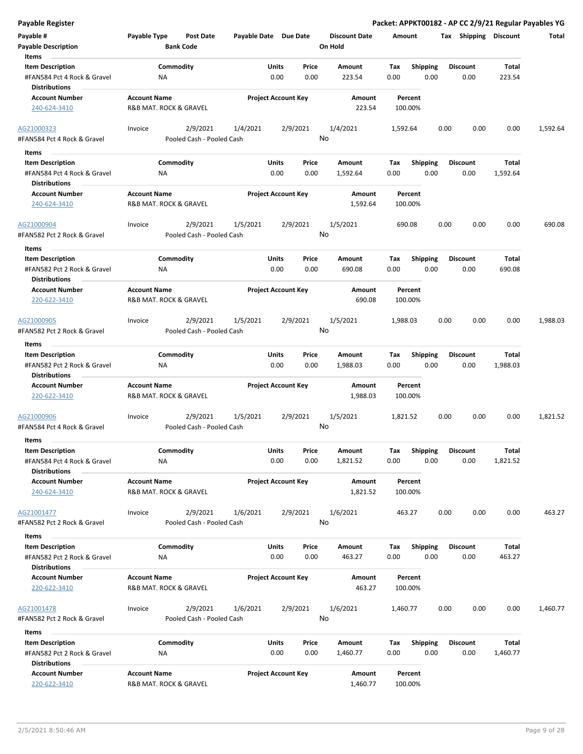## Payable Register

**Packet: APPKT00182 - AP CC 2/9/21 Regular Payables YG**

| Payable # | Payable Type | Post Date | Payable Date | Due Date | Discount Date | Amount | Tax | Shipping | Discount | Total |
|---|---|---|---|---|---|---|---|---|---|---|
| Payable Description | | Bank Code | | | On Hold | | | | | |

**Items**

| Item Description | Commodity | Units | Price | Amount | Tax | Shipping | Discount | Total |
|---|---|---|---|---|---|---|---|---|
| #FAN584 Pct 4 Rock & Gravel | NA | 0.00 | 0.00 | 223.54 | 0.00 | 0.00 | 0.00 | 223.54 |

**Distributions**

| Account Number | Account Name | Project Account Key | Amount | Percent |
|---|---|---|---|---|
| 240-624-3410 | R&B MAT. ROCK & GRAVEL | | 223.54 | 100.00% |

---

| Payable # | Payable Type | Post Date | Payable Date | Due Date | Discount Date | Amount | Tax | Shipping | Discount | Total |
|---|---|---|---|---|---|---|---|---|---|---|
| AG21000323 | Invoice | 2/9/2021 | 1/4/2021 | 2/9/2021 | 1/4/2021 | 1,592.64 | 0.00 | 0.00 | 0.00 | 1,592.64 |
| #FAN584 Pct 4 Rock & Gravel | | Pooled Cash - Pooled Cash | | | No | | | | | |

**Items**

| Item Description | Commodity | Units | Price | Amount | Tax | Shipping | Discount | Total |
|---|---|---|---|---|---|---|---|---|
| #FAN584 Pct 4 Rock & Gravel | NA | 0.00 | 0.00 | 1,592.64 | 0.00 | 0.00 | 0.00 | 1,592.64 |

**Distributions**

| Account Number | Account Name | Project Account Key | Amount | Percent |
|---|---|---|---|---|
| 240-624-3410 | R&B MAT. ROCK & GRAVEL | | 1,592.64 | 100.00% |

---

| Payable # | Payable Type | Post Date | Payable Date | Due Date | Discount Date | Amount | Tax | Shipping | Discount | Total |
|---|---|---|---|---|---|---|---|---|---|---|
| AG21000904 | Invoice | 2/9/2021 | 1/5/2021 | 2/9/2021 | 1/5/2021 | 690.08 | 0.00 | 0.00 | 0.00 | 690.08 |
| #FAN582 Pct 2 Rock & Gravel | | Pooled Cash - Pooled Cash | | | No | | | | | |

**Items**

| Item Description | Commodity | Units | Price | Amount | Tax | Shipping | Discount | Total |
|---|---|---|---|---|---|---|---|---|
| #FAN582 Pct 2 Rock & Gravel | NA | 0.00 | 0.00 | 690.08 | 0.00 | 0.00 | 0.00 | 690.08 |

**Distributions**

| Account Number | Account Name | Project Account Key | Amount | Percent |
|---|---|---|---|---|
| 220-622-3410 | R&B MAT. ROCK & GRAVEL | | 690.08 | 100.00% |

---

| Payable # | Payable Type | Post Date | Payable Date | Due Date | Discount Date | Amount | Tax | Shipping | Discount | Total |
|---|---|---|---|---|---|---|---|---|---|---|
| AG21000905 | Invoice | 2/9/2021 | 1/5/2021 | 2/9/2021 | 1/5/2021 | 1,988.03 | 0.00 | 0.00 | 0.00 | 1,988.03 |
| #FAN582 Pct 2 Rock & Gravel | | Pooled Cash - Pooled Cash | | | No | | | | | |

**Items**

| Item Description | Commodity | Units | Price | Amount | Tax | Shipping | Discount | Total |
|---|---|---|---|---|---|---|---|---|
| #FAN582 Pct 2 Rock & Gravel | NA | 0.00 | 0.00 | 1,988.03 | 0.00 | 0.00 | 0.00 | 1,988.03 |

**Distributions**

| Account Number | Account Name | Project Account Key | Amount | Percent |
|---|---|---|---|---|
| 220-622-3410 | R&B MAT. ROCK & GRAVEL | | 1,988.03 | 100.00% |

---

| Payable # | Payable Type | Post Date | Payable Date | Due Date | Discount Date | Amount | Tax | Shipping | Discount | Total |
|---|---|---|---|---|---|---|---|---|---|---|
| AG21000906 | Invoice | 2/9/2021 | 1/5/2021 | 2/9/2021 | 1/5/2021 | 1,821.52 | 0.00 | 0.00 | 0.00 | 1,821.52 |
| #FAN584 Pct 4 Rock & Gravel | | Pooled Cash - Pooled Cash | | | No | | | | | |

**Items**

| Item Description | Commodity | Units | Price | Amount | Tax | Shipping | Discount | Total |
|---|---|---|---|---|---|---|---|---|
| #FAN584 Pct 4 Rock & Gravel | NA | 0.00 | 0.00 | 1,821.52 | 0.00 | 0.00 | 0.00 | 1,821.52 |

**Distributions**

| Account Number | Account Name | Project Account Key | Amount | Percent |
|---|---|---|---|---|
| 240-624-3410 | R&B MAT. ROCK & GRAVEL | | 1,821.52 | 100.00% |

---

| Payable # | Payable Type | Post Date | Payable Date | Due Date | Discount Date | Amount | Tax | Shipping | Discount | Total |
|---|---|---|---|---|---|---|---|---|---|---|
| AG21001477 | Invoice | 2/9/2021 | 1/6/2021 | 2/9/2021 | 1/6/2021 | 463.27 | 0.00 | 0.00 | 0.00 | 463.27 |
| #FAN582 Pct 2 Rock & Gravel | | Pooled Cash - Pooled Cash | | | No | | | | | |

**Items**

| Item Description | Commodity | Units | Price | Amount | Tax | Shipping | Discount | Total |
|---|---|---|---|---|---|---|---|---|
| #FAN582 Pct 2 Rock & Gravel | NA | 0.00 | 0.00 | 463.27 | 0.00 | 0.00 | 0.00 | 463.27 |

**Distributions**

| Account Number | Account Name | Project Account Key | Amount | Percent |
|---|---|---|---|---|
| 220-622-3410 | R&B MAT. ROCK & GRAVEL | | 463.27 | 100.00% |

---

| Payable # | Payable Type | Post Date | Payable Date | Due Date | Discount Date | Amount | Tax | Shipping | Discount | Total |
|---|---|---|---|---|---|---|---|---|---|---|
| AG21001478 | Invoice | 2/9/2021 | 1/6/2021 | 2/9/2021 | 1/6/2021 | 1,460.77 | 0.00 | 0.00 | 0.00 | 1,460.77 |
| #FAN582 Pct 2 Rock & Gravel | | Pooled Cash - Pooled Cash | | | No | | | | | |

**Items**

| Item Description | Commodity | Units | Price | Amount | Tax | Shipping | Discount | Total |
|---|---|---|---|---|---|---|---|---|
| #FAN582 Pct 2 Rock & Gravel | NA | 0.00 | 0.00 | 1,460.77 | 0.00 | 0.00 | 0.00 | 1,460.77 |

**Distributions**

| Account Number | Account Name | Project Account Key | Amount | Percent |
|---|---|---|---|---|
| 220-622-3410 | R&B MAT. ROCK & GRAVEL | | 1,460.77 | 100.00% |

2/5/2021 8:50:46 AM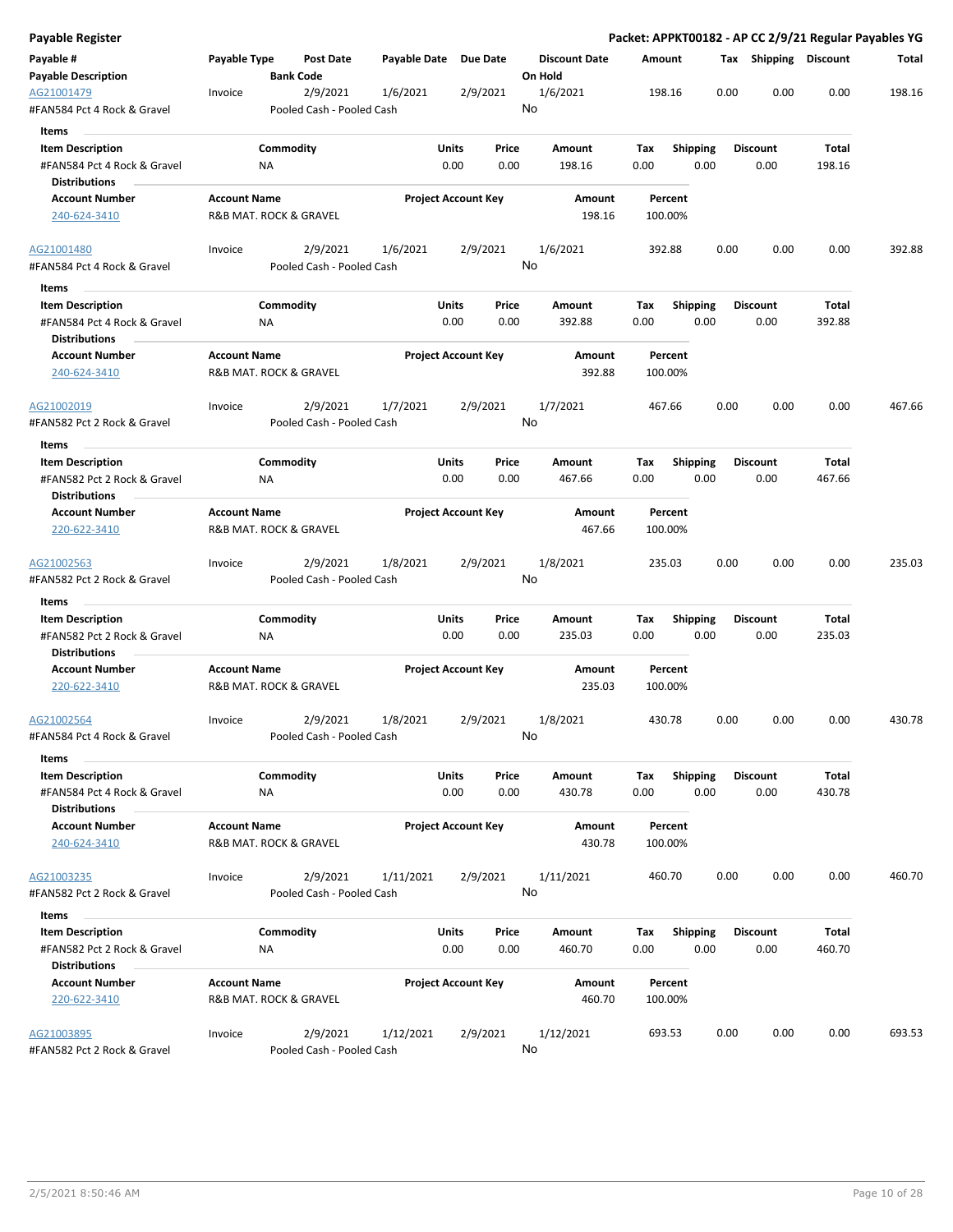**Payable Register** — **Packet: APPKT00182 - AP CC 2/9/21 Regular Payables YG**

| Payable # / Payable Description | Payable Type | Post Date / Bank Code | Payable Date | Due Date | Discount Date / On Hold | Amount | Tax | Shipping | Discount | Total |
|---|---|---|---|---|---|---|---|---|---|---|
| AG21001479 | Invoice | 2/9/2021 | 1/6/2021 | 2/9/2021 | 1/6/2021 | 198.16 | 0.00 | 0.00 | 0.00 | 198.16 |
| #FAN584 Pct 4 Rock & Gravel | | Pooled Cash - Pooled Cash | | | No | | | | | |

**Items**

| Item Description | Commodity | Units | Price | Amount | Tax | Shipping | Discount | Total |
|---|---|---|---|---|---|---|---|---|
| #FAN584 Pct 4 Rock & Gravel | NA | 0.00 | 0.00 | 198.16 | 0.00 | 0.00 | 0.00 | 198.16 |

**Distributions**

| Account Number | Account Name | Project Account Key | Amount | Percent |
|---|---|---|---|---|
| 240-624-3410 | R&B MAT. ROCK & GRAVEL | | 198.16 | 100.00% |

| Payable # / Payable Description | Payable Type | Post Date / Bank Code | Payable Date | Due Date | Discount Date / On Hold | Amount | Tax | Shipping | Discount | Total |
|---|---|---|---|---|---|---|---|---|---|---|
| AG21001480 | Invoice | 2/9/2021 | 1/6/2021 | 2/9/2021 | 1/6/2021 | 392.88 | 0.00 | 0.00 | 0.00 | 392.88 |
| #FAN584 Pct 4 Rock & Gravel | | Pooled Cash - Pooled Cash | | | No | | | | | |

**Items**

| Item Description | Commodity | Units | Price | Amount | Tax | Shipping | Discount | Total |
|---|---|---|---|---|---|---|---|---|
| #FAN584 Pct 4 Rock & Gravel | NA | 0.00 | 0.00 | 392.88 | 0.00 | 0.00 | 0.00 | 392.88 |

**Distributions**

| Account Number | Account Name | Project Account Key | Amount | Percent |
|---|---|---|---|---|
| 240-624-3410 | R&B MAT. ROCK & GRAVEL | | 392.88 | 100.00% |

| Payable # / Payable Description | Payable Type | Post Date / Bank Code | Payable Date | Due Date | Discount Date / On Hold | Amount | Tax | Shipping | Discount | Total |
|---|---|---|---|---|---|---|---|---|---|---|
| AG21002019 | Invoice | 2/9/2021 | 1/7/2021 | 2/9/2021 | 1/7/2021 | 467.66 | 0.00 | 0.00 | 0.00 | 467.66 |
| #FAN582 Pct 2 Rock & Gravel | | Pooled Cash - Pooled Cash | | | No | | | | | |

**Items**

| Item Description | Commodity | Units | Price | Amount | Tax | Shipping | Discount | Total |
|---|---|---|---|---|---|---|---|---|
| #FAN582 Pct 2 Rock & Gravel | NA | 0.00 | 0.00 | 467.66 | 0.00 | 0.00 | 0.00 | 467.66 |

**Distributions**

| Account Number | Account Name | Project Account Key | Amount | Percent |
|---|---|---|---|---|
| 220-622-3410 | R&B MAT. ROCK & GRAVEL | | 467.66 | 100.00% |

| Payable # / Payable Description | Payable Type | Post Date / Bank Code | Payable Date | Due Date | Discount Date / On Hold | Amount | Tax | Shipping | Discount | Total |
|---|---|---|---|---|---|---|---|---|---|---|
| AG21002563 | Invoice | 2/9/2021 | 1/8/2021 | 2/9/2021 | 1/8/2021 | 235.03 | 0.00 | 0.00 | 0.00 | 235.03 |
| #FAN582 Pct 2 Rock & Gravel | | Pooled Cash - Pooled Cash | | | No | | | | | |

**Items**

| Item Description | Commodity | Units | Price | Amount | Tax | Shipping | Discount | Total |
|---|---|---|---|---|---|---|---|---|
| #FAN582 Pct 2 Rock & Gravel | NA | 0.00 | 0.00 | 235.03 | 0.00 | 0.00 | 0.00 | 235.03 |

**Distributions**

| Account Number | Account Name | Project Account Key | Amount | Percent |
|---|---|---|---|---|
| 220-622-3410 | R&B MAT. ROCK & GRAVEL | | 235.03 | 100.00% |

| Payable # / Payable Description | Payable Type | Post Date / Bank Code | Payable Date | Due Date | Discount Date / On Hold | Amount | Tax | Shipping | Discount | Total |
|---|---|---|---|---|---|---|---|---|---|---|
| AG21002564 | Invoice | 2/9/2021 | 1/8/2021 | 2/9/2021 | 1/8/2021 | 430.78 | 0.00 | 0.00 | 0.00 | 430.78 |
| #FAN584 Pct 4 Rock & Gravel | | Pooled Cash - Pooled Cash | | | No | | | | | |

**Items**

| Item Description | Commodity | Units | Price | Amount | Tax | Shipping | Discount | Total |
|---|---|---|---|---|---|---|---|---|
| #FAN584 Pct 4 Rock & Gravel | NA | 0.00 | 0.00 | 430.78 | 0.00 | 0.00 | 0.00 | 430.78 |

**Distributions**

| Account Number | Account Name | Project Account Key | Amount | Percent |
|---|---|---|---|---|
| 240-624-3410 | R&B MAT. ROCK & GRAVEL | | 430.78 | 100.00% |

| Payable # / Payable Description | Payable Type | Post Date / Bank Code | Payable Date | Due Date | Discount Date / On Hold | Amount | Tax | Shipping | Discount | Total |
|---|---|---|---|---|---|---|---|---|---|---|
| AG21003235 | Invoice | 2/9/2021 | 1/11/2021 | 2/9/2021 | 1/11/2021 | 460.70 | 0.00 | 0.00 | 0.00 | 460.70 |
| #FAN582 Pct 2 Rock & Gravel | | Pooled Cash - Pooled Cash | | | No | | | | | |

**Items**

| Item Description | Commodity | Units | Price | Amount | Tax | Shipping | Discount | Total |
|---|---|---|---|---|---|---|---|---|
| #FAN582 Pct 2 Rock & Gravel | NA | 0.00 | 0.00 | 460.70 | 0.00 | 0.00 | 0.00 | 460.70 |

**Distributions**

| Account Number | Account Name | Project Account Key | Amount | Percent |
|---|---|---|---|---|
| 220-622-3410 | R&B MAT. ROCK & GRAVEL | | 460.70 | 100.00% |

| Payable # / Payable Description | Payable Type | Post Date / Bank Code | Payable Date | Due Date | Discount Date / On Hold | Amount | Tax | Shipping | Discount | Total |
|---|---|---|---|---|---|---|---|---|---|---|
| AG21003895 | Invoice | 2/9/2021 | 1/12/2021 | 2/9/2021 | 1/12/2021 | 693.53 | 0.00 | 0.00 | 0.00 | 693.53 |
| #FAN582 Pct 2 Rock & Gravel | | Pooled Cash - Pooled Cash | | | No | | | | | |

2/5/2021 8:50:46 AM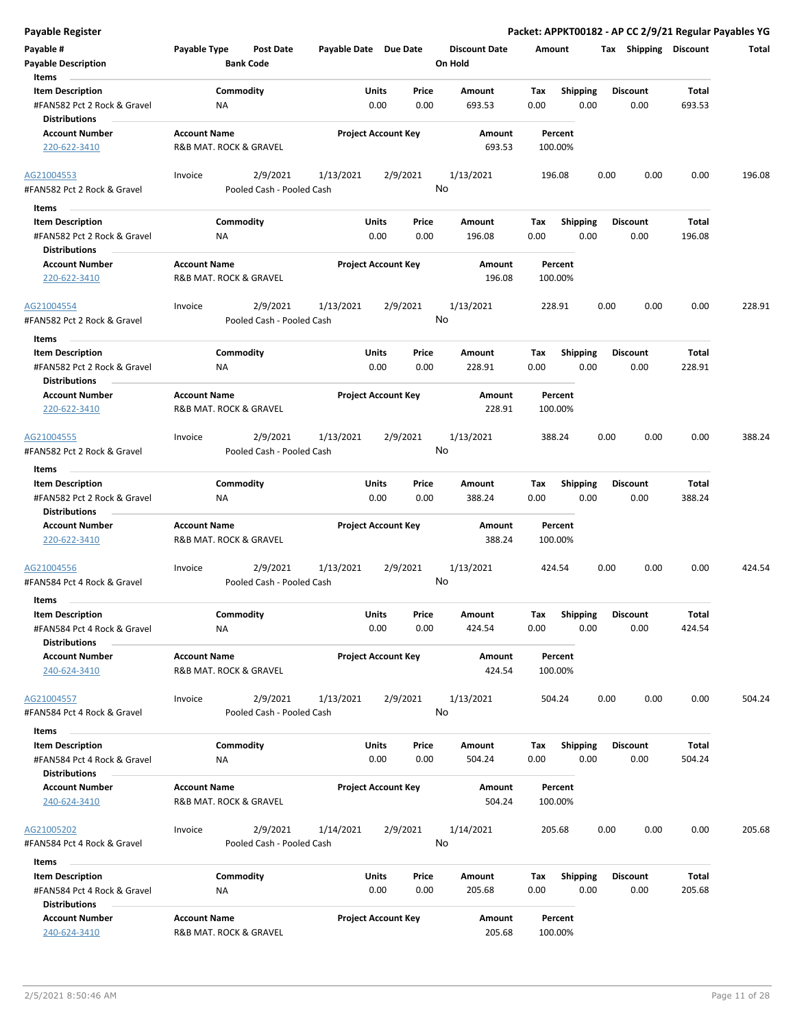## Payable Register

**Packet: APPKT00182 - AP CC 2/9/21 Regular Payables YG**

| Payable # | Payable Type | Post Date | Payable Date | Due Date | Discount Date | Amount | Tax | Shipping | Discount | Total |
|---|---|---|---|---|---|---|---|---|---|---|
| Payable Description | | Bank Code | | | On Hold | | | | | |

**Items**

| Item Description | Commodity | Units | Price | Amount | Tax | Shipping | Discount | Total |
|---|---|---|---|---|---|---|---|---|
| #FAN582 Pct 2 Rock & Gravel | NA | 0.00 | 0.00 | 693.53 | 0.00 | 0.00 | 0.00 | 693.53 |

**Distributions**

| Account Number | Account Name | Project Account Key | Amount | Percent |
|---|---|---|---|---|
| 220-622-3410 | R&B MAT. ROCK & GRAVEL | | 693.53 | 100.00% |

---

| Payable # | Payable Type | Post Date | Payable Date | Due Date | Discount Date | Amount | Tax | Shipping | Discount | Total |
|---|---|---|---|---|---|---|---|---|---|---|
| AG21004553 | Invoice | 2/9/2021 | 1/13/2021 | 2/9/2021 | 1/13/2021 | 196.08 | 0.00 | 0.00 | 0.00 | 196.08 |
| #FAN582 Pct 2 Rock & Gravel | | Pooled Cash - Pooled Cash | | | No | | | | | |

**Items**

| Item Description | Commodity | Units | Price | Amount | Tax | Shipping | Discount | Total |
|---|---|---|---|---|---|---|---|---|
| #FAN582 Pct 2 Rock & Gravel | NA | 0.00 | 0.00 | 196.08 | 0.00 | 0.00 | 0.00 | 196.08 |

**Distributions**

| Account Number | Account Name | Project Account Key | Amount | Percent |
|---|---|---|---|---|
| 220-622-3410 | R&B MAT. ROCK & GRAVEL | | 196.08 | 100.00% |

---

| Payable # | Payable Type | Post Date | Payable Date | Due Date | Discount Date | Amount | Tax | Shipping | Discount | Total |
|---|---|---|---|---|---|---|---|---|---|---|
| AG21004554 | Invoice | 2/9/2021 | 1/13/2021 | 2/9/2021 | 1/13/2021 | 228.91 | 0.00 | 0.00 | 0.00 | 228.91 |
| #FAN582 Pct 2 Rock & Gravel | | Pooled Cash - Pooled Cash | | | No | | | | | |

**Items**

| Item Description | Commodity | Units | Price | Amount | Tax | Shipping | Discount | Total |
|---|---|---|---|---|---|---|---|---|
| #FAN582 Pct 2 Rock & Gravel | NA | 0.00 | 0.00 | 228.91 | 0.00 | 0.00 | 0.00 | 228.91 |

**Distributions**

| Account Number | Account Name | Project Account Key | Amount | Percent |
|---|---|---|---|---|
| 220-622-3410 | R&B MAT. ROCK & GRAVEL | | 228.91 | 100.00% |

---

| Payable # | Payable Type | Post Date | Payable Date | Due Date | Discount Date | Amount | Tax | Shipping | Discount | Total |
|---|---|---|---|---|---|---|---|---|---|---|
| AG21004555 | Invoice | 2/9/2021 | 1/13/2021 | 2/9/2021 | 1/13/2021 | 388.24 | 0.00 | 0.00 | 0.00 | 388.24 |
| #FAN582 Pct 2 Rock & Gravel | | Pooled Cash - Pooled Cash | | | No | | | | | |

**Items**

| Item Description | Commodity | Units | Price | Amount | Tax | Shipping | Discount | Total |
|---|---|---|---|---|---|---|---|---|
| #FAN582 Pct 2 Rock & Gravel | NA | 0.00 | 0.00 | 388.24 | 0.00 | 0.00 | 0.00 | 388.24 |

**Distributions**

| Account Number | Account Name | Project Account Key | Amount | Percent |
|---|---|---|---|---|
| 220-622-3410 | R&B MAT. ROCK & GRAVEL | | 388.24 | 100.00% |

---

| Payable # | Payable Type | Post Date | Payable Date | Due Date | Discount Date | Amount | Tax | Shipping | Discount | Total |
|---|---|---|---|---|---|---|---|---|---|---|
| AG21004556 | Invoice | 2/9/2021 | 1/13/2021 | 2/9/2021 | 1/13/2021 | 424.54 | 0.00 | 0.00 | 0.00 | 424.54 |
| #FAN584 Pct 4 Rock & Gravel | | Pooled Cash - Pooled Cash | | | No | | | | | |

**Items**

| Item Description | Commodity | Units | Price | Amount | Tax | Shipping | Discount | Total |
|---|---|---|---|---|---|---|---|---|
| #FAN584 Pct 4 Rock & Gravel | NA | 0.00 | 0.00 | 424.54 | 0.00 | 0.00 | 0.00 | 424.54 |

**Distributions**

| Account Number | Account Name | Project Account Key | Amount | Percent |
|---|---|---|---|---|
| 240-624-3410 | R&B MAT. ROCK & GRAVEL | | 424.54 | 100.00% |

---

| Payable # | Payable Type | Post Date | Payable Date | Due Date | Discount Date | Amount | Tax | Shipping | Discount | Total |
|---|---|---|---|---|---|---|---|---|---|---|
| AG21004557 | Invoice | 2/9/2021 | 1/13/2021 | 2/9/2021 | 1/13/2021 | 504.24 | 0.00 | 0.00 | 0.00 | 504.24 |
| #FAN584 Pct 4 Rock & Gravel | | Pooled Cash - Pooled Cash | | | No | | | | | |

**Items**

| Item Description | Commodity | Units | Price | Amount | Tax | Shipping | Discount | Total |
|---|---|---|---|---|---|---|---|---|
| #FAN584 Pct 4 Rock & Gravel | NA | 0.00 | 0.00 | 504.24 | 0.00 | 0.00 | 0.00 | 504.24 |

**Distributions**

| Account Number | Account Name | Project Account Key | Amount | Percent |
|---|---|---|---|---|
| 240-624-3410 | R&B MAT. ROCK & GRAVEL | | 504.24 | 100.00% |

---

| Payable # | Payable Type | Post Date | Payable Date | Due Date | Discount Date | Amount | Tax | Shipping | Discount | Total |
|---|---|---|---|---|---|---|---|---|---|---|
| AG21005202 | Invoice | 2/9/2021 | 1/14/2021 | 2/9/2021 | 1/14/2021 | 205.68 | 0.00 | 0.00 | 0.00 | 205.68 |
| #FAN584 Pct 4 Rock & Gravel | | Pooled Cash - Pooled Cash | | | No | | | | | |

**Items**

| Item Description | Commodity | Units | Price | Amount | Tax | Shipping | Discount | Total |
|---|---|---|---|---|---|---|---|---|
| #FAN584 Pct 4 Rock & Gravel | NA | 0.00 | 0.00 | 205.68 | 0.00 | 0.00 | 0.00 | 205.68 |

**Distributions**

| Account Number | Account Name | Project Account Key | Amount | Percent |
|---|---|---|---|---|
| 240-624-3410 | R&B MAT. ROCK & GRAVEL | | 205.68 | 100.00% |

2/5/2021 8:50:46 AM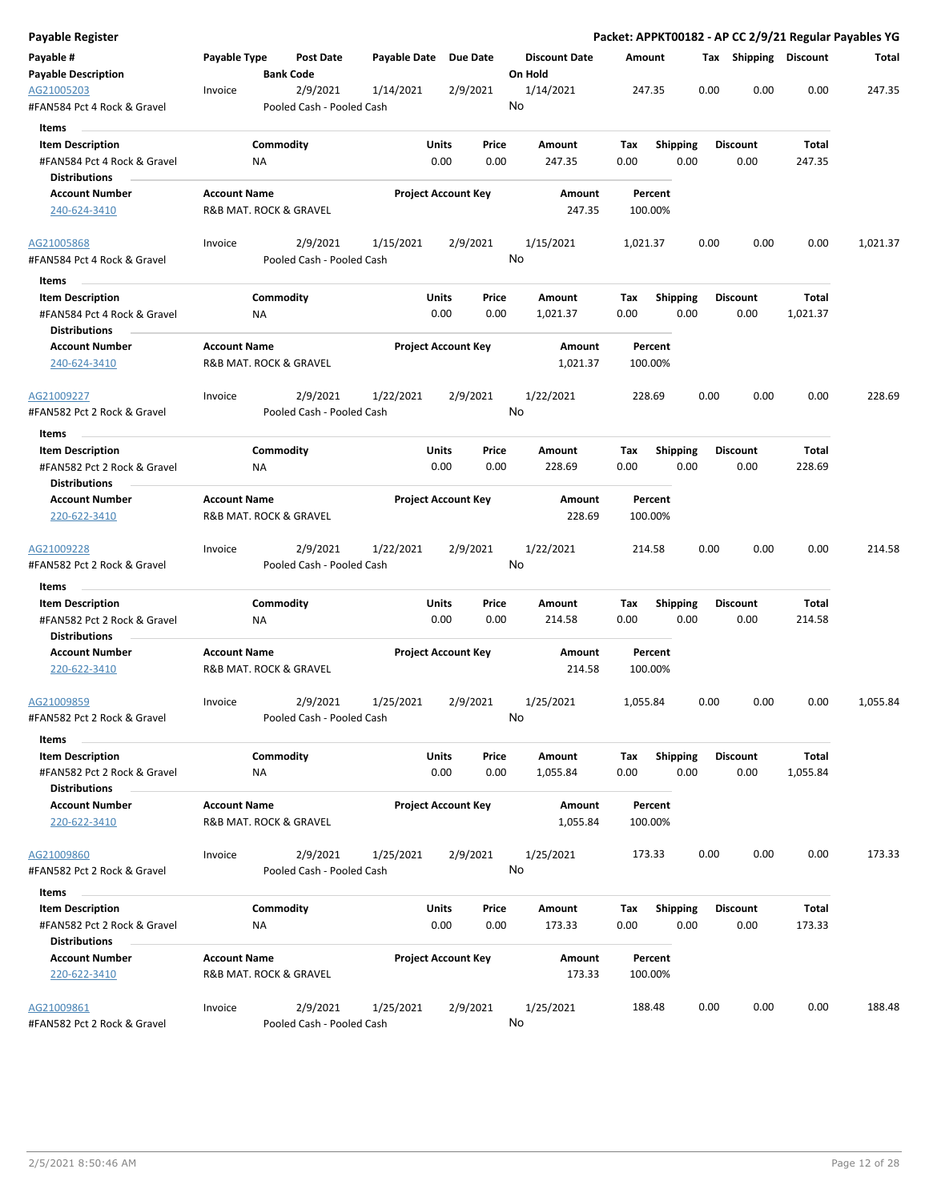**Payable Register** — **Packet: APPKT00182 - AP CC 2/9/21 Regular Payables YG**

| Payable # | Payable Type | Post Date | Payable Date | Due Date | Discount Date | Amount | Tax | Shipping | Discount | Total |
|---|---|---|---|---|---|---|---|---|---|---|
| **Payable Description** | | **Bank Code** | | | **On Hold** | | | | | |
| AG21005203 | Invoice | 2/9/2021 | 1/14/2021 | 2/9/2021 | 1/14/2021 | 247.35 | 0.00 | 0.00 | 0.00 | 247.35 |
| #FAN584 Pct 4 Rock & Gravel | | Pooled Cash - Pooled Cash | | | No | | | | | |

**Items**

| Item Description | Commodity | Units | Price | Amount | Tax | Shipping | Discount | Total |
|---|---|---|---|---|---|---|---|---|
| #FAN584 Pct 4 Rock & Gravel | NA | 0.00 | 0.00 | 247.35 | 0.00 | 0.00 | 0.00 | 247.35 |

**Distributions**

| Account Number | Account Name | Project Account Key | Amount | Percent |
|---|---|---|---|---|
| 240-624-3410 | R&B MAT. ROCK & GRAVEL | | 247.35 | 100.00% |

| Payable # | Payable Type | Post Date | Payable Date | Due Date | Discount Date | Amount | Tax | Shipping | Discount | Total |
|---|---|---|---|---|---|---|---|---|---|---|
| AG21005868 | Invoice | 2/9/2021 | 1/15/2021 | 2/9/2021 | 1/15/2021 | 1,021.37 | 0.00 | 0.00 | 0.00 | 1,021.37 |
| #FAN584 Pct 4 Rock & Gravel | | Pooled Cash - Pooled Cash | | | No | | | | | |

**Items**

| Item Description | Commodity | Units | Price | Amount | Tax | Shipping | Discount | Total |
|---|---|---|---|---|---|---|---|---|
| #FAN584 Pct 4 Rock & Gravel | NA | 0.00 | 0.00 | 1,021.37 | 0.00 | 0.00 | 0.00 | 1,021.37 |

**Distributions**

| Account Number | Account Name | Project Account Key | Amount | Percent |
|---|---|---|---|---|
| 240-624-3410 | R&B MAT. ROCK & GRAVEL | | 1,021.37 | 100.00% |

| Payable # | Payable Type | Post Date | Payable Date | Due Date | Discount Date | Amount | Tax | Shipping | Discount | Total |
|---|---|---|---|---|---|---|---|---|---|---|
| AG21009227 | Invoice | 2/9/2021 | 1/22/2021 | 2/9/2021 | 1/22/2021 | 228.69 | 0.00 | 0.00 | 0.00 | 228.69 |
| #FAN582 Pct 2 Rock & Gravel | | Pooled Cash - Pooled Cash | | | No | | | | | |

**Items**

| Item Description | Commodity | Units | Price | Amount | Tax | Shipping | Discount | Total |
|---|---|---|---|---|---|---|---|---|
| #FAN582 Pct 2 Rock & Gravel | NA | 0.00 | 0.00 | 228.69 | 0.00 | 0.00 | 0.00 | 228.69 |

**Distributions**

| Account Number | Account Name | Project Account Key | Amount | Percent |
|---|---|---|---|---|
| 220-622-3410 | R&B MAT. ROCK & GRAVEL | | 228.69 | 100.00% |

| Payable # | Payable Type | Post Date | Payable Date | Due Date | Discount Date | Amount | Tax | Shipping | Discount | Total |
|---|---|---|---|---|---|---|---|---|---|---|
| AG21009228 | Invoice | 2/9/2021 | 1/22/2021 | 2/9/2021 | 1/22/2021 | 214.58 | 0.00 | 0.00 | 0.00 | 214.58 |
| #FAN582 Pct 2 Rock & Gravel | | Pooled Cash - Pooled Cash | | | No | | | | | |

**Items**

| Item Description | Commodity | Units | Price | Amount | Tax | Shipping | Discount | Total |
|---|---|---|---|---|---|---|---|---|
| #FAN582 Pct 2 Rock & Gravel | NA | 0.00 | 0.00 | 214.58 | 0.00 | 0.00 | 0.00 | 214.58 |

**Distributions**

| Account Number | Account Name | Project Account Key | Amount | Percent |
|---|---|---|---|---|
| 220-622-3410 | R&B MAT. ROCK & GRAVEL | | 214.58 | 100.00% |

| Payable # | Payable Type | Post Date | Payable Date | Due Date | Discount Date | Amount | Tax | Shipping | Discount | Total |
|---|---|---|---|---|---|---|---|---|---|---|
| AG21009859 | Invoice | 2/9/2021 | 1/25/2021 | 2/9/2021 | 1/25/2021 | 1,055.84 | 0.00 | 0.00 | 0.00 | 1,055.84 |
| #FAN582 Pct 2 Rock & Gravel | | Pooled Cash - Pooled Cash | | | No | | | | | |

**Items**

| Item Description | Commodity | Units | Price | Amount | Tax | Shipping | Discount | Total |
|---|---|---|---|---|---|---|---|---|
| #FAN582 Pct 2 Rock & Gravel | NA | 0.00 | 0.00 | 1,055.84 | 0.00 | 0.00 | 0.00 | 1,055.84 |

**Distributions**

| Account Number | Account Name | Project Account Key | Amount | Percent |
|---|---|---|---|---|
| 220-622-3410 | R&B MAT. ROCK & GRAVEL | | 1,055.84 | 100.00% |

| Payable # | Payable Type | Post Date | Payable Date | Due Date | Discount Date | Amount | Tax | Shipping | Discount | Total |
|---|---|---|---|---|---|---|---|---|---|---|
| AG21009860 | Invoice | 2/9/2021 | 1/25/2021 | 2/9/2021 | 1/25/2021 | 173.33 | 0.00 | 0.00 | 0.00 | 173.33 |
| #FAN582 Pct 2 Rock & Gravel | | Pooled Cash - Pooled Cash | | | No | | | | | |

**Items**

| Item Description | Commodity | Units | Price | Amount | Tax | Shipping | Discount | Total |
|---|---|---|---|---|---|---|---|---|
| #FAN582 Pct 2 Rock & Gravel | NA | 0.00 | 0.00 | 173.33 | 0.00 | 0.00 | 0.00 | 173.33 |

**Distributions**

| Account Number | Account Name | Project Account Key | Amount | Percent |
|---|---|---|---|---|
| 220-622-3410 | R&B MAT. ROCK & GRAVEL | | 173.33 | 100.00% |

| Payable # | Payable Type | Post Date | Payable Date | Due Date | Discount Date | Amount | Tax | Shipping | Discount | Total |
|---|---|---|---|---|---|---|---|---|---|---|
| AG21009861 | Invoice | 2/9/2021 | 1/25/2021 | 2/9/2021 | 1/25/2021 | 188.48 | 0.00 | 0.00 | 0.00 | 188.48 |
| #FAN582 Pct 2 Rock & Gravel | | Pooled Cash - Pooled Cash | | | No | | | | | |

2/5/2021 8:50:46 AM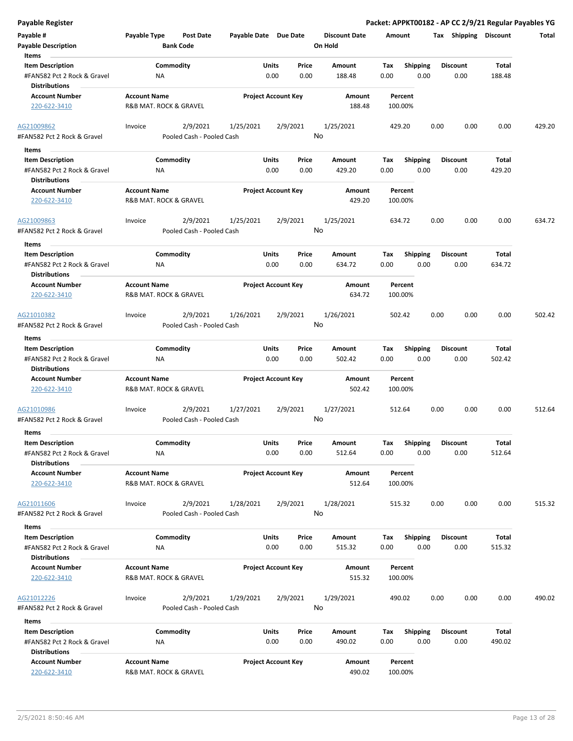**Payable Register** — **Packet: APPKT00182 - AP CC 2/9/21 Regular Payables YG**

| Payable # | Payable Type | Post Date | Payable Date | Due Date | Discount Date | Amount | Tax | Shipping | Discount | Total |
|---|---|---|---|---|---|---|---|---|---|---|
| Payable Description | | Bank Code | | | On Hold | | | | | |

**Items**

| Item Description | Commodity | Units | Price | Amount | Tax | Shipping | Discount | Total |
|---|---|---|---|---|---|---|---|---|
| #FAN582 Pct 2 Rock & Gravel | NA | 0.00 | 0.00 | 188.48 | 0.00 | 0.00 | 0.00 | 188.48 |

**Distributions**

| Account Number | Account Name | Project Account Key | Amount | Percent |
|---|---|---|---|---|
| 220-622-3410 | R&B MAT. ROCK & GRAVEL | | 188.48 | 100.00% |

| Payable # | Payable Type | Post Date | Payable Date | Due Date | Discount Date | Amount | Tax | Shipping | Discount | Total |
|---|---|---|---|---|---|---|---|---|---|---|
| AG21009862 | Invoice | 2/9/2021 | 1/25/2021 | 2/9/2021 | 1/25/2021 | 429.20 | 0.00 | 0.00 | 0.00 | 429.20 |
| #FAN582 Pct 2 Rock & Gravel | | Pooled Cash - Pooled Cash | | | No | | | | | |

**Items**

| Item Description | Commodity | Units | Price | Amount | Tax | Shipping | Discount | Total |
|---|---|---|---|---|---|---|---|---|
| #FAN582 Pct 2 Rock & Gravel | NA | 0.00 | 0.00 | 429.20 | 0.00 | 0.00 | 0.00 | 429.20 |

**Distributions**

| Account Number | Account Name | Project Account Key | Amount | Percent |
|---|---|---|---|---|
| 220-622-3410 | R&B MAT. ROCK & GRAVEL | | 429.20 | 100.00% |

| Payable # | Payable Type | Post Date | Payable Date | Due Date | Discount Date | Amount | Tax | Shipping | Discount | Total |
|---|---|---|---|---|---|---|---|---|---|---|
| AG21009863 | Invoice | 2/9/2021 | 1/25/2021 | 2/9/2021 | 1/25/2021 | 634.72 | 0.00 | 0.00 | 0.00 | 634.72 |
| #FAN582 Pct 2 Rock & Gravel | | Pooled Cash - Pooled Cash | | | No | | | | | |

**Items**

| Item Description | Commodity | Units | Price | Amount | Tax | Shipping | Discount | Total |
|---|---|---|---|---|---|---|---|---|
| #FAN582 Pct 2 Rock & Gravel | NA | 0.00 | 0.00 | 634.72 | 0.00 | 0.00 | 0.00 | 634.72 |

**Distributions**

| Account Number | Account Name | Project Account Key | Amount | Percent |
|---|---|---|---|---|
| 220-622-3410 | R&B MAT. ROCK & GRAVEL | | 634.72 | 100.00% |

| Payable # | Payable Type | Post Date | Payable Date | Due Date | Discount Date | Amount | Tax | Shipping | Discount | Total |
|---|---|---|---|---|---|---|---|---|---|---|
| AG21010382 | Invoice | 2/9/2021 | 1/26/2021 | 2/9/2021 | 1/26/2021 | 502.42 | 0.00 | 0.00 | 0.00 | 502.42 |
| #FAN582 Pct 2 Rock & Gravel | | Pooled Cash - Pooled Cash | | | No | | | | | |

**Items**

| Item Description | Commodity | Units | Price | Amount | Tax | Shipping | Discount | Total |
|---|---|---|---|---|---|---|---|---|
| #FAN582 Pct 2 Rock & Gravel | NA | 0.00 | 0.00 | 502.42 | 0.00 | 0.00 | 0.00 | 502.42 |

**Distributions**

| Account Number | Account Name | Project Account Key | Amount | Percent |
|---|---|---|---|---|
| 220-622-3410 | R&B MAT. ROCK & GRAVEL | | 502.42 | 100.00% |

| Payable # | Payable Type | Post Date | Payable Date | Due Date | Discount Date | Amount | Tax | Shipping | Discount | Total |
|---|---|---|---|---|---|---|---|---|---|---|
| AG21010986 | Invoice | 2/9/2021 | 1/27/2021 | 2/9/2021 | 1/27/2021 | 512.64 | 0.00 | 0.00 | 0.00 | 512.64 |
| #FAN582 Pct 2 Rock & Gravel | | Pooled Cash - Pooled Cash | | | No | | | | | |

**Items**

| Item Description | Commodity | Units | Price | Amount | Tax | Shipping | Discount | Total |
|---|---|---|---|---|---|---|---|---|
| #FAN582 Pct 2 Rock & Gravel | NA | 0.00 | 0.00 | 512.64 | 0.00 | 0.00 | 0.00 | 512.64 |

**Distributions**

| Account Number | Account Name | Project Account Key | Amount | Percent |
|---|---|---|---|---|
| 220-622-3410 | R&B MAT. ROCK & GRAVEL | | 512.64 | 100.00% |

| Payable # | Payable Type | Post Date | Payable Date | Due Date | Discount Date | Amount | Tax | Shipping | Discount | Total |
|---|---|---|---|---|---|---|---|---|---|---|
| AG21011606 | Invoice | 2/9/2021 | 1/28/2021 | 2/9/2021 | 1/28/2021 | 515.32 | 0.00 | 0.00 | 0.00 | 515.32 |
| #FAN582 Pct 2 Rock & Gravel | | Pooled Cash - Pooled Cash | | | No | | | | | |

**Items**

| Item Description | Commodity | Units | Price | Amount | Tax | Shipping | Discount | Total |
|---|---|---|---|---|---|---|---|---|
| #FAN582 Pct 2 Rock & Gravel | NA | 0.00 | 0.00 | 515.32 | 0.00 | 0.00 | 0.00 | 515.32 |

**Distributions**

| Account Number | Account Name | Project Account Key | Amount | Percent |
|---|---|---|---|---|
| 220-622-3410 | R&B MAT. ROCK & GRAVEL | | 515.32 | 100.00% |

| Payable # | Payable Type | Post Date | Payable Date | Due Date | Discount Date | Amount | Tax | Shipping | Discount | Total |
|---|---|---|---|---|---|---|---|---|---|---|
| AG21012226 | Invoice | 2/9/2021 | 1/29/2021 | 2/9/2021 | 1/29/2021 | 490.02 | 0.00 | 0.00 | 0.00 | 490.02 |
| #FAN582 Pct 2 Rock & Gravel | | Pooled Cash - Pooled Cash | | | No | | | | | |

**Items**

| Item Description | Commodity | Units | Price | Amount | Tax | Shipping | Discount | Total |
|---|---|---|---|---|---|---|---|---|
| #FAN582 Pct 2 Rock & Gravel | NA | 0.00 | 0.00 | 490.02 | 0.00 | 0.00 | 0.00 | 490.02 |

**Distributions**

| Account Number | Account Name | Project Account Key | Amount | Percent |
|---|---|---|---|---|
| 220-622-3410 | R&B MAT. ROCK & GRAVEL | | 490.02 | 100.00% |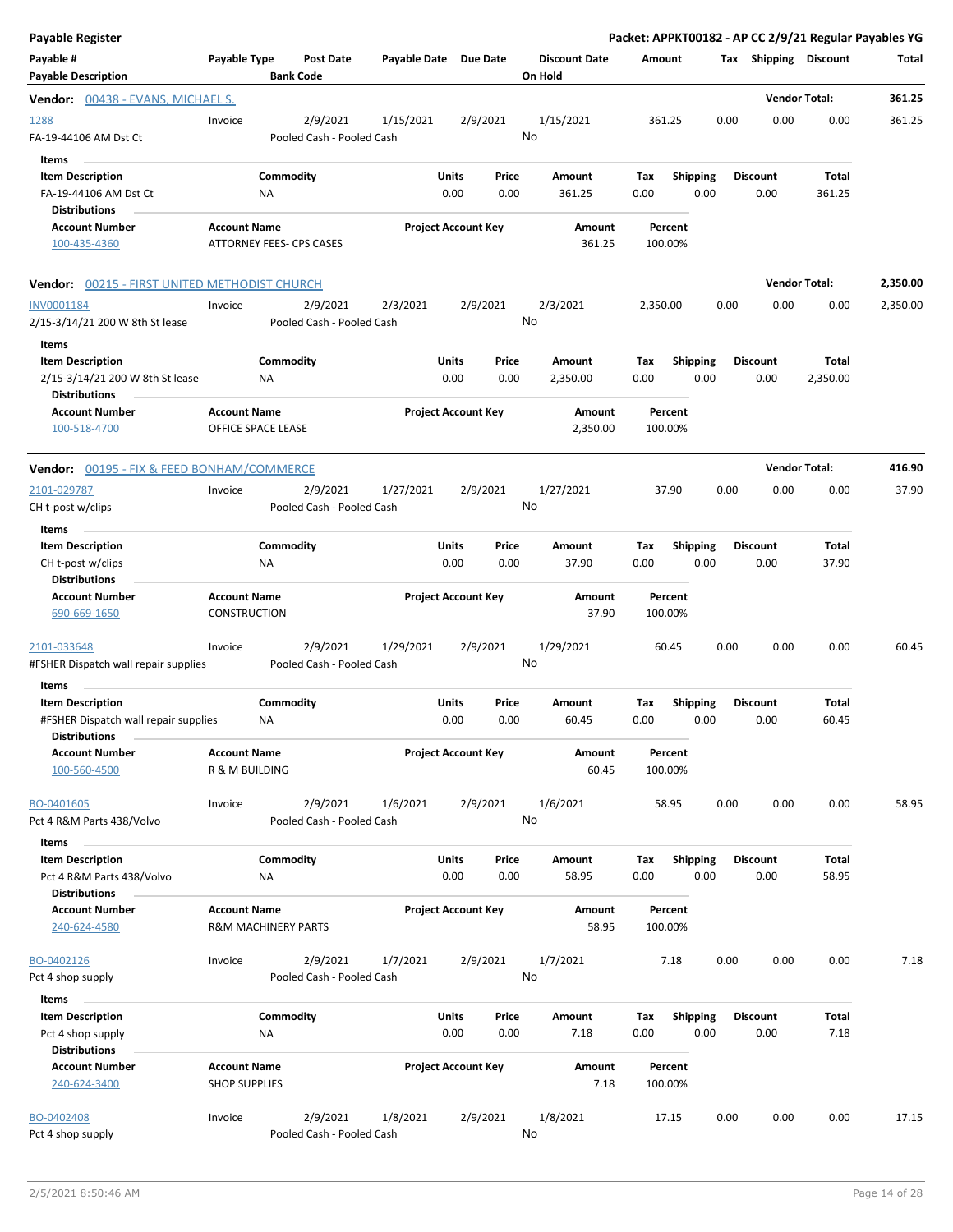# Payable Register

**Packet: APPKT00182 - AP CC 2/9/21 Regular Payables YG**

| Payable # | Payable Type | Post Date | Payable Date | Due Date | Discount Date | Amount | Tax | Shipping | Discount | Total |
|---|---|---|---|---|---|---|---|---|---|---|
| **Payable Description** | | **Bank Code** | | | **On Hold** | | | | | |

## Vendor: 00438 - EVANS, MICHAEL S.

**Vendor Total: 361.25**

| Payable # | Payable Type | Post Date | Payable Date | Due Date | Discount Date | Amount | Tax | Shipping | Discount | Total |
|---|---|---|---|---|---|---|---|---|---|---|
| 1288 | Invoice | 2/9/2021 | 1/15/2021 | 2/9/2021 | 1/15/2021 | 361.25 | 0.00 | 0.00 | 0.00 | 361.25 |
| FA-19-44106 AM Dst Ct | | Pooled Cash - Pooled Cash | | | No | | | | | |

**Items**

| Item Description | Commodity | Units | Price | Amount | Tax | Shipping | Discount | Total |
|---|---|---|---|---|---|---|---|---|
| FA-19-44106 AM Dst Ct | NA | 0.00 | 0.00 | 361.25 | 0.00 | 0.00 | 0.00 | 361.25 |

**Distributions**

| Account Number | Account Name | Project Account Key | Amount | Percent |
|---|---|---|---|---|
| 100-435-4360 | ATTORNEY FEES- CPS CASES | | 361.25 | 100.00% |

## Vendor: 00215 - FIRST UNITED METHODIST CHURCH

**Vendor Total: 2,350.00**

| Payable # | Payable Type | Post Date | Payable Date | Due Date | Discount Date | Amount | Tax | Shipping | Discount | Total |
|---|---|---|---|---|---|---|---|---|---|---|
| INV0001184 | Invoice | 2/9/2021 | 2/3/2021 | 2/9/2021 | 2/3/2021 | 2,350.00 | 0.00 | 0.00 | 0.00 | 2,350.00 |
| 2/15-3/14/21 200 W 8th St lease | | Pooled Cash - Pooled Cash | | | No | | | | | |

**Items**

| Item Description | Commodity | Units | Price | Amount | Tax | Shipping | Discount | Total |
|---|---|---|---|---|---|---|---|---|
| 2/15-3/14/21 200 W 8th St lease | NA | 0.00 | 0.00 | 2,350.00 | 0.00 | 0.00 | 0.00 | 2,350.00 |

**Distributions**

| Account Number | Account Name | Project Account Key | Amount | Percent |
|---|---|---|---|---|
| 100-518-4700 | OFFICE SPACE LEASE | | 2,350.00 | 100.00% |

## Vendor: 00195 - FIX & FEED BONHAM/COMMERCE

**Vendor Total: 416.90**

| Payable # | Payable Type | Post Date | Payable Date | Due Date | Discount Date | Amount | Tax | Shipping | Discount | Total |
|---|---|---|---|---|---|---|---|---|---|---|
| 2101-029787 | Invoice | 2/9/2021 | 1/27/2021 | 2/9/2021 | 1/27/2021 | 37.90 | 0.00 | 0.00 | 0.00 | 37.90 |
| CH t-post w/clips | | Pooled Cash - Pooled Cash | | | No | | | | | |

**Items**

| Item Description | Commodity | Units | Price | Amount | Tax | Shipping | Discount | Total |
|---|---|---|---|---|---|---|---|---|
| CH t-post w/clips | NA | 0.00 | 0.00 | 37.90 | 0.00 | 0.00 | 0.00 | 37.90 |

**Distributions**

| Account Number | Account Name | Project Account Key | Amount | Percent |
|---|---|---|---|---|
| 690-669-1650 | CONSTRUCTION | | 37.90 | 100.00% |

| Payable # | Payable Type | Post Date | Payable Date | Due Date | Discount Date | Amount | Tax | Shipping | Discount | Total |
|---|---|---|---|---|---|---|---|---|---|---|
| 2101-033648 | Invoice | 2/9/2021 | 1/29/2021 | 2/9/2021 | 1/29/2021 | 60.45 | 0.00 | 0.00 | 0.00 | 60.45 |
| #FSHER Dispatch wall repair supplies | | Pooled Cash - Pooled Cash | | | No | | | | | |

**Items**

| Item Description | Commodity | Units | Price | Amount | Tax | Shipping | Discount | Total |
|---|---|---|---|---|---|---|---|---|
| #FSHER Dispatch wall repair supplies | NA | 0.00 | 0.00 | 60.45 | 0.00 | 0.00 | 0.00 | 60.45 |

**Distributions**

| Account Number | Account Name | Project Account Key | Amount | Percent |
|---|---|---|---|---|
| 100-560-4500 | R & M BUILDING | | 60.45 | 100.00% |

| Payable # | Payable Type | Post Date | Payable Date | Due Date | Discount Date | Amount | Tax | Shipping | Discount | Total |
|---|---|---|---|---|---|---|---|---|---|---|
| BO-0401605 | Invoice | 2/9/2021 | 1/6/2021 | 2/9/2021 | 1/6/2021 | 58.95 | 0.00 | 0.00 | 0.00 | 58.95 |
| Pct 4 R&M Parts 438/Volvo | | Pooled Cash - Pooled Cash | | | No | | | | | |

**Items**

| Item Description | Commodity | Units | Price | Amount | Tax | Shipping | Discount | Total |
|---|---|---|---|---|---|---|---|---|
| Pct 4 R&M Parts 438/Volvo | NA | 0.00 | 0.00 | 58.95 | 0.00 | 0.00 | 0.00 | 58.95 |

**Distributions**

| Account Number | Account Name | Project Account Key | Amount | Percent |
|---|---|---|---|---|
| 240-624-4580 | R&M MACHINERY PARTS | | 58.95 | 100.00% |

| Payable # | Payable Type | Post Date | Payable Date | Due Date | Discount Date | Amount | Tax | Shipping | Discount | Total |
|---|---|---|---|---|---|---|---|---|---|---|
| BO-0402126 | Invoice | 2/9/2021 | 1/7/2021 | 2/9/2021 | 1/7/2021 | 7.18 | 0.00 | 0.00 | 0.00 | 7.18 |
| Pct 4 shop supply | | Pooled Cash - Pooled Cash | | | No | | | | | |

**Items**

| Item Description | Commodity | Units | Price | Amount | Tax | Shipping | Discount | Total |
|---|---|---|---|---|---|---|---|---|
| Pct 4 shop supply | NA | 0.00 | 0.00 | 7.18 | 0.00 | 0.00 | 0.00 | 7.18 |

**Distributions**

| Account Number | Account Name | Project Account Key | Amount | Percent |
|---|---|---|---|---|
| 240-624-3400 | SHOP SUPPLIES | | 7.18 | 100.00% |

| Payable # | Payable Type | Post Date | Payable Date | Due Date | Discount Date | Amount | Tax | Shipping | Discount | Total |
|---|---|---|---|---|---|---|---|---|---|---|
| BO-0402408 | Invoice | 2/9/2021 | 1/8/2021 | 2/9/2021 | 1/8/2021 | 17.15 | 0.00 | 0.00 | 0.00 | 17.15 |
| Pct 4 shop supply | | Pooled Cash - Pooled Cash | | | No | | | | | |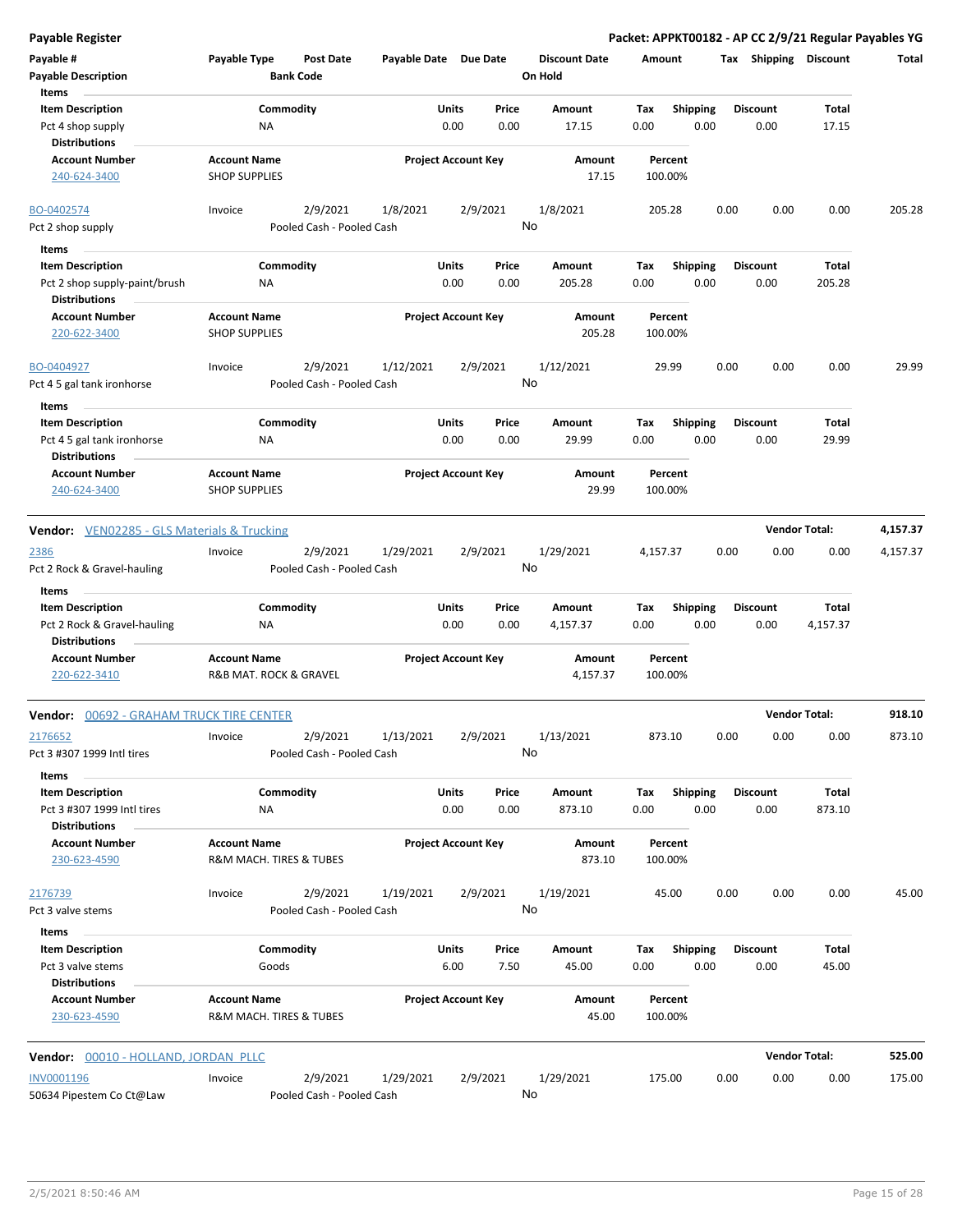**Payable Register** — **Packet: APPKT00182 - AP CC 2/9/21 Regular Payables YG**

| Payable # | Payable Type | Post Date | Payable Date | Due Date | Discount Date | Amount | Tax | Shipping | Discount | Total |
|---|---|---|---|---|---|---|---|---|---|---|
| Payable Description | | Bank Code | | | On Hold | | | | | |

**Items**

| Item Description | Commodity | Units | Price | Amount | Tax | Shipping | Discount | Total |
|---|---|---|---|---|---|---|---|---|
| Pct 4 shop supply | NA | 0.00 | 0.00 | 17.15 | 0.00 | 0.00 | 0.00 | 17.15 |

**Distributions**

| Account Number | Account Name | Project Account Key | Amount | Percent |
|---|---|---|---|---|
| 240-624-3400 | SHOP SUPPLIES | | 17.15 | 100.00% |

| BO-0402574 | Invoice | 2/9/2021 | 1/8/2021 | 2/9/2021 | 1/8/2021 | 205.28 | 0.00 | 0.00 | 0.00 | 205.28 |
|---|---|---|---|---|---|---|---|---|---|---|
| Pct 2 shop supply | | Pooled Cash - Pooled Cash | | | No | | | | | |

**Items**

| Item Description | Commodity | Units | Price | Amount | Tax | Shipping | Discount | Total |
|---|---|---|---|---|---|---|---|---|
| Pct 2 shop supply-paint/brush | NA | 0.00 | 0.00 | 205.28 | 0.00 | 0.00 | 0.00 | 205.28 |

**Distributions**

| Account Number | Account Name | Project Account Key | Amount | Percent |
|---|---|---|---|---|
| 220-622-3400 | SHOP SUPPLIES | | 205.28 | 100.00% |

| BO-0404927 | Invoice | 2/9/2021 | 1/12/2021 | 2/9/2021 | 1/12/2021 | 29.99 | 0.00 | 0.00 | 0.00 | 29.99 |
|---|---|---|---|---|---|---|---|---|---|---|
| Pct 4 5 gal tank ironhorse | | Pooled Cash - Pooled Cash | | | No | | | | | |

**Items**

| Item Description | Commodity | Units | Price | Amount | Tax | Shipping | Discount | Total |
|---|---|---|---|---|---|---|---|---|
| Pct 4 5 gal tank ironhorse | NA | 0.00 | 0.00 | 29.99 | 0.00 | 0.00 | 0.00 | 29.99 |

**Distributions**

| Account Number | Account Name | Project Account Key | Amount | Percent |
|---|---|---|---|---|
| 240-624-3400 | SHOP SUPPLIES | | 29.99 | 100.00% |

**Vendor: VEN02285 - GLS Materials & Trucking** — **Vendor Total: 4,157.37**

| 2386 | Invoice | 2/9/2021 | 1/29/2021 | 2/9/2021 | 1/29/2021 | 4,157.37 | 0.00 | 0.00 | 0.00 | 4,157.37 |
|---|---|---|---|---|---|---|---|---|---|---|
| Pct 2 Rock & Gravel-hauling | | Pooled Cash - Pooled Cash | | | No | | | | | |

**Items**

| Item Description | Commodity | Units | Price | Amount | Tax | Shipping | Discount | Total |
|---|---|---|---|---|---|---|---|---|
| Pct 2 Rock & Gravel-hauling | NA | 0.00 | 0.00 | 4,157.37 | 0.00 | 0.00 | 0.00 | 4,157.37 |

**Distributions**

| Account Number | Account Name | Project Account Key | Amount | Percent |
|---|---|---|---|---|
| 220-622-3410 | R&B MAT. ROCK & GRAVEL | | 4,157.37 | 100.00% |

**Vendor: 00692 - GRAHAM TRUCK TIRE CENTER** — **Vendor Total: 918.10**

| 2176652 | Invoice | 2/9/2021 | 1/13/2021 | 2/9/2021 | 1/13/2021 | 873.10 | 0.00 | 0.00 | 0.00 | 873.10 |
|---|---|---|---|---|---|---|---|---|---|---|
| Pct 3 #307 1999 Intl tires | | Pooled Cash - Pooled Cash | | | No | | | | | |

**Items**

| Item Description | Commodity | Units | Price | Amount | Tax | Shipping | Discount | Total |
|---|---|---|---|---|---|---|---|---|
| Pct 3 #307 1999 Intl tires | NA | 0.00 | 0.00 | 873.10 | 0.00 | 0.00 | 0.00 | 873.10 |

**Distributions**

| Account Number | Account Name | Project Account Key | Amount | Percent |
|---|---|---|---|---|
| 230-623-4590 | R&M MACH. TIRES & TUBES | | 873.10 | 100.00% |

| 2176739 | Invoice | 2/9/2021 | 1/19/2021 | 2/9/2021 | 1/19/2021 | 45.00 | 0.00 | 0.00 | 0.00 | 45.00 |
|---|---|---|---|---|---|---|---|---|---|---|
| Pct 3 valve stems | | Pooled Cash - Pooled Cash | | | No | | | | | |

**Items**

| Item Description | Commodity | Units | Price | Amount | Tax | Shipping | Discount | Total |
|---|---|---|---|---|---|---|---|---|
| Pct 3 valve stems | Goods | 6.00 | 7.50 | 45.00 | 0.00 | 0.00 | 0.00 | 45.00 |

**Distributions**

| Account Number | Account Name | Project Account Key | Amount | Percent |
|---|---|---|---|---|
| 230-623-4590 | R&M MACH. TIRES & TUBES | | 45.00 | 100.00% |

**Vendor: 00010 - HOLLAND, JORDAN PLLC** — **Vendor Total: 525.00**

| INV0001196 | Invoice | 2/9/2021 | 1/29/2021 | 2/9/2021 | 1/29/2021 | 175.00 | 0.00 | 0.00 | 0.00 | 175.00 |
|---|---|---|---|---|---|---|---|---|---|---|
| 50634 Pipestem Co Ct@Law | | Pooled Cash - Pooled Cash | | | No | | | | | |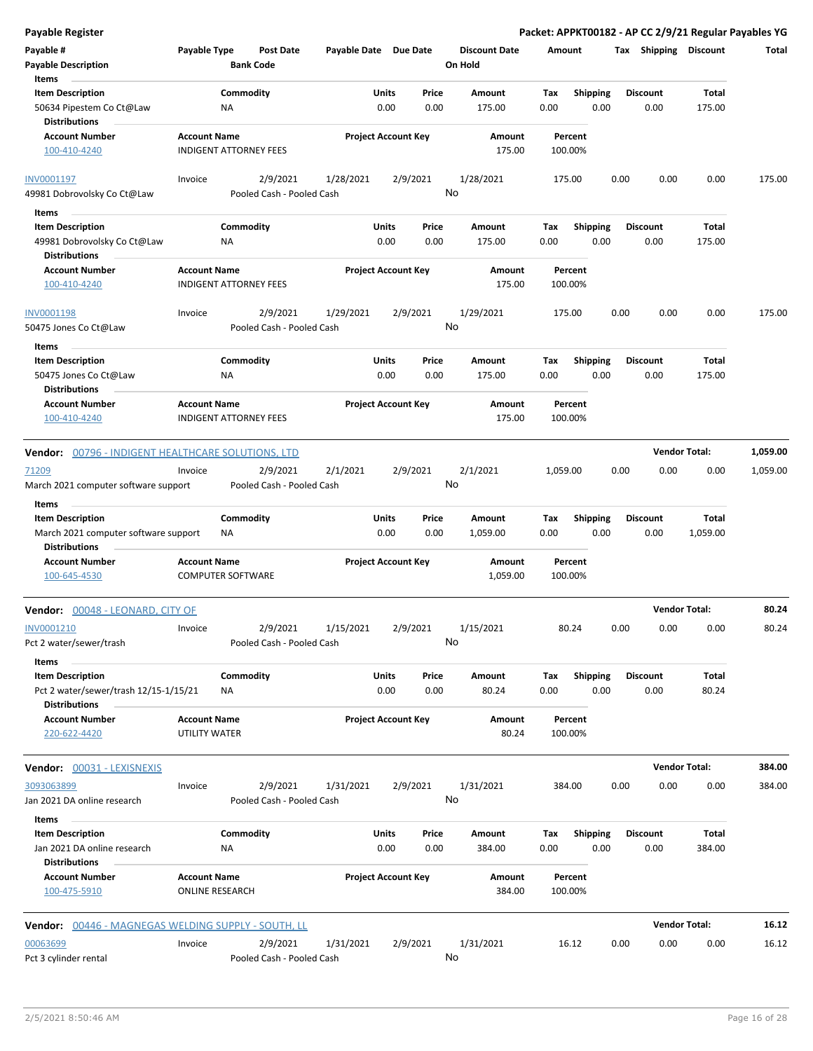**Payable Register** — Packet: APPKT00182 - AP CC 2/9/21 Regular Payables YG

| Payable # / Payable Description | Payable Type | Post Date / Bank Code | Payable Date | Due Date | Discount Date / On Hold | Amount | Tax | Shipping | Discount | Total |
|---|---|---|---|---|---|---|---|---|---|---|

Items

| Item Description | Commodity | Units | Price | Amount | Tax | Shipping | Discount | Total |
|---|---|---|---|---|---|---|---|---|
| 50634 Pipestem Co Ct@Law | NA | 0.00 | 0.00 | 175.00 | 0.00 | 0.00 | 0.00 | 175.00 |

Distributions

| Account Number | Account Name | Project Account Key | Amount | Percent |
|---|---|---|---|---|
| 100-410-4240 | INDIGENT ATTORNEY FEES | | 175.00 | 100.00% |

| Payable # | Payable Type | Post Date | Payable Date | Due Date | Discount Date | Amount | Tax | Shipping | Discount | Total |
|---|---|---|---|---|---|---|---|---|---|---|
| INV0001197 | Invoice | 2/9/2021 | 1/28/2021 | 2/9/2021 | 1/28/2021 | 175.00 | 0.00 | 0.00 | 0.00 | 175.00 |
| 49981 Dobrovolsky Co Ct@Law | | Pooled Cash - Pooled Cash | | | No | | | | | |

Items

| Item Description | Commodity | Units | Price | Amount | Tax | Shipping | Discount | Total |
|---|---|---|---|---|---|---|---|---|
| 49981 Dobrovolsky Co Ct@Law | NA | 0.00 | 0.00 | 175.00 | 0.00 | 0.00 | 0.00 | 175.00 |

Distributions

| Account Number | Account Name | Project Account Key | Amount | Percent |
|---|---|---|---|---|
| 100-410-4240 | INDIGENT ATTORNEY FEES | | 175.00 | 100.00% |

| Payable # | Payable Type | Post Date | Payable Date | Due Date | Discount Date | Amount | Tax | Shipping | Discount | Total |
|---|---|---|---|---|---|---|---|---|---|---|
| INV0001198 | Invoice | 2/9/2021 | 1/29/2021 | 2/9/2021 | 1/29/2021 | 175.00 | 0.00 | 0.00 | 0.00 | 175.00 |
| 50475 Jones Co Ct@Law | | Pooled Cash - Pooled Cash | | | No | | | | | |

Items

| Item Description | Commodity | Units | Price | Amount | Tax | Shipping | Discount | Total |
|---|---|---|---|---|---|---|---|---|
| 50475 Jones Co Ct@Law | NA | 0.00 | 0.00 | 175.00 | 0.00 | 0.00 | 0.00 | 175.00 |

Distributions

| Account Number | Account Name | Project Account Key | Amount | Percent |
|---|---|---|---|---|
| 100-410-4240 | INDIGENT ATTORNEY FEES | | 175.00 | 100.00% |

**Vendor: 00796 - INDIGENT HEALTHCARE SOLUTIONS, LTD** — Vendor Total: **1,059.00**

| Payable # | Payable Type | Post Date | Payable Date | Due Date | Discount Date | Amount | Tax | Shipping | Discount | Total |
|---|---|---|---|---|---|---|---|---|---|---|
| 71209 | Invoice | 2/9/2021 | 2/1/2021 | 2/9/2021 | 2/1/2021 | 1,059.00 | 0.00 | 0.00 | 0.00 | 1,059.00 |
| March 2021 computer software support | | Pooled Cash - Pooled Cash | | | No | | | | | |

Items

| Item Description | Commodity | Units | Price | Amount | Tax | Shipping | Discount | Total |
|---|---|---|---|---|---|---|---|---|
| March 2021 computer software support | NA | 0.00 | 0.00 | 1,059.00 | 0.00 | 0.00 | 0.00 | 1,059.00 |

Distributions

| Account Number | Account Name | Project Account Key | Amount | Percent |
|---|---|---|---|---|
| 100-645-4530 | COMPUTER SOFTWARE | | 1,059.00 | 100.00% |

**Vendor: 00048 - LEONARD, CITY OF** — Vendor Total: **80.24**

| Payable # | Payable Type | Post Date | Payable Date | Due Date | Discount Date | Amount | Tax | Shipping | Discount | Total |
|---|---|---|---|---|---|---|---|---|---|---|
| INV0001210 | Invoice | 2/9/2021 | 1/15/2021 | 2/9/2021 | 1/15/2021 | 80.24 | 0.00 | 0.00 | 0.00 | 80.24 |
| Pct 2 water/sewer/trash | | Pooled Cash - Pooled Cash | | | No | | | | | |

Items

| Item Description | Commodity | Units | Price | Amount | Tax | Shipping | Discount | Total |
|---|---|---|---|---|---|---|---|---|
| Pct 2 water/sewer/trash 12/15-1/15/21 | NA | 0.00 | 0.00 | 80.24 | 0.00 | 0.00 | 0.00 | 80.24 |

Distributions

| Account Number | Account Name | Project Account Key | Amount | Percent |
|---|---|---|---|---|
| 220-622-4420 | UTILITY WATER | | 80.24 | 100.00% |

**Vendor: 00031 - LEXISNEXIS** — Vendor Total: **384.00**

| Payable # | Payable Type | Post Date | Payable Date | Due Date | Discount Date | Amount | Tax | Shipping | Discount | Total |
|---|---|---|---|---|---|---|---|---|---|---|
| 3093063899 | Invoice | 2/9/2021 | 1/31/2021 | 2/9/2021 | 1/31/2021 | 384.00 | 0.00 | 0.00 | 0.00 | 384.00 |
| Jan 2021 DA online research | | Pooled Cash - Pooled Cash | | | No | | | | | |

Items

| Item Description | Commodity | Units | Price | Amount | Tax | Shipping | Discount | Total |
|---|---|---|---|---|---|---|---|---|
| Jan 2021 DA online research | NA | 0.00 | 0.00 | 384.00 | 0.00 | 0.00 | 0.00 | 384.00 |

Distributions

| Account Number | Account Name | Project Account Key | Amount | Percent |
|---|---|---|---|---|
| 100-475-5910 | ONLINE RESEARCH | | 384.00 | 100.00% |

**Vendor: 00446 - MAGNEGAS WELDING SUPPLY - SOUTH, LL** — Vendor Total: **16.12**

| Payable # | Payable Type | Post Date | Payable Date | Due Date | Discount Date | Amount | Tax | Shipping | Discount | Total |
|---|---|---|---|---|---|---|---|---|---|---|
| 00063699 | Invoice | 2/9/2021 | 1/31/2021 | 2/9/2021 | 1/31/2021 | 16.12 | 0.00 | 0.00 | 0.00 | 16.12 |
| Pct 3 cylinder rental | | Pooled Cash - Pooled Cash | | | No | | | | | |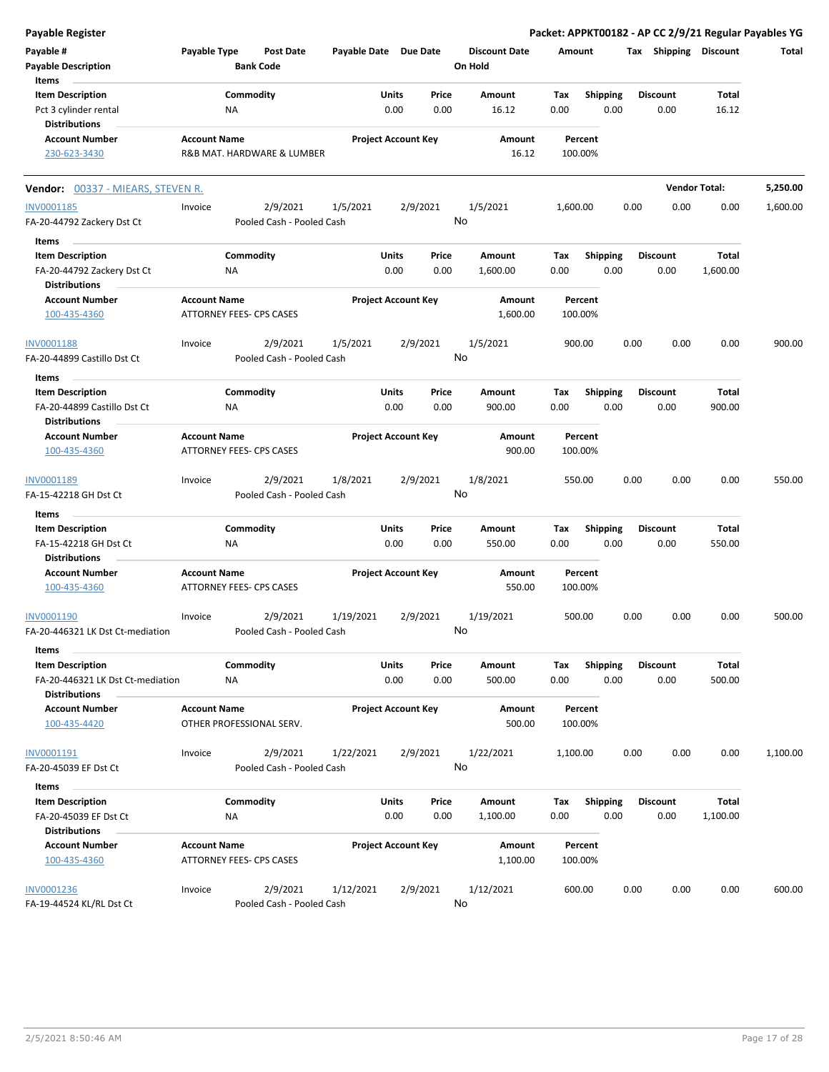**Payable Register** — Packet: APPKT00182 - AP CC 2/9/21 Regular Payables YG

| Payable # | Payable Type | Post Date | Payable Date | Due Date | Discount Date | Amount | Tax | Shipping | Discount | Total |
|---|---|---|---|---|---|---|---|---|---|---|
| Payable Description | | Bank Code | | | On Hold | | | | | |

**Items**

| Item Description | Commodity | Units | Price | Amount | Tax | Shipping | Discount | Total |
|---|---|---|---|---|---|---|---|---|
| Pct 3 cylinder rental | NA | 0.00 | 0.00 | 16.12 | 0.00 | 0.00 | 0.00 | 16.12 |

**Distributions**

| Account Number | Account Name | Project Account Key | Amount | Percent |
|---|---|---|---|---|
| 230-623-3430 | R&B MAT. HARDWARE & LUMBER | | 16.12 | 100.00% |

**Vendor:** 00337 - MIEARS, STEVEN R. — **Vendor Total: 5,250.00**

| Payable # | Payable Type | Post Date | Payable Date | Due Date | Discount Date | Amount | Tax | Shipping | Discount | Total |
|---|---|---|---|---|---|---|---|---|---|---|
| INV0001185 | Invoice | 2/9/2021 | 1/5/2021 | 2/9/2021 | 1/5/2021 | 1,600.00 | 0.00 | 0.00 | 0.00 | 1,600.00 |
| FA-20-44792 Zackery Dst Ct | | Pooled Cash - Pooled Cash | | | No | | | | | |

**Items**

| Item Description | Commodity | Units | Price | Amount | Tax | Shipping | Discount | Total |
|---|---|---|---|---|---|---|---|---|
| FA-20-44792 Zackery Dst Ct | NA | 0.00 | 0.00 | 1,600.00 | 0.00 | 0.00 | 0.00 | 1,600.00 |

**Distributions**

| Account Number | Account Name | Project Account Key | Amount | Percent |
|---|---|---|---|---|
| 100-435-4360 | ATTORNEY FEES- CPS CASES | | 1,600.00 | 100.00% |

| Payable # | Payable Type | Post Date | Payable Date | Due Date | Discount Date | Amount | Tax | Shipping | Discount | Total |
|---|---|---|---|---|---|---|---|---|---|---|
| INV0001188 | Invoice | 2/9/2021 | 1/5/2021 | 2/9/2021 | 1/5/2021 | 900.00 | 0.00 | 0.00 | 0.00 | 900.00 |
| FA-20-44899 Castillo Dst Ct | | Pooled Cash - Pooled Cash | | | No | | | | | |

**Items**

| Item Description | Commodity | Units | Price | Amount | Tax | Shipping | Discount | Total |
|---|---|---|---|---|---|---|---|---|
| FA-20-44899 Castillo Dst Ct | NA | 0.00 | 0.00 | 900.00 | 0.00 | 0.00 | 0.00 | 900.00 |

**Distributions**

| Account Number | Account Name | Project Account Key | Amount | Percent |
|---|---|---|---|---|
| 100-435-4360 | ATTORNEY FEES- CPS CASES | | 900.00 | 100.00% |

| Payable # | Payable Type | Post Date | Payable Date | Due Date | Discount Date | Amount | Tax | Shipping | Discount | Total |
|---|---|---|---|---|---|---|---|---|---|---|
| INV0001189 | Invoice | 2/9/2021 | 1/8/2021 | 2/9/2021 | 1/8/2021 | 550.00 | 0.00 | 0.00 | 0.00 | 550.00 |
| FA-15-42218 GH Dst Ct | | Pooled Cash - Pooled Cash | | | No | | | | | |

**Items**

| Item Description | Commodity | Units | Price | Amount | Tax | Shipping | Discount | Total |
|---|---|---|---|---|---|---|---|---|
| FA-15-42218 GH Dst Ct | NA | 0.00 | 0.00 | 550.00 | 0.00 | 0.00 | 0.00 | 550.00 |

**Distributions**

| Account Number | Account Name | Project Account Key | Amount | Percent |
|---|---|---|---|---|
| 100-435-4360 | ATTORNEY FEES- CPS CASES | | 550.00 | 100.00% |

| Payable # | Payable Type | Post Date | Payable Date | Due Date | Discount Date | Amount | Tax | Shipping | Discount | Total |
|---|---|---|---|---|---|---|---|---|---|---|
| INV0001190 | Invoice | 2/9/2021 | 1/19/2021 | 2/9/2021 | 1/19/2021 | 500.00 | 0.00 | 0.00 | 0.00 | 500.00 |
| FA-20-446321 LK Dst Ct-mediation | | Pooled Cash - Pooled Cash | | | No | | | | | |

**Items**

| Item Description | Commodity | Units | Price | Amount | Tax | Shipping | Discount | Total |
|---|---|---|---|---|---|---|---|---|
| FA-20-446321 LK Dst Ct-mediation | NA | 0.00 | 0.00 | 500.00 | 0.00 | 0.00 | 0.00 | 500.00 |

**Distributions**

| Account Number | Account Name | Project Account Key | Amount | Percent |
|---|---|---|---|---|
| 100-435-4420 | OTHER PROFESSIONAL SERV. | | 500.00 | 100.00% |

| Payable # | Payable Type | Post Date | Payable Date | Due Date | Discount Date | Amount | Tax | Shipping | Discount | Total |
|---|---|---|---|---|---|---|---|---|---|---|
| INV0001191 | Invoice | 2/9/2021 | 1/22/2021 | 2/9/2021 | 1/22/2021 | 1,100.00 | 0.00 | 0.00 | 0.00 | 1,100.00 |
| FA-20-45039 EF Dst Ct | | Pooled Cash - Pooled Cash | | | No | | | | | |

**Items**

| Item Description | Commodity | Units | Price | Amount | Tax | Shipping | Discount | Total |
|---|---|---|---|---|---|---|---|---|
| FA-20-45039 EF Dst Ct | NA | 0.00 | 0.00 | 1,100.00 | 0.00 | 0.00 | 0.00 | 1,100.00 |

**Distributions**

| Account Number | Account Name | Project Account Key | Amount | Percent |
|---|---|---|---|---|
| 100-435-4360 | ATTORNEY FEES- CPS CASES | | 1,100.00 | 100.00% |

| Payable # | Payable Type | Post Date | Payable Date | Due Date | Discount Date | Amount | Tax | Shipping | Discount | Total |
|---|---|---|---|---|---|---|---|---|---|---|
| INV0001236 | Invoice | 2/9/2021 | 1/12/2021 | 2/9/2021 | 1/12/2021 | 600.00 | 0.00 | 0.00 | 0.00 | 600.00 |
| FA-19-44524 KL/RL Dst Ct | | Pooled Cash - Pooled Cash | | | No | | | | | |

2/5/2021 8:50:46 AM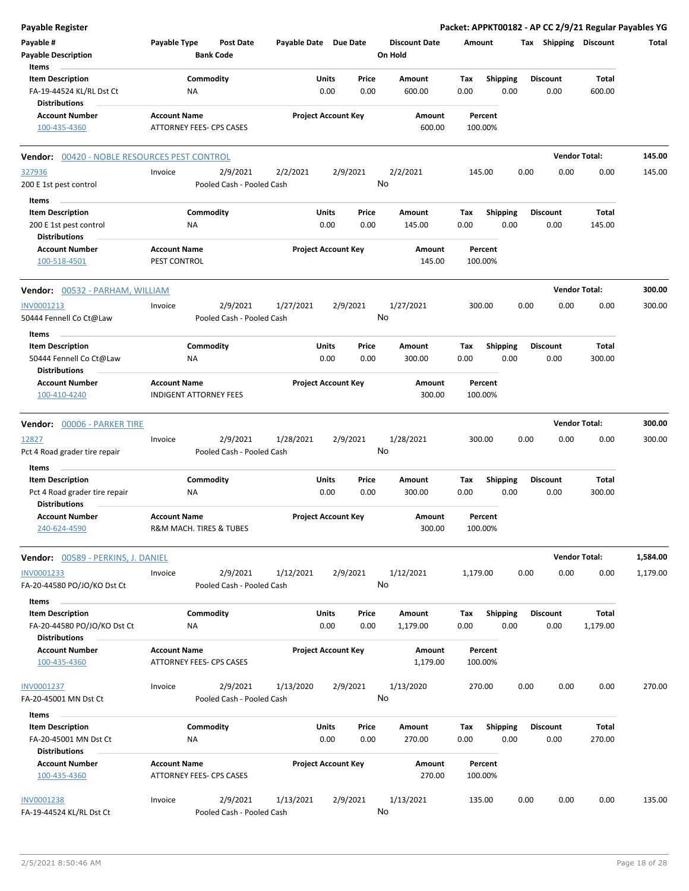**Payable Register** — **Packet: APPKT00182 - AP CC 2/9/21 Regular Payables YG**

| Payable # | Payable Type | Post Date | Payable Date | Due Date | Discount Date | Amount | Tax | Shipping | Discount | Total |
|---|---|---|---|---|---|---|---|---|---|---|
| Payable Description | | Bank Code | | | On Hold | | | | | |

**Items**

| Item Description | Commodity | Units | Price | Amount | Tax | Shipping | Discount | Total |
|---|---|---|---|---|---|---|---|---|
| FA-19-44524 KL/RL Dst Ct | NA | 0.00 | 0.00 | 600.00 | 0.00 | 0.00 | 0.00 | 600.00 |

**Distributions**

| Account Number | Account Name | Project Account Key | Amount | Percent |
|---|---|---|---|---|
| 100-435-4360 | ATTORNEY FEES- CPS CASES | | 600.00 | 100.00% |

---

**Vendor: 00420 - NOBLE RESOURCES PEST CONTROL** — Vendor Total: **145.00**

| Payable # | Payable Type | Post Date | Payable Date | Due Date | Discount Date | Amount | Tax | Shipping | Discount | Total |
|---|---|---|---|---|---|---|---|---|---|---|
| 327936 | Invoice | 2/9/2021 | 2/2/2021 | 2/9/2021 | 2/2/2021 | 145.00 | 0.00 | 0.00 | 0.00 | 145.00 |
| 200 E 1st pest control | | Pooled Cash - Pooled Cash | | | No | | | | | |

**Items**

| Item Description | Commodity | Units | Price | Amount | Tax | Shipping | Discount | Total |
|---|---|---|---|---|---|---|---|---|
| 200 E 1st pest control | NA | 0.00 | 0.00 | 145.00 | 0.00 | 0.00 | 0.00 | 145.00 |

**Distributions**

| Account Number | Account Name | Project Account Key | Amount | Percent |
|---|---|---|---|---|
| 100-518-4501 | PEST CONTROL | | 145.00 | 100.00% |

---

**Vendor: 00532 - PARHAM, WILLIAM** — Vendor Total: **300.00**

| Payable # | Payable Type | Post Date | Payable Date | Due Date | Discount Date | Amount | Tax | Shipping | Discount | Total |
|---|---|---|---|---|---|---|---|---|---|---|
| INV0001213 | Invoice | 2/9/2021 | 1/27/2021 | 2/9/2021 | 1/27/2021 | 300.00 | 0.00 | 0.00 | 0.00 | 300.00 |
| 50444 Fennell Co Ct@Law | | Pooled Cash - Pooled Cash | | | No | | | | | |

**Items**

| Item Description | Commodity | Units | Price | Amount | Tax | Shipping | Discount | Total |
|---|---|---|---|---|---|---|---|---|
| 50444 Fennell Co Ct@Law | NA | 0.00 | 0.00 | 300.00 | 0.00 | 0.00 | 0.00 | 300.00 |

**Distributions**

| Account Number | Account Name | Project Account Key | Amount | Percent |
|---|---|---|---|---|
| 100-410-4240 | INDIGENT ATTORNEY FEES | | 300.00 | 100.00% |

---

**Vendor: 00006 - PARKER TIRE** — Vendor Total: **300.00**

| Payable # | Payable Type | Post Date | Payable Date | Due Date | Discount Date | Amount | Tax | Shipping | Discount | Total |
|---|---|---|---|---|---|---|---|---|---|---|
| 12827 | Invoice | 2/9/2021 | 1/28/2021 | 2/9/2021 | 1/28/2021 | 300.00 | 0.00 | 0.00 | 0.00 | 300.00 |
| Pct 4 Road grader tire repair | | Pooled Cash - Pooled Cash | | | No | | | | | |

**Items**

| Item Description | Commodity | Units | Price | Amount | Tax | Shipping | Discount | Total |
|---|---|---|---|---|---|---|---|---|
| Pct 4 Road grader tire repair | NA | 0.00 | 0.00 | 300.00 | 0.00 | 0.00 | 0.00 | 300.00 |

**Distributions**

| Account Number | Account Name | Project Account Key | Amount | Percent |
|---|---|---|---|---|
| 240-624-4590 | R&M MACH. TIRES & TUBES | | 300.00 | 100.00% |

---

**Vendor: 00589 - PERKINS, J. DANIEL** — Vendor Total: **1,584.00**

| Payable # | Payable Type | Post Date | Payable Date | Due Date | Discount Date | Amount | Tax | Shipping | Discount | Total |
|---|---|---|---|---|---|---|---|---|---|---|
| INV0001233 | Invoice | 2/9/2021 | 1/12/2021 | 2/9/2021 | 1/12/2021 | 1,179.00 | 0.00 | 0.00 | 0.00 | 1,179.00 |
| FA-20-44580 PO/JO/KO Dst Ct | | Pooled Cash - Pooled Cash | | | No | | | | | |

**Items**

| Item Description | Commodity | Units | Price | Amount | Tax | Shipping | Discount | Total |
|---|---|---|---|---|---|---|---|---|
| FA-20-44580 PO/JO/KO Dst Ct | NA | 0.00 | 0.00 | 1,179.00 | 0.00 | 0.00 | 0.00 | 1,179.00 |

**Distributions**

| Account Number | Account Name | Project Account Key | Amount | Percent |
|---|---|---|---|---|
| 100-435-4360 | ATTORNEY FEES- CPS CASES | | 1,179.00 | 100.00% |

| Payable # | Payable Type | Post Date | Payable Date | Due Date | Discount Date | Amount | Tax | Shipping | Discount | Total |
|---|---|---|---|---|---|---|---|---|---|---|
| INV0001237 | Invoice | 2/9/2021 | 1/13/2020 | 2/9/2021 | 1/13/2020 | 270.00 | 0.00 | 0.00 | 0.00 | 270.00 |
| FA-20-45001 MN Dst Ct | | Pooled Cash - Pooled Cash | | | No | | | | | |

**Items**

| Item Description | Commodity | Units | Price | Amount | Tax | Shipping | Discount | Total |
|---|---|---|---|---|---|---|---|---|
| FA-20-45001 MN Dst Ct | NA | 0.00 | 0.00 | 270.00 | 0.00 | 0.00 | 0.00 | 270.00 |

**Distributions**

| Account Number | Account Name | Project Account Key | Amount | Percent |
|---|---|---|---|---|
| 100-435-4360 | ATTORNEY FEES- CPS CASES | | 270.00 | 100.00% |

| Payable # | Payable Type | Post Date | Payable Date | Due Date | Discount Date | Amount | Tax | Shipping | Discount | Total |
|---|---|---|---|---|---|---|---|---|---|---|
| INV0001238 | Invoice | 2/9/2021 | 1/13/2021 | 2/9/2021 | 1/13/2021 | 135.00 | 0.00 | 0.00 | 0.00 | 135.00 |
| FA-19-44524 KL/RL Dst Ct | | Pooled Cash - Pooled Cash | | | No | | | | | |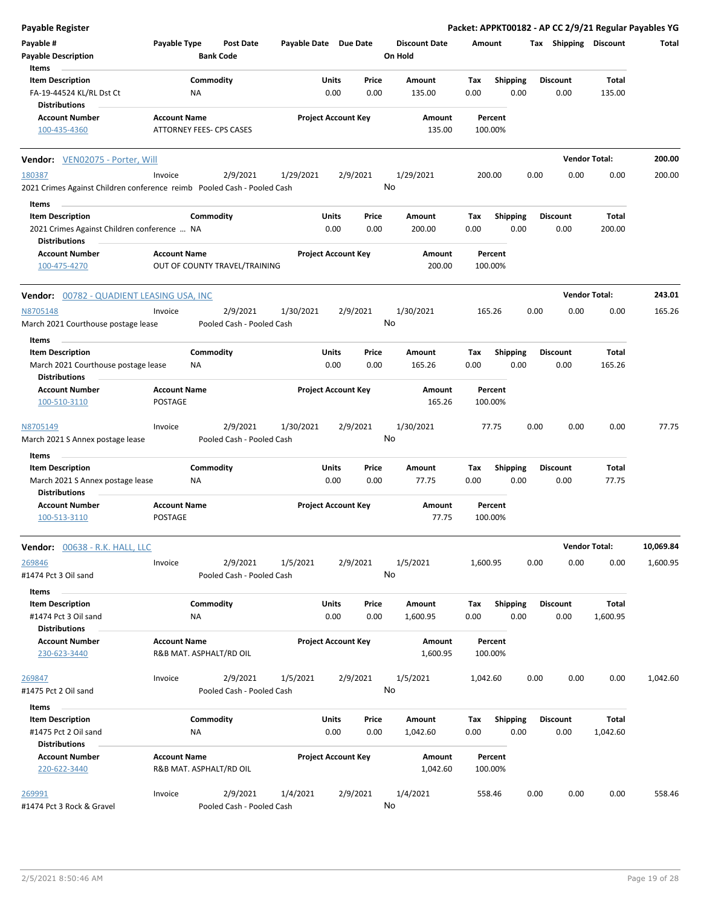**Payable Register** — Packet: APPKT00182 - AP CC 2/9/21 Regular Payables YG

| Payable # | Payable Type | Post Date | Payable Date | Due Date | Discount Date | Amount | Tax | Shipping | Discount | Total |
|---|---|---|---|---|---|---|---|---|---|---|
| Payable Description | | Bank Code | | | On Hold | | | | | |

Items

| Item Description | Commodity | Units | Price | Amount | Tax | Shipping | Discount | Total |
|---|---|---|---|---|---|---|---|---|
| FA-19-44524 KL/RL Dst Ct | NA | 0.00 | 0.00 | 135.00 | 0.00 | 0.00 | 0.00 | 135.00 |

Distributions

| Account Number | Account Name | Project Account Key | Amount | Percent |
|---|---|---|---|---|
| 100-435-4360 | ATTORNEY FEES- CPS CASES | | 135.00 | 100.00% |

## Vendor: VEN02075 - Porter, Will — Vendor Total: 200.00

| Payable # | Payable Type | Post Date | Payable Date | Due Date | Discount Date | Amount | Tax | Shipping | Discount | Total |
|---|---|---|---|---|---|---|---|---|---|---|
| 180387 | Invoice | 2/9/2021 | 1/29/2021 | 2/9/2021 | 1/29/2021 | 200.00 | 0.00 | 0.00 | 0.00 | 200.00 |

2021 Crimes Against Children conference reimb — Pooled Cash - Pooled Cash — On Hold: No

Items

| Item Description | Commodity | Units | Price | Amount | Tax | Shipping | Discount | Total |
|---|---|---|---|---|---|---|---|---|
| 2021 Crimes Against Children conference ... | NA | 0.00 | 0.00 | 200.00 | 0.00 | 0.00 | 0.00 | 200.00 |

Distributions

| Account Number | Account Name | Project Account Key | Amount | Percent |
|---|---|---|---|---|
| 100-475-4270 | OUT OF COUNTY TRAVEL/TRAINING | | 200.00 | 100.00% |

## Vendor: 00782 - QUADIENT LEASING USA, INC — Vendor Total: 243.01

| Payable # | Payable Type | Post Date | Payable Date | Due Date | Discount Date | Amount | Tax | Shipping | Discount | Total |
|---|---|---|---|---|---|---|---|---|---|---|
| N8705148 | Invoice | 2/9/2021 | 1/30/2021 | 2/9/2021 | 1/30/2021 | 165.26 | 0.00 | 0.00 | 0.00 | 165.26 |

March 2021 Courthouse postage lease — Pooled Cash - Pooled Cash — On Hold: No

Items

| Item Description | Commodity | Units | Price | Amount | Tax | Shipping | Discount | Total |
|---|---|---|---|---|---|---|---|---|
| March 2021 Courthouse postage lease | NA | 0.00 | 0.00 | 165.26 | 0.00 | 0.00 | 0.00 | 165.26 |

Distributions

| Account Number | Account Name | Project Account Key | Amount | Percent |
|---|---|---|---|---|
| 100-510-3110 | POSTAGE | | 165.26 | 100.00% |

| Payable # | Payable Type | Post Date | Payable Date | Due Date | Discount Date | Amount | Tax | Shipping | Discount | Total |
|---|---|---|---|---|---|---|---|---|---|---|
| N8705149 | Invoice | 2/9/2021 | 1/30/2021 | 2/9/2021 | 1/30/2021 | 77.75 | 0.00 | 0.00 | 0.00 | 77.75 |

March 2021 S Annex postage lease — Pooled Cash - Pooled Cash — On Hold: No

Items

| Item Description | Commodity | Units | Price | Amount | Tax | Shipping | Discount | Total |
|---|---|---|---|---|---|---|---|---|
| March 2021 S Annex postage lease | NA | 0.00 | 0.00 | 77.75 | 0.00 | 0.00 | 0.00 | 77.75 |

Distributions

| Account Number | Account Name | Project Account Key | Amount | Percent |
|---|---|---|---|---|
| 100-513-3110 | POSTAGE | | 77.75 | 100.00% |

## Vendor: 00638 - R.K. HALL, LLC — Vendor Total: 10,069.84

| Payable # | Payable Type | Post Date | Payable Date | Due Date | Discount Date | Amount | Tax | Shipping | Discount | Total |
|---|---|---|---|---|---|---|---|---|---|---|
| 269846 | Invoice | 2/9/2021 | 1/5/2021 | 2/9/2021 | 1/5/2021 | 1,600.95 | 0.00 | 0.00 | 0.00 | 1,600.95 |

#1474 Pct 3 Oil sand — Pooled Cash - Pooled Cash — On Hold: No

Items

| Item Description | Commodity | Units | Price | Amount | Tax | Shipping | Discount | Total |
|---|---|---|---|---|---|---|---|---|
| #1474 Pct 3 Oil sand | NA | 0.00 | 0.00 | 1,600.95 | 0.00 | 0.00 | 0.00 | 1,600.95 |

Distributions

| Account Number | Account Name | Project Account Key | Amount | Percent |
|---|---|---|---|---|
| 230-623-3440 | R&B MAT. ASPHALT/RD OIL | | 1,600.95 | 100.00% |

| Payable # | Payable Type | Post Date | Payable Date | Due Date | Discount Date | Amount | Tax | Shipping | Discount | Total |
|---|---|---|---|---|---|---|---|---|---|---|
| 269847 | Invoice | 2/9/2021 | 1/5/2021 | 2/9/2021 | 1/5/2021 | 1,042.60 | 0.00 | 0.00 | 0.00 | 1,042.60 |

#1475 Pct 2 Oil sand — Pooled Cash - Pooled Cash — On Hold: No

Items

| Item Description | Commodity | Units | Price | Amount | Tax | Shipping | Discount | Total |
|---|---|---|---|---|---|---|---|---|
| #1475 Pct 2 Oil sand | NA | 0.00 | 0.00 | 1,042.60 | 0.00 | 0.00 | 0.00 | 1,042.60 |

Distributions

| Account Number | Account Name | Project Account Key | Amount | Percent |
|---|---|---|---|---|
| 220-622-3440 | R&B MAT. ASPHALT/RD OIL | | 1,042.60 | 100.00% |

| Payable # | Payable Type | Post Date | Payable Date | Due Date | Discount Date | Amount | Tax | Shipping | Discount | Total |
|---|---|---|---|---|---|---|---|---|---|---|
| 269991 | Invoice | 2/9/2021 | 1/4/2021 | 2/9/2021 | 1/4/2021 | 558.46 | 0.00 | 0.00 | 0.00 | 558.46 |

#1474 Pct 3 Rock & Gravel — Pooled Cash - Pooled Cash — On Hold: No

2/5/2021 8:50:46 AM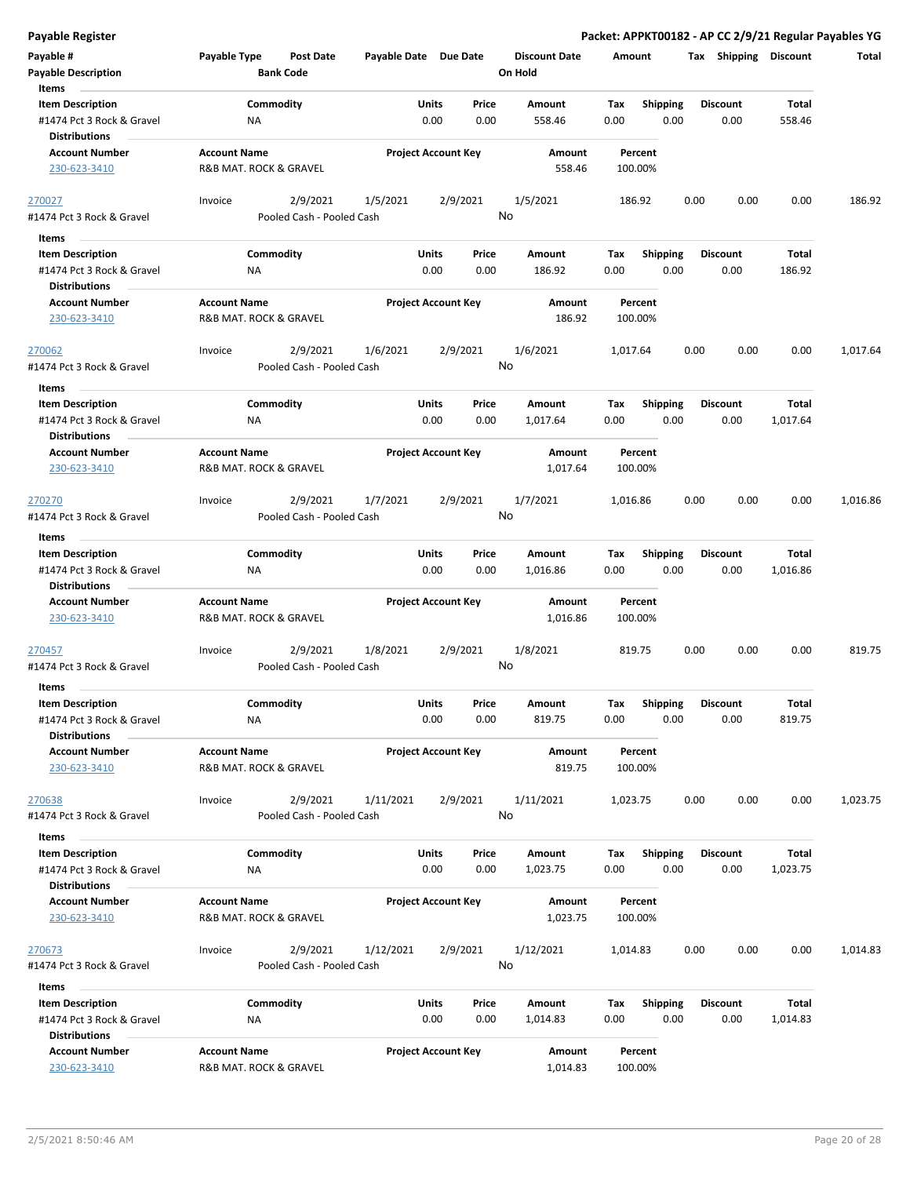**Payable Register** — Packet: APPKT00182 - AP CC 2/9/21 Regular Payables YG

| Payable # | Payable Type | Post Date | Payable Date | Due Date | Discount Date | Amount | Tax | Shipping | Discount | Total |
|---|---|---|---|---|---|---|---|---|---|---|
| Payable Description | | Bank Code | | | On Hold | | | | | |

**Items**

| Item Description | Commodity | Units | Price | Amount | Tax | Shipping | Discount | Total |
|---|---|---|---|---|---|---|---|---|
| #1474 Pct 3 Rock & Gravel | NA | 0.00 | 0.00 | 558.46 | 0.00 | 0.00 | 0.00 | 558.46 |

**Distributions**

| Account Number | Account Name | Project Account Key | Amount | Percent |
|---|---|---|---|---|
| 230-623-3410 | R&B MAT. ROCK & GRAVEL | | 558.46 | 100.00% |

| Payable # | Payable Type | Post Date | Payable Date | Due Date | Discount Date | Amount | Tax | Shipping | Discount | Total |
|---|---|---|---|---|---|---|---|---|---|---|
| 270027 | Invoice | 2/9/2021 | 1/5/2021 | 2/9/2021 | 1/5/2021 | 186.92 | 0.00 | 0.00 | 0.00 | 186.92 |
| #1474 Pct 3 Rock & Gravel | | Pooled Cash - Pooled Cash | | | No | | | | | |

**Items**

| Item Description | Commodity | Units | Price | Amount | Tax | Shipping | Discount | Total |
|---|---|---|---|---|---|---|---|---|
| #1474 Pct 3 Rock & Gravel | NA | 0.00 | 0.00 | 186.92 | 0.00 | 0.00 | 0.00 | 186.92 |

**Distributions**

| Account Number | Account Name | Project Account Key | Amount | Percent |
|---|---|---|---|---|
| 230-623-3410 | R&B MAT. ROCK & GRAVEL | | 186.92 | 100.00% |

| Payable # | Payable Type | Post Date | Payable Date | Due Date | Discount Date | Amount | Tax | Shipping | Discount | Total |
|---|---|---|---|---|---|---|---|---|---|---|
| 270062 | Invoice | 2/9/2021 | 1/6/2021 | 2/9/2021 | 1/6/2021 | 1,017.64 | 0.00 | 0.00 | 0.00 | 1,017.64 |
| #1474 Pct 3 Rock & Gravel | | Pooled Cash - Pooled Cash | | | No | | | | | |

**Items**

| Item Description | Commodity | Units | Price | Amount | Tax | Shipping | Discount | Total |
|---|---|---|---|---|---|---|---|---|
| #1474 Pct 3 Rock & Gravel | NA | 0.00 | 0.00 | 1,017.64 | 0.00 | 0.00 | 0.00 | 1,017.64 |

**Distributions**

| Account Number | Account Name | Project Account Key | Amount | Percent |
|---|---|---|---|---|
| 230-623-3410 | R&B MAT. ROCK & GRAVEL | | 1,017.64 | 100.00% |

| Payable # | Payable Type | Post Date | Payable Date | Due Date | Discount Date | Amount | Tax | Shipping | Discount | Total |
|---|---|---|---|---|---|---|---|---|---|---|
| 270270 | Invoice | 2/9/2021 | 1/7/2021 | 2/9/2021 | 1/7/2021 | 1,016.86 | 0.00 | 0.00 | 0.00 | 1,016.86 |
| #1474 Pct 3 Rock & Gravel | | Pooled Cash - Pooled Cash | | | No | | | | | |

**Items**

| Item Description | Commodity | Units | Price | Amount | Tax | Shipping | Discount | Total |
|---|---|---|---|---|---|---|---|---|
| #1474 Pct 3 Rock & Gravel | NA | 0.00 | 0.00 | 1,016.86 | 0.00 | 0.00 | 0.00 | 1,016.86 |

**Distributions**

| Account Number | Account Name | Project Account Key | Amount | Percent |
|---|---|---|---|---|
| 230-623-3410 | R&B MAT. ROCK & GRAVEL | | 1,016.86 | 100.00% |

| Payable # | Payable Type | Post Date | Payable Date | Due Date | Discount Date | Amount | Tax | Shipping | Discount | Total |
|---|---|---|---|---|---|---|---|---|---|---|
| 270457 | Invoice | 2/9/2021 | 1/8/2021 | 2/9/2021 | 1/8/2021 | 819.75 | 0.00 | 0.00 | 0.00 | 819.75 |
| #1474 Pct 3 Rock & Gravel | | Pooled Cash - Pooled Cash | | | No | | | | | |

**Items**

| Item Description | Commodity | Units | Price | Amount | Tax | Shipping | Discount | Total |
|---|---|---|---|---|---|---|---|---|
| #1474 Pct 3 Rock & Gravel | NA | 0.00 | 0.00 | 819.75 | 0.00 | 0.00 | 0.00 | 819.75 |

**Distributions**

| Account Number | Account Name | Project Account Key | Amount | Percent |
|---|---|---|---|---|
| 230-623-3410 | R&B MAT. ROCK & GRAVEL | | 819.75 | 100.00% |

| Payable # | Payable Type | Post Date | Payable Date | Due Date | Discount Date | Amount | Tax | Shipping | Discount | Total |
|---|---|---|---|---|---|---|---|---|---|---|
| 270638 | Invoice | 2/9/2021 | 1/11/2021 | 2/9/2021 | 1/11/2021 | 1,023.75 | 0.00 | 0.00 | 0.00 | 1,023.75 |
| #1474 Pct 3 Rock & Gravel | | Pooled Cash - Pooled Cash | | | No | | | | | |

**Items**

| Item Description | Commodity | Units | Price | Amount | Tax | Shipping | Discount | Total |
|---|---|---|---|---|---|---|---|---|
| #1474 Pct 3 Rock & Gravel | NA | 0.00 | 0.00 | 1,023.75 | 0.00 | 0.00 | 0.00 | 1,023.75 |

**Distributions**

| Account Number | Account Name | Project Account Key | Amount | Percent |
|---|---|---|---|---|
| 230-623-3410 | R&B MAT. ROCK & GRAVEL | | 1,023.75 | 100.00% |

| Payable # | Payable Type | Post Date | Payable Date | Due Date | Discount Date | Amount | Tax | Shipping | Discount | Total |
|---|---|---|---|---|---|---|---|---|---|---|
| 270673 | Invoice | 2/9/2021 | 1/12/2021 | 2/9/2021 | 1/12/2021 | 1,014.83 | 0.00 | 0.00 | 0.00 | 1,014.83 |
| #1474 Pct 3 Rock & Gravel | | Pooled Cash - Pooled Cash | | | No | | | | | |

**Items**

| Item Description | Commodity | Units | Price | Amount | Tax | Shipping | Discount | Total |
|---|---|---|---|---|---|---|---|---|
| #1474 Pct 3 Rock & Gravel | NA | 0.00 | 0.00 | 1,014.83 | 0.00 | 0.00 | 0.00 | 1,014.83 |

**Distributions**

| Account Number | Account Name | Project Account Key | Amount | Percent |
|---|---|---|---|---|
| 230-623-3410 | R&B MAT. ROCK & GRAVEL | | 1,014.83 | 100.00% |

2/5/2021 8:50:46 AM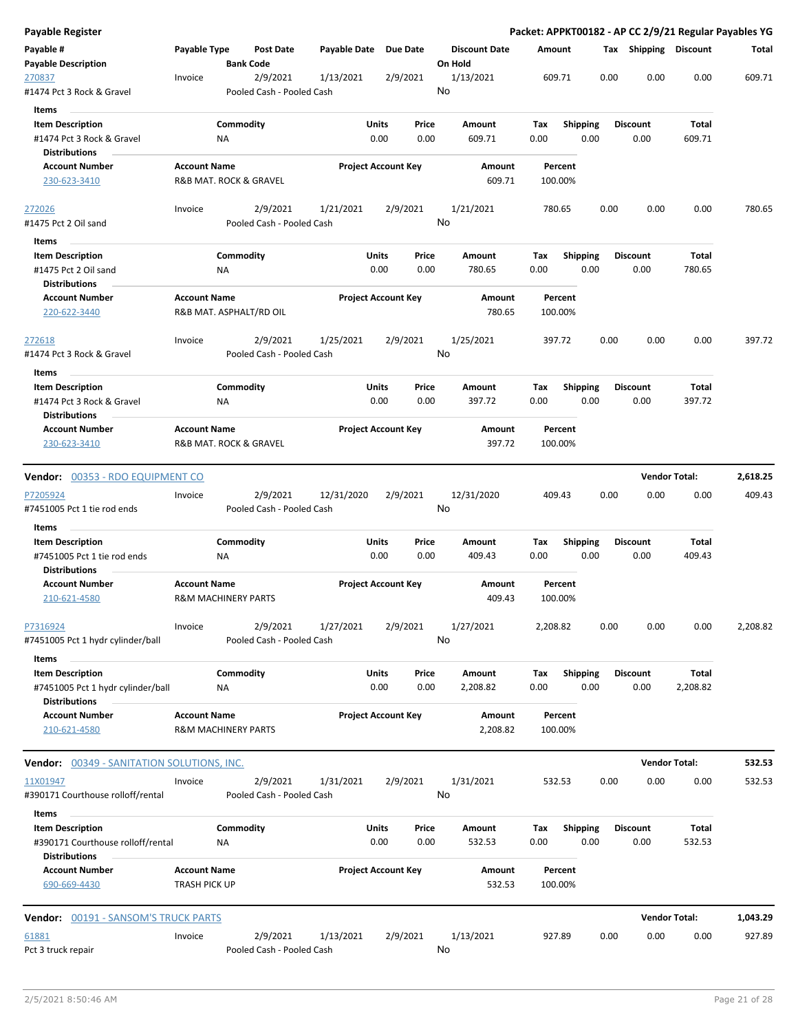**Payable Register** — Packet: APPKT00182 - AP CC 2/9/21 Regular Payables YG

| Payable # / Payable Description | Payable Type | Post Date / Bank Code | Payable Date | Due Date | Discount Date / On Hold | Amount | Tax | Shipping | Discount | Total |
|---|---|---|---|---|---|---|---|---|---|---|
| 270837 | Invoice | 2/9/2021 | 1/13/2021 | 2/9/2021 | 1/13/2021 | 609.71 | 0.00 | 0.00 | 0.00 | 609.71 |
| #1474 Pct 3 Rock & Gravel | | Pooled Cash - Pooled Cash | | | No | | | | | |

**Items**

| Item Description | Commodity | Units | Price | Amount | Tax | Shipping | Discount | Total |
|---|---|---|---|---|---|---|---|---|
| #1474 Pct 3 Rock & Gravel | NA | 0.00 | 0.00 | 609.71 | 0.00 | 0.00 | 0.00 | 609.71 |

**Distributions**

| Account Number | Account Name | Project Account Key | Amount | Percent |
|---|---|---|---|---|
| 230-623-3410 | R&B MAT. ROCK & GRAVEL | | 609.71 | 100.00% |

| Payable # / Payable Description | Payable Type | Post Date / Bank Code | Payable Date | Due Date | Discount Date / On Hold | Amount | Tax | Shipping | Discount | Total |
|---|---|---|---|---|---|---|---|---|---|---|
| 272026 | Invoice | 2/9/2021 | 1/21/2021 | 2/9/2021 | 1/21/2021 | 780.65 | 0.00 | 0.00 | 0.00 | 780.65 |
| #1475 Pct 2 Oil sand | | Pooled Cash - Pooled Cash | | | No | | | | | |

**Items**

| Item Description | Commodity | Units | Price | Amount | Tax | Shipping | Discount | Total |
|---|---|---|---|---|---|---|---|---|
| #1475 Pct 2 Oil sand | NA | 0.00 | 0.00 | 780.65 | 0.00 | 0.00 | 0.00 | 780.65 |

**Distributions**

| Account Number | Account Name | Project Account Key | Amount | Percent |
|---|---|---|---|---|
| 220-622-3440 | R&B MAT. ASPHALT/RD OIL | | 780.65 | 100.00% |

| Payable # / Payable Description | Payable Type | Post Date / Bank Code | Payable Date | Due Date | Discount Date / On Hold | Amount | Tax | Shipping | Discount | Total |
|---|---|---|---|---|---|---|---|---|---|---|
| 272618 | Invoice | 2/9/2021 | 1/25/2021 | 2/9/2021 | 1/25/2021 | 397.72 | 0.00 | 0.00 | 0.00 | 397.72 |
| #1474 Pct 3 Rock & Gravel | | Pooled Cash - Pooled Cash | | | No | | | | | |

**Items**

| Item Description | Commodity | Units | Price | Amount | Tax | Shipping | Discount | Total |
|---|---|---|---|---|---|---|---|---|
| #1474 Pct 3 Rock & Gravel | NA | 0.00 | 0.00 | 397.72 | 0.00 | 0.00 | 0.00 | 397.72 |

**Distributions**

| Account Number | Account Name | Project Account Key | Amount | Percent |
|---|---|---|---|---|
| 230-623-3410 | R&B MAT. ROCK & GRAVEL | | 397.72 | 100.00% |

**Vendor: 00353 - RDO EQUIPMENT CO** — Vendor Total: **2,618.25**

| Payable # / Payable Description | Payable Type | Post Date / Bank Code | Payable Date | Due Date | Discount Date / On Hold | Amount | Tax | Shipping | Discount | Total |
|---|---|---|---|---|---|---|---|---|---|---|
| P7205924 | Invoice | 2/9/2021 | 12/31/2020 | 2/9/2021 | 12/31/2020 | 409.43 | 0.00 | 0.00 | 0.00 | 409.43 |
| #7451005 Pct 1 tie rod ends | | Pooled Cash - Pooled Cash | | | No | | | | | |

**Items**

| Item Description | Commodity | Units | Price | Amount | Tax | Shipping | Discount | Total |
|---|---|---|---|---|---|---|---|---|
| #7451005 Pct 1 tie rod ends | NA | 0.00 | 0.00 | 409.43 | 0.00 | 0.00 | 0.00 | 409.43 |

**Distributions**

| Account Number | Account Name | Project Account Key | Amount | Percent |
|---|---|---|---|---|
| 210-621-4580 | R&M MACHINERY PARTS | | 409.43 | 100.00% |

| Payable # / Payable Description | Payable Type | Post Date / Bank Code | Payable Date | Due Date | Discount Date / On Hold | Amount | Tax | Shipping | Discount | Total |
|---|---|---|---|---|---|---|---|---|---|---|
| P7316924 | Invoice | 2/9/2021 | 1/27/2021 | 2/9/2021 | 1/27/2021 | 2,208.82 | 0.00 | 0.00 | 0.00 | 2,208.82 |
| #7451005 Pct 1 hydr cylinder/ball | | Pooled Cash - Pooled Cash | | | No | | | | | |

**Items**

| Item Description | Commodity | Units | Price | Amount | Tax | Shipping | Discount | Total |
|---|---|---|---|---|---|---|---|---|
| #7451005 Pct 1 hydr cylinder/ball | NA | 0.00 | 0.00 | 2,208.82 | 0.00 | 0.00 | 0.00 | 2,208.82 |

**Distributions**

| Account Number | Account Name | Project Account Key | Amount | Percent |
|---|---|---|---|---|
| 210-621-4580 | R&M MACHINERY PARTS | | 2,208.82 | 100.00% |

**Vendor: 00349 - SANITATION SOLUTIONS, INC.** — Vendor Total: **532.53**

| Payable # / Payable Description | Payable Type | Post Date / Bank Code | Payable Date | Due Date | Discount Date / On Hold | Amount | Tax | Shipping | Discount | Total |
|---|---|---|---|---|---|---|---|---|---|---|
| 11X01947 | Invoice | 2/9/2021 | 1/31/2021 | 2/9/2021 | 1/31/2021 | 532.53 | 0.00 | 0.00 | 0.00 | 532.53 |
| #390171 Courthouse rolloff/rental | | Pooled Cash - Pooled Cash | | | No | | | | | |

**Items**

| Item Description | Commodity | Units | Price | Amount | Tax | Shipping | Discount | Total |
|---|---|---|---|---|---|---|---|---|
| #390171 Courthouse rolloff/rental | NA | 0.00 | 0.00 | 532.53 | 0.00 | 0.00 | 0.00 | 532.53 |

**Distributions**

| Account Number | Account Name | Project Account Key | Amount | Percent |
|---|---|---|---|---|
| 690-669-4430 | TRASH PICK UP | | 532.53 | 100.00% |

**Vendor: 00191 - SANSOM'S TRUCK PARTS** — Vendor Total: **1,043.29**

| Payable # / Payable Description | Payable Type | Post Date / Bank Code | Payable Date | Due Date | Discount Date / On Hold | Amount | Tax | Shipping | Discount | Total |
|---|---|---|---|---|---|---|---|---|---|---|
| 61881 | Invoice | 2/9/2021 | 1/13/2021 | 2/9/2021 | 1/13/2021 | 927.89 | 0.00 | 0.00 | 0.00 | 927.89 |
| Pct 3 truck repair | | Pooled Cash - Pooled Cash | | | No | | | | | |

2/5/2021 8:50:46 AM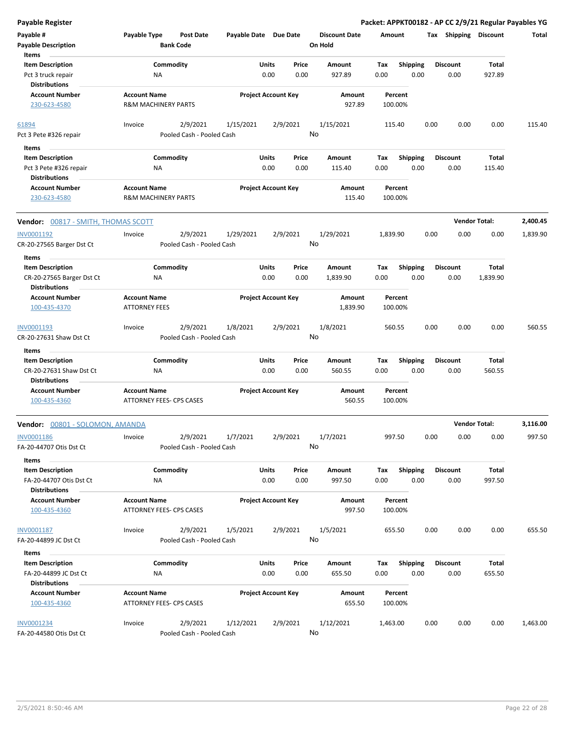**Payable Register** — **Packet: APPKT00182 - AP CC 2/9/21 Regular Payables YG**

| Payable # | Payable Type | Post Date | Payable Date | Due Date | Discount Date | Amount | Tax | Shipping | Discount | Total |
|---|---|---|---|---|---|---|---|---|---|---|
| Payable Description | | Bank Code | | | On Hold | | | | | |

**Items**

| Item Description | Commodity | Units | Price | Amount | Tax | Shipping | Discount | Total |
|---|---|---|---|---|---|---|---|---|
| Pct 3 truck repair | NA | 0.00 | 0.00 | 927.89 | 0.00 | 0.00 | 0.00 | 927.89 |

**Distributions**

| Account Number | Account Name | Project Account Key | Amount | Percent |
|---|---|---|---|---|
| 230-623-4580 | R&M MACHINERY PARTS | | 927.89 | 100.00% |

| Payable # | Payable Type | Post Date | Payable Date | Due Date | Discount Date | Amount | Tax | Shipping | Discount | Total |
|---|---|---|---|---|---|---|---|---|---|---|
| 61894 | Invoice | 2/9/2021 | 1/15/2021 | 2/9/2021 | 1/15/2021 | 115.40 | 0.00 | 0.00 | 0.00 | 115.40 |
| Pct 3 Pete #326 repair | | Pooled Cash - Pooled Cash | | | No | | | | | |

**Items**

| Item Description | Commodity | Units | Price | Amount | Tax | Shipping | Discount | Total |
|---|---|---|---|---|---|---|---|---|
| Pct 3 Pete #326 repair | NA | 0.00 | 0.00 | 115.40 | 0.00 | 0.00 | 0.00 | 115.40 |

**Distributions**

| Account Number | Account Name | Project Account Key | Amount | Percent |
|---|---|---|---|---|
| 230-623-4580 | R&M MACHINERY PARTS | | 115.40 | 100.00% |

**Vendor:** 00817 - SMITH, THOMAS SCOTT — **Vendor Total: 2,400.45**

| Payable # | Payable Type | Post Date | Payable Date | Due Date | Discount Date | Amount | Tax | Shipping | Discount | Total |
|---|---|---|---|---|---|---|---|---|---|---|
| INV0001192 | Invoice | 2/9/2021 | 1/29/2021 | 2/9/2021 | 1/29/2021 | 1,839.90 | 0.00 | 0.00 | 0.00 | 1,839.90 |
| CR-20-27565 Barger Dst Ct | | Pooled Cash - Pooled Cash | | | No | | | | | |

**Items**

| Item Description | Commodity | Units | Price | Amount | Tax | Shipping | Discount | Total |
|---|---|---|---|---|---|---|---|---|
| CR-20-27565 Barger Dst Ct | NA | 0.00 | 0.00 | 1,839.90 | 0.00 | 0.00 | 0.00 | 1,839.90 |

**Distributions**

| Account Number | Account Name | Project Account Key | Amount | Percent |
|---|---|---|---|---|
| 100-435-4370 | ATTORNEY FEES | | 1,839.90 | 100.00% |

| Payable # | Payable Type | Post Date | Payable Date | Due Date | Discount Date | Amount | Tax | Shipping | Discount | Total |
|---|---|---|---|---|---|---|---|---|---|---|
| INV0001193 | Invoice | 2/9/2021 | 1/8/2021 | 2/9/2021 | 1/8/2021 | 560.55 | 0.00 | 0.00 | 0.00 | 560.55 |
| CR-20-27631 Shaw Dst Ct | | Pooled Cash - Pooled Cash | | | No | | | | | |

**Items**

| Item Description | Commodity | Units | Price | Amount | Tax | Shipping | Discount | Total |
|---|---|---|---|---|---|---|---|---|
| CR-20-27631 Shaw Dst Ct | NA | 0.00 | 0.00 | 560.55 | 0.00 | 0.00 | 0.00 | 560.55 |

**Distributions**

| Account Number | Account Name | Project Account Key | Amount | Percent |
|---|---|---|---|---|
| 100-435-4360 | ATTORNEY FEES- CPS CASES | | 560.55 | 100.00% |

**Vendor:** 00801 - SOLOMON, AMANDA — **Vendor Total: 3,116.00**

| Payable # | Payable Type | Post Date | Payable Date | Due Date | Discount Date | Amount | Tax | Shipping | Discount | Total |
|---|---|---|---|---|---|---|---|---|---|---|
| INV0001186 | Invoice | 2/9/2021 | 1/7/2021 | 2/9/2021 | 1/7/2021 | 997.50 | 0.00 | 0.00 | 0.00 | 997.50 |
| FA-20-44707 Otis Dst Ct | | Pooled Cash - Pooled Cash | | | No | | | | | |

**Items**

| Item Description | Commodity | Units | Price | Amount | Tax | Shipping | Discount | Total |
|---|---|---|---|---|---|---|---|---|
| FA-20-44707 Otis Dst Ct | NA | 0.00 | 0.00 | 997.50 | 0.00 | 0.00 | 0.00 | 997.50 |

**Distributions**

| Account Number | Account Name | Project Account Key | Amount | Percent |
|---|---|---|---|---|
| 100-435-4360 | ATTORNEY FEES- CPS CASES | | 997.50 | 100.00% |

| Payable # | Payable Type | Post Date | Payable Date | Due Date | Discount Date | Amount | Tax | Shipping | Discount | Total |
|---|---|---|---|---|---|---|---|---|---|---|
| INV0001187 | Invoice | 2/9/2021 | 1/5/2021 | 2/9/2021 | 1/5/2021 | 655.50 | 0.00 | 0.00 | 0.00 | 655.50 |
| FA-20-44899 JC Dst Ct | | Pooled Cash - Pooled Cash | | | No | | | | | |

**Items**

| Item Description | Commodity | Units | Price | Amount | Tax | Shipping | Discount | Total |
|---|---|---|---|---|---|---|---|---|
| FA-20-44899 JC Dst Ct | NA | 0.00 | 0.00 | 655.50 | 0.00 | 0.00 | 0.00 | 655.50 |

**Distributions**

| Account Number | Account Name | Project Account Key | Amount | Percent |
|---|---|---|---|---|
| 100-435-4360 | ATTORNEY FEES- CPS CASES | | 655.50 | 100.00% |

| Payable # | Payable Type | Post Date | Payable Date | Due Date | Discount Date | Amount | Tax | Shipping | Discount | Total |
|---|---|---|---|---|---|---|---|---|---|---|
| INV0001234 | Invoice | 2/9/2021 | 1/12/2021 | 2/9/2021 | 1/12/2021 | 1,463.00 | 0.00 | 0.00 | 0.00 | 1,463.00 |
| FA-20-44580 Otis Dst Ct | | Pooled Cash - Pooled Cash | | | No | | | | | |

2/5/2021 8:50:46 AM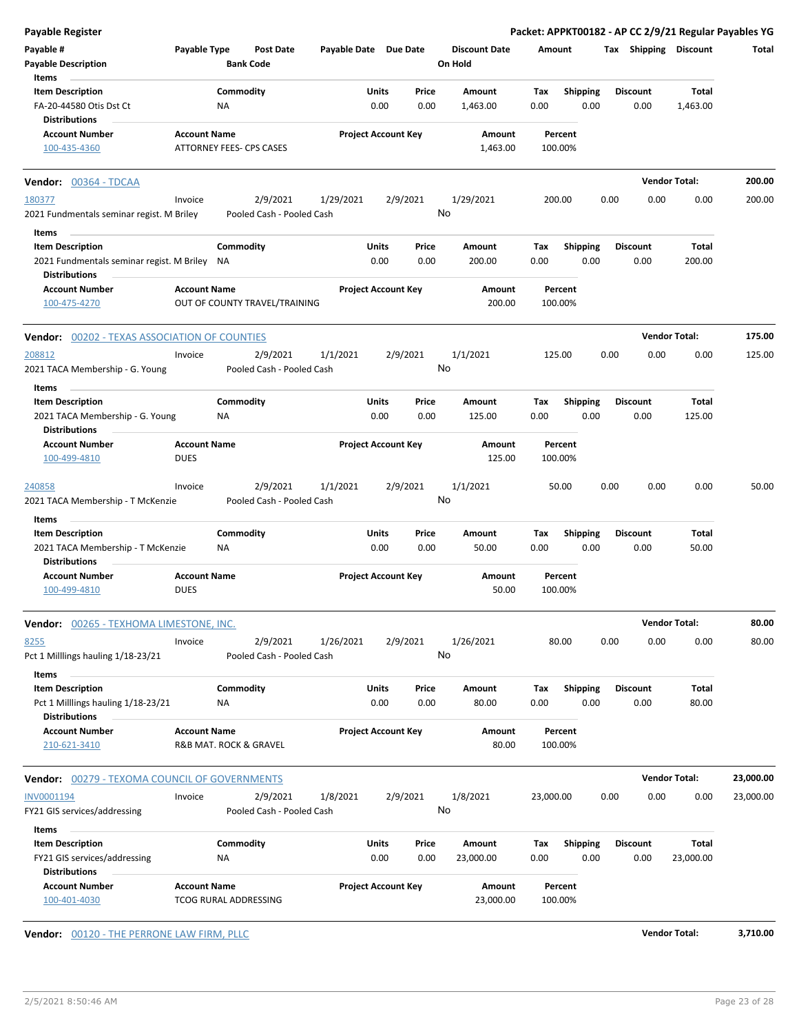# Payable Register

**Packet: APPKT00182 - AP CC 2/9/21 Regular Payables YG**

| Payable # | Payable Type | Post Date | Payable Date | Due Date | Discount Date | Amount | Tax | Shipping | Discount | Total |
|---|---|---|---|---|---|---|---|---|---|---|
| Payable Description | | Bank Code | | | On Hold | | | | | |

**Items**

| Item Description | Commodity | Units | Price | Amount | Tax | Shipping | Discount | Total |
|---|---|---|---|---|---|---|---|---|
| FA-20-44580 Otis Dst Ct | NA | 0.00 | 0.00 | 1,463.00 | 0.00 | 0.00 | 0.00 | 1,463.00 |

**Distributions**

| Account Number | Account Name | Project Account Key | Amount | Percent |
|---|---|---|---|---|
| 100-435-4360 | ATTORNEY FEES- CPS CASES | | 1,463.00 | 100.00% |

---

**Vendor: 00364 - TDCAA** — **Vendor Total: 200.00**

| Payable # | Payable Type | Post Date | Payable Date | Due Date | Discount Date | Amount | Tax | Shipping | Discount | Total |
|---|---|---|---|---|---|---|---|---|---|---|
| 180377 | Invoice | 2/9/2021 | 1/29/2021 | 2/9/2021 | 1/29/2021 | 200.00 | 0.00 | 0.00 | 0.00 | 200.00 |
| 2021 Fundmentals seminar regist. M Briley | | Pooled Cash - Pooled Cash | | | No | | | | | |

**Items**

| Item Description | Commodity | Units | Price | Amount | Tax | Shipping | Discount | Total |
|---|---|---|---|---|---|---|---|---|
| 2021 Fundmentals seminar regist. M Briley | NA | 0.00 | 0.00 | 200.00 | 0.00 | 0.00 | 0.00 | 200.00 |

**Distributions**

| Account Number | Account Name | Project Account Key | Amount | Percent |
|---|---|---|---|---|
| 100-475-4270 | OUT OF COUNTY TRAVEL/TRAINING | | 200.00 | 100.00% |

---

**Vendor: 00202 - TEXAS ASSOCIATION OF COUNTIES** — **Vendor Total: 175.00**

| Payable # | Payable Type | Post Date | Payable Date | Due Date | Discount Date | Amount | Tax | Shipping | Discount | Total |
|---|---|---|---|---|---|---|---|---|---|---|
| 208812 | Invoice | 2/9/2021 | 1/1/2021 | 2/9/2021 | 1/1/2021 | 125.00 | 0.00 | 0.00 | 0.00 | 125.00 |
| 2021 TACA Membership - G. Young | | Pooled Cash - Pooled Cash | | | No | | | | | |

**Items**

| Item Description | Commodity | Units | Price | Amount | Tax | Shipping | Discount | Total |
|---|---|---|---|---|---|---|---|---|
| 2021 TACA Membership - G. Young | NA | 0.00 | 0.00 | 125.00 | 0.00 | 0.00 | 0.00 | 125.00 |

**Distributions**

| Account Number | Account Name | Project Account Key | Amount | Percent |
|---|---|---|---|---|
| 100-499-4810 | DUES | | 125.00 | 100.00% |

| Payable # | Payable Type | Post Date | Payable Date | Due Date | Discount Date | Amount | Tax | Shipping | Discount | Total |
|---|---|---|---|---|---|---|---|---|---|---|
| 240858 | Invoice | 2/9/2021 | 1/1/2021 | 2/9/2021 | 1/1/2021 | 50.00 | 0.00 | 0.00 | 0.00 | 50.00 |
| 2021 TACA Membership - T McKenzie | | Pooled Cash - Pooled Cash | | | No | | | | | |

**Items**

| Item Description | Commodity | Units | Price | Amount | Tax | Shipping | Discount | Total |
|---|---|---|---|---|---|---|---|---|
| 2021 TACA Membership - T McKenzie | NA | 0.00 | 0.00 | 50.00 | 0.00 | 0.00 | 0.00 | 50.00 |

**Distributions**

| Account Number | Account Name | Project Account Key | Amount | Percent |
|---|---|---|---|---|
| 100-499-4810 | DUES | | 50.00 | 100.00% |

---

**Vendor: 00265 - TEXHOMA LIMESTONE, INC.** — **Vendor Total: 80.00**

| Payable # | Payable Type | Post Date | Payable Date | Due Date | Discount Date | Amount | Tax | Shipping | Discount | Total |
|---|---|---|---|---|---|---|---|---|---|---|
| 8255 | Invoice | 2/9/2021 | 1/26/2021 | 2/9/2021 | 1/26/2021 | 80.00 | 0.00 | 0.00 | 0.00 | 80.00 |
| Pct 1 Milllings hauling 1/18-23/21 | | Pooled Cash - Pooled Cash | | | No | | | | | |

**Items**

| Item Description | Commodity | Units | Price | Amount | Tax | Shipping | Discount | Total |
|---|---|---|---|---|---|---|---|---|
| Pct 1 Milllings hauling 1/18-23/21 | NA | 0.00 | 0.00 | 80.00 | 0.00 | 0.00 | 0.00 | 80.00 |

**Distributions**

| Account Number | Account Name | Project Account Key | Amount | Percent |
|---|---|---|---|---|
| 210-621-3410 | R&B MAT. ROCK & GRAVEL | | 80.00 | 100.00% |

---

**Vendor: 00279 - TEXOMA COUNCIL OF GOVERNMENTS** — **Vendor Total: 23,000.00**

| Payable # | Payable Type | Post Date | Payable Date | Due Date | Discount Date | Amount | Tax | Shipping | Discount | Total |
|---|---|---|---|---|---|---|---|---|---|---|
| INV0001194 | Invoice | 2/9/2021 | 1/8/2021 | 2/9/2021 | 1/8/2021 | 23,000.00 | 0.00 | 0.00 | 0.00 | 23,000.00 |
| FY21 GIS services/addressing | | Pooled Cash - Pooled Cash | | | No | | | | | |

**Items**

| Item Description | Commodity | Units | Price | Amount | Tax | Shipping | Discount | Total |
|---|---|---|---|---|---|---|---|---|
| FY21 GIS services/addressing | NA | 0.00 | 0.00 | 23,000.00 | 0.00 | 0.00 | 0.00 | 23,000.00 |

**Distributions**

| Account Number | Account Name | Project Account Key | Amount | Percent |
|---|---|---|---|---|
| 100-401-4030 | TCOG RURAL ADDRESSING | | 23,000.00 | 100.00% |

---

**Vendor: 00120 - THE PERRONE LAW FIRM, PLLC** — **Vendor Total: 3,710.00**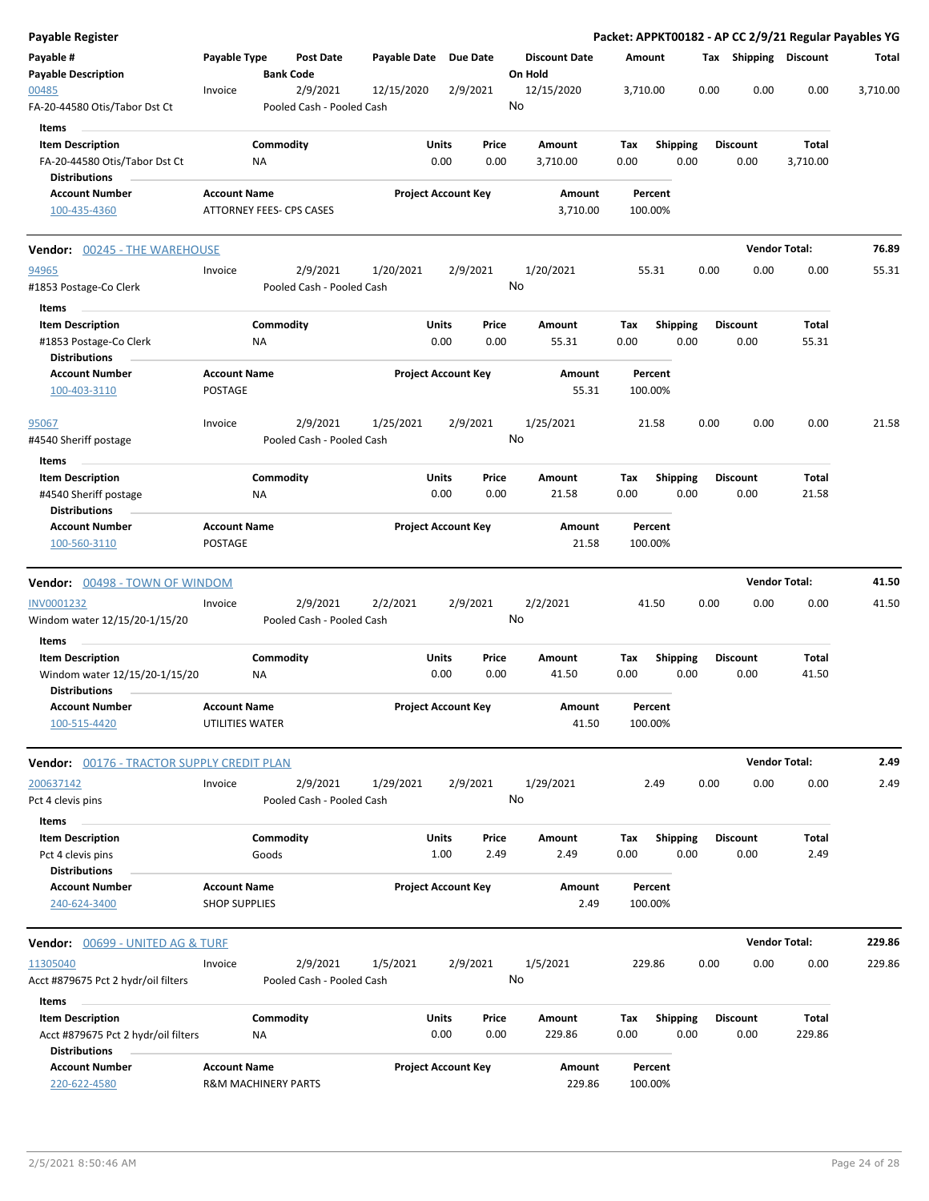**Payable Register**

**Packet: APPKT00182 - AP CC 2/9/21 Regular Payables YG**

| Payable # / Payable Description | Payable Type | Post Date / Bank Code | Payable Date | Due Date | Discount Date / On Hold | Amount | Tax | Shipping | Discount | Total |
|---|---|---|---|---|---|---|---|---|---|---|
| 00485 | Invoice | 2/9/2021 | 12/15/2020 | 2/9/2021 | 12/15/2020 | 3,710.00 | 0.00 | 0.00 | 0.00 | 3,710.00 |
| FA-20-44580 Otis/Tabor Dst Ct | | Pooled Cash - Pooled Cash | | | No | | | | | |

**Items**

| Item Description | Commodity | Units | Price | Amount | Tax | Shipping | Discount | Total |
|---|---|---|---|---|---|---|---|---|
| FA-20-44580 Otis/Tabor Dst Ct | NA | 0.00 | 0.00 | 3,710.00 | 0.00 | 0.00 | 0.00 | 3,710.00 |

**Distributions**

| Account Number | Account Name | Project Account Key | Amount | Percent |
|---|---|---|---|---|
| 100-435-4360 | ATTORNEY FEES- CPS CASES | | 3,710.00 | 100.00% |

---

**Vendor: 00245 - THE WAREHOUSE** — **Vendor Total: 76.89**

| Payable # / Payable Description | Payable Type | Post Date / Bank Code | Payable Date | Due Date | Discount Date / On Hold | Amount | Tax | Shipping | Discount | Total |
|---|---|---|---|---|---|---|---|---|---|---|
| 94965 | Invoice | 2/9/2021 | 1/20/2021 | 2/9/2021 | 1/20/2021 | 55.31 | 0.00 | 0.00 | 0.00 | 55.31 |
| #1853 Postage-Co Clerk | | Pooled Cash - Pooled Cash | | | No | | | | | |

**Items**

| Item Description | Commodity | Units | Price | Amount | Tax | Shipping | Discount | Total |
|---|---|---|---|---|---|---|---|---|
| #1853 Postage-Co Clerk | NA | 0.00 | 0.00 | 55.31 | 0.00 | 0.00 | 0.00 | 55.31 |

**Distributions**

| Account Number | Account Name | Project Account Key | Amount | Percent |
|---|---|---|---|---|
| 100-403-3110 | POSTAGE | | 55.31 | 100.00% |

| Payable # / Payable Description | Payable Type | Post Date / Bank Code | Payable Date | Due Date | Discount Date / On Hold | Amount | Tax | Shipping | Discount | Total |
|---|---|---|---|---|---|---|---|---|---|---|
| 95067 | Invoice | 2/9/2021 | 1/25/2021 | 2/9/2021 | 1/25/2021 | 21.58 | 0.00 | 0.00 | 0.00 | 21.58 |
| #4540 Sheriff postage | | Pooled Cash - Pooled Cash | | | No | | | | | |

**Items**

| Item Description | Commodity | Units | Price | Amount | Tax | Shipping | Discount | Total |
|---|---|---|---|---|---|---|---|---|
| #4540 Sheriff postage | NA | 0.00 | 0.00 | 21.58 | 0.00 | 0.00 | 0.00 | 21.58 |

**Distributions**

| Account Number | Account Name | Project Account Key | Amount | Percent |
|---|---|---|---|---|
| 100-560-3110 | POSTAGE | | 21.58 | 100.00% |

---

**Vendor: 00498 - TOWN OF WINDOM** — **Vendor Total: 41.50**

| Payable # / Payable Description | Payable Type | Post Date / Bank Code | Payable Date | Due Date | Discount Date / On Hold | Amount | Tax | Shipping | Discount | Total |
|---|---|---|---|---|---|---|---|---|---|---|
| INV0001232 | Invoice | 2/9/2021 | 2/2/2021 | 2/9/2021 | 2/2/2021 | 41.50 | 0.00 | 0.00 | 0.00 | 41.50 |
| Windom water 12/15/20-1/15/20 | | Pooled Cash - Pooled Cash | | | No | | | | | |

**Items**

| Item Description | Commodity | Units | Price | Amount | Tax | Shipping | Discount | Total |
|---|---|---|---|---|---|---|---|---|
| Windom water 12/15/20-1/15/20 | NA | 0.00 | 0.00 | 41.50 | 0.00 | 0.00 | 0.00 | 41.50 |

**Distributions**

| Account Number | Account Name | Project Account Key | Amount | Percent |
|---|---|---|---|---|
| 100-515-4420 | UTILITIES WATER | | 41.50 | 100.00% |

---

**Vendor: 00176 - TRACTOR SUPPLY CREDIT PLAN** — **Vendor Total: 2.49**

| Payable # / Payable Description | Payable Type | Post Date / Bank Code | Payable Date | Due Date | Discount Date / On Hold | Amount | Tax | Shipping | Discount | Total |
|---|---|---|---|---|---|---|---|---|---|---|
| 200637142 | Invoice | 2/9/2021 | 1/29/2021 | 2/9/2021 | 1/29/2021 | 2.49 | 0.00 | 0.00 | 0.00 | 2.49 |
| Pct 4 clevis pins | | Pooled Cash - Pooled Cash | | | No | | | | | |

**Items**

| Item Description | Commodity | Units | Price | Amount | Tax | Shipping | Discount | Total |
|---|---|---|---|---|---|---|---|---|
| Pct 4 clevis pins | Goods | 1.00 | 2.49 | 2.49 | 0.00 | 0.00 | 0.00 | 2.49 |

**Distributions**

| Account Number | Account Name | Project Account Key | Amount | Percent |
|---|---|---|---|---|
| 240-624-3400 | SHOP SUPPLIES | | 2.49 | 100.00% |

---

**Vendor: 00699 - UNITED AG & TURF** — **Vendor Total: 229.86**

| Payable # / Payable Description | Payable Type | Post Date / Bank Code | Payable Date | Due Date | Discount Date / On Hold | Amount | Tax | Shipping | Discount | Total |
|---|---|---|---|---|---|---|---|---|---|---|
| 11305040 | Invoice | 2/9/2021 | 1/5/2021 | 2/9/2021 | 1/5/2021 | 229.86 | 0.00 | 0.00 | 0.00 | 229.86 |
| Acct #879675 Pct 2 hydr/oil filters | | Pooled Cash - Pooled Cash | | | No | | | | | |

**Items**

| Item Description | Commodity | Units | Price | Amount | Tax | Shipping | Discount | Total |
|---|---|---|---|---|---|---|---|---|
| Acct #879675 Pct 2 hydr/oil filters | NA | 0.00 | 0.00 | 229.86 | 0.00 | 0.00 | 0.00 | 229.86 |

**Distributions**

| Account Number | Account Name | Project Account Key | Amount | Percent |
|---|---|---|---|---|
| 220-622-4580 | R&M MACHINERY PARTS | | 229.86 | 100.00% |

2/5/2021 8:50:46 AM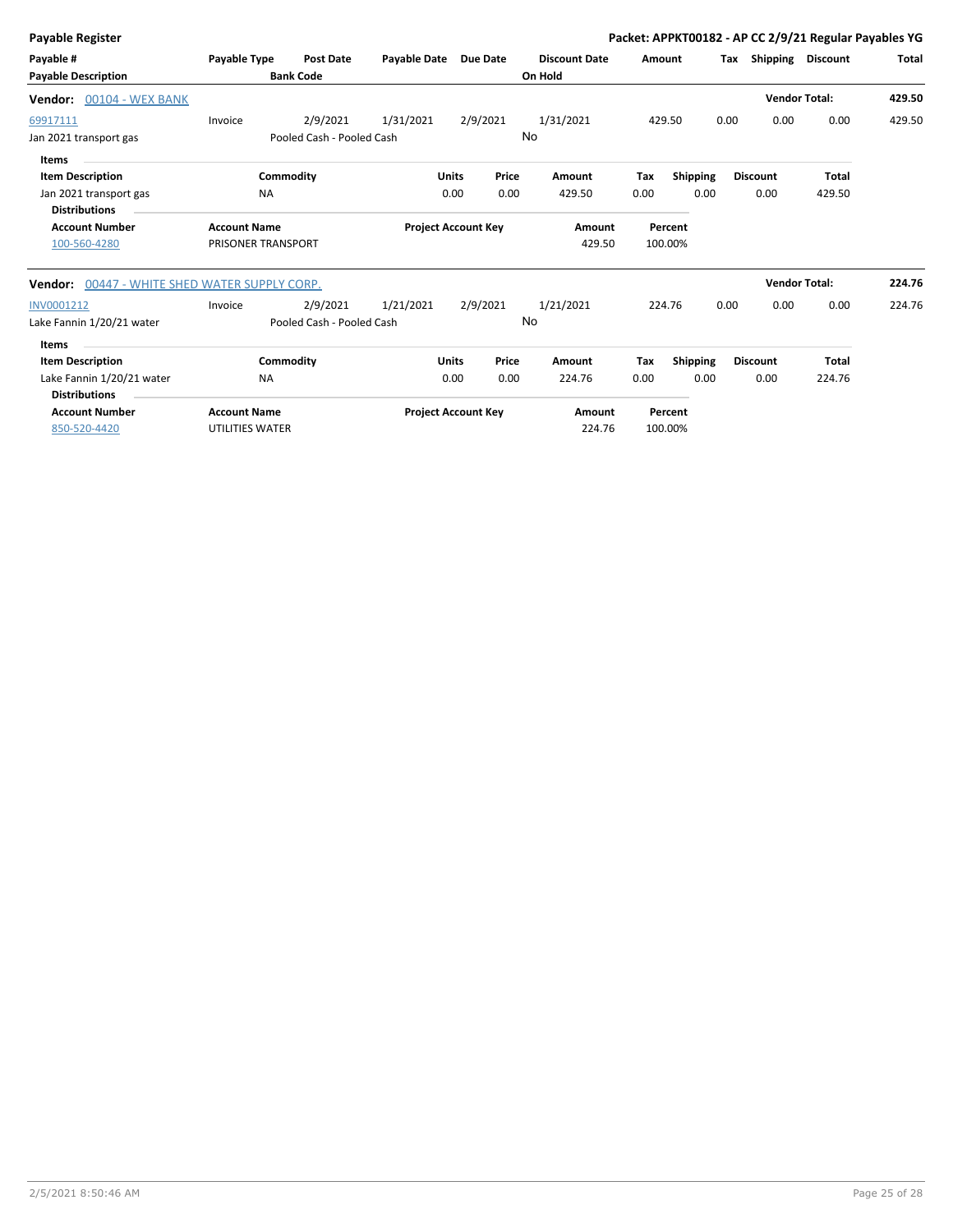**Payable Register**

**Packet: APPKT00182 - AP CC 2/9/21 Regular Payables YG**

| Payable # | Payable Type | Post Date | Payable Date | Due Date | Discount Date | Amount | Tax | Shipping | Discount | Total |
|---|---|---|---|---|---|---|---|---|---|---|
| **Payable Description** | | **Bank Code** | | | **On Hold** | | | | | |

**Vendor: 00104 - WEX BANK** — **Vendor Total: 429.50**

| Payable # | Payable Type | Post Date | Payable Date | Due Date | Discount Date | Amount | Tax | Shipping | Discount | Total |
|---|---|---|---|---|---|---|---|---|---|---|
| 69917111 | Invoice | 2/9/2021 | 1/31/2021 | 2/9/2021 | 1/31/2021 | 429.50 | 0.00 | 0.00 | 0.00 | 429.50 |
| Jan 2021 transport gas | | Pooled Cash - Pooled Cash | | | No | | | | | |

**Items**

| Item Description | Commodity | Units | Price | Amount | Tax | Shipping | Discount | Total |
|---|---|---|---|---|---|---|---|---|
| Jan 2021 transport gas | NA | 0.00 | 0.00 | 429.50 | 0.00 | 0.00 | 0.00 | 429.50 |

**Distributions**

| Account Number | Account Name | Project Account Key | Amount | Percent |
|---|---|---|---|---|
| 100-560-4280 | PRISONER TRANSPORT | | 429.50 | 100.00% |

**Vendor: 00447 - WHITE SHED WATER SUPPLY CORP.** — **Vendor Total: 224.76**

| Payable # | Payable Type | Post Date | Payable Date | Due Date | Discount Date | Amount | Tax | Shipping | Discount | Total |
|---|---|---|---|---|---|---|---|---|---|---|
| INV0001212 | Invoice | 2/9/2021 | 1/21/2021 | 2/9/2021 | 1/21/2021 | 224.76 | 0.00 | 0.00 | 0.00 | 224.76 |
| Lake Fannin 1/20/21 water | | Pooled Cash - Pooled Cash | | | No | | | | | |

**Items**

| Item Description | Commodity | Units | Price | Amount | Tax | Shipping | Discount | Total |
|---|---|---|---|---|---|---|---|---|
| Lake Fannin 1/20/21 water | NA | 0.00 | 0.00 | 224.76 | 0.00 | 0.00 | 0.00 | 224.76 |

**Distributions**

| Account Number | Account Name | Project Account Key | Amount | Percent |
|---|---|---|---|---|
| 850-520-4420 | UTILITIES WATER | | 224.76 | 100.00% |

2/5/2021 8:50:46 AM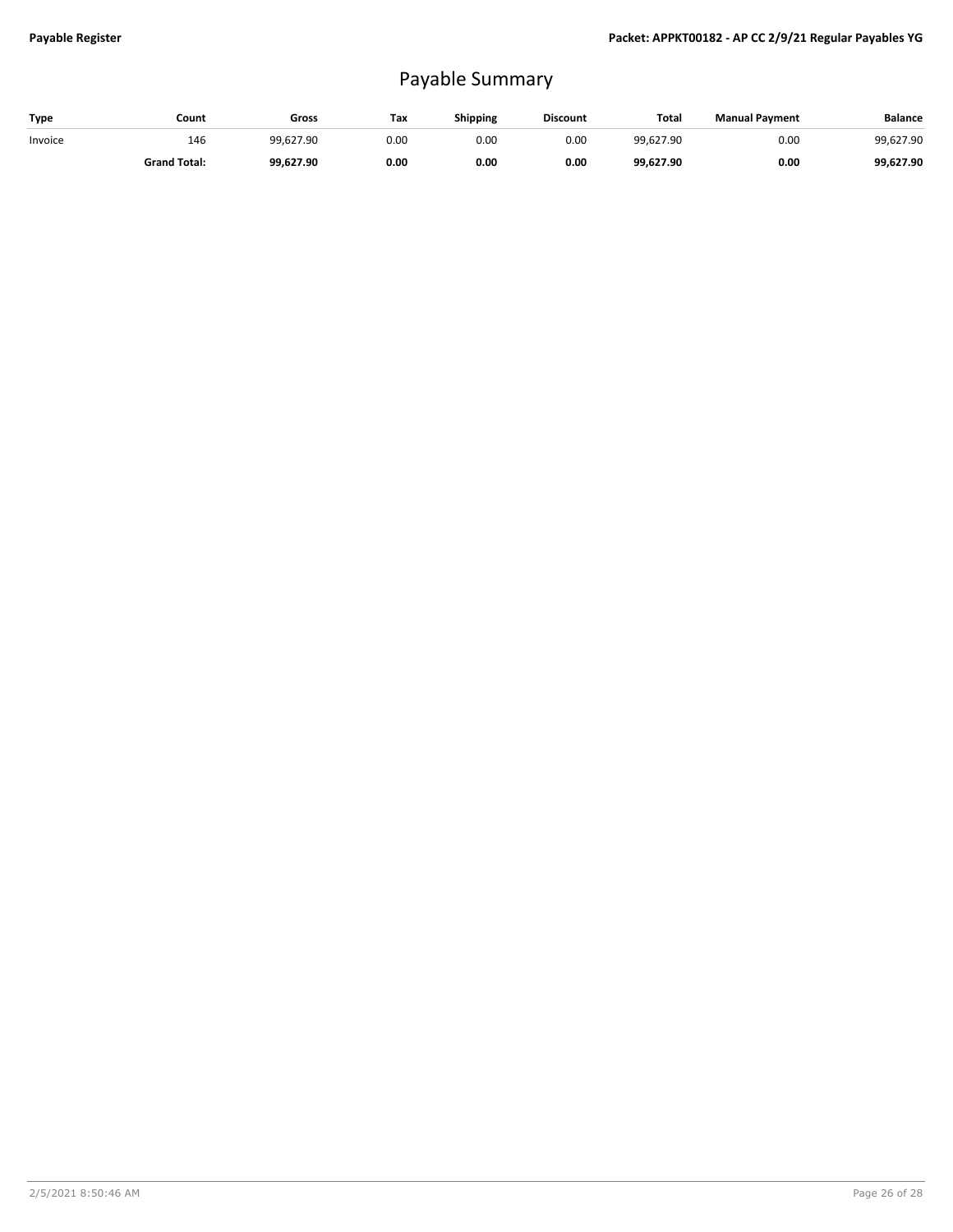# Payable Summary

| Type | Count | Gross | Tax | Shipping | Discount | Total | Manual Payment | Balance |
|---|---|---|---|---|---|---|---|---|
| Invoice | 146 | 99,627.90 | 0.00 | 0.00 | 0.00 | 99,627.90 | 0.00 | 99,627.90 |
| | **Grand Total:** | **99,627.90** | **0.00** | **0.00** | **0.00** | **99,627.90** | **0.00** | **99,627.90** |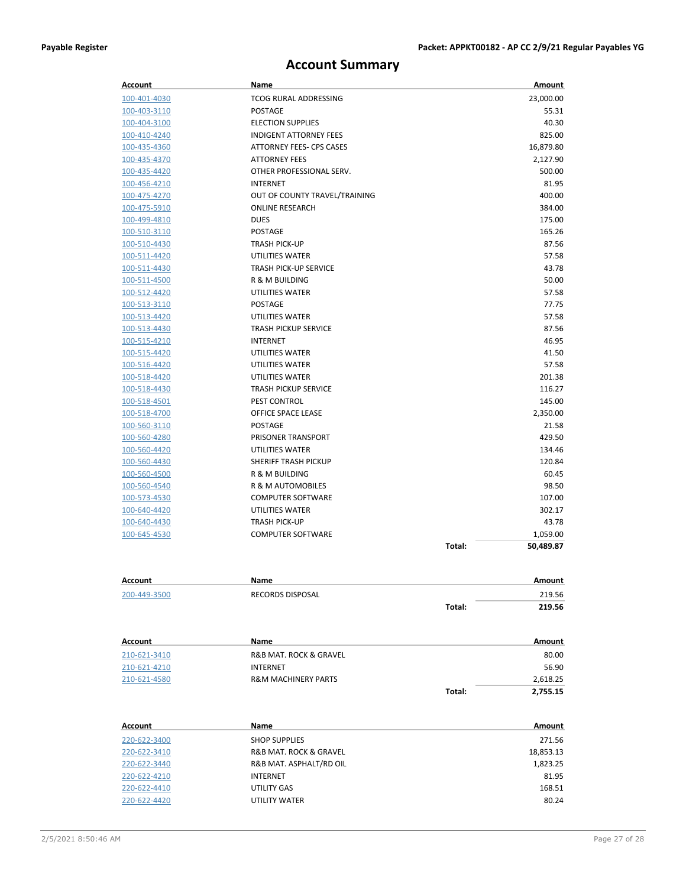# Account Summary

| Account | Name | | Amount |
|---|---|---|---|
| 100-401-4030 | TCOG RURAL ADDRESSING | | 23,000.00 |
| 100-403-3110 | POSTAGE | | 55.31 |
| 100-404-3100 | ELECTION SUPPLIES | | 40.30 |
| 100-410-4240 | INDIGENT ATTORNEY FEES | | 825.00 |
| 100-435-4360 | ATTORNEY FEES- CPS CASES | | 16,879.80 |
| 100-435-4370 | ATTORNEY FEES | | 2,127.90 |
| 100-435-4420 | OTHER PROFESSIONAL SERV. | | 500.00 |
| 100-456-4210 | INTERNET | | 81.95 |
| 100-475-4270 | OUT OF COUNTY TRAVEL/TRAINING | | 400.00 |
| 100-475-5910 | ONLINE RESEARCH | | 384.00 |
| 100-499-4810 | DUES | | 175.00 |
| 100-510-3110 | POSTAGE | | 165.26 |
| 100-510-4430 | TRASH PICK-UP | | 87.56 |
| 100-511-4420 | UTILITIES WATER | | 57.58 |
| 100-511-4430 | TRASH PICK-UP SERVICE | | 43.78 |
| 100-511-4500 | R & M BUILDING | | 50.00 |
| 100-512-4420 | UTILITIES WATER | | 57.58 |
| 100-513-3110 | POSTAGE | | 77.75 |
| 100-513-4420 | UTILITIES WATER | | 57.58 |
| 100-513-4430 | TRASH PICKUP SERVICE | | 87.56 |
| 100-515-4210 | INTERNET | | 46.95 |
| 100-515-4420 | UTILITIES WATER | | 41.50 |
| 100-516-4420 | UTILITIES WATER | | 57.58 |
| 100-518-4420 | UTILITIES WATER | | 201.38 |
| 100-518-4430 | TRASH PICKUP SERVICE | | 116.27 |
| 100-518-4501 | PEST CONTROL | | 145.00 |
| 100-518-4700 | OFFICE SPACE LEASE | | 2,350.00 |
| 100-560-3110 | POSTAGE | | 21.58 |
| 100-560-4280 | PRISONER TRANSPORT | | 429.50 |
| 100-560-4420 | UTILITIES WATER | | 134.46 |
| 100-560-4430 | SHERIFF TRASH PICKUP | | 120.84 |
| 100-560-4500 | R & M BUILDING | | 60.45 |
| 100-560-4540 | R & M AUTOMOBILES | | 98.50 |
| 100-573-4530 | COMPUTER SOFTWARE | | 107.00 |
| 100-640-4420 | UTILITIES WATER | | 302.17 |
| 100-640-4430 | TRASH PICK-UP | | 43.78 |
| 100-645-4530 | COMPUTER SOFTWARE | | 1,059.00 |
| | | **Total:** | **50,489.87** |

| Account | Name | | Amount |
|---|---|---|---|
| 200-449-3500 | RECORDS DISPOSAL | | 219.56 |
| | | **Total:** | **219.56** |

| Account | Name | | Amount |
|---|---|---|---|
| 210-621-3410 | R&B MAT. ROCK & GRAVEL | | 80.00 |
| 210-621-4210 | INTERNET | | 56.90 |
| 210-621-4580 | R&M MACHINERY PARTS | | 2,618.25 |
| | | **Total:** | **2,755.15** |

| Account | Name | | Amount |
|---|---|---|---|
| 220-622-3400 | SHOP SUPPLIES | | 271.56 |
| 220-622-3410 | R&B MAT. ROCK & GRAVEL | | 18,853.13 |
| 220-622-3440 | R&B MAT. ASPHALT/RD OIL | | 1,823.25 |
| 220-622-4210 | INTERNET | | 81.95 |
| 220-622-4410 | UTILITY GAS | | 168.51 |
| 220-622-4420 | UTILITY WATER | | 80.24 |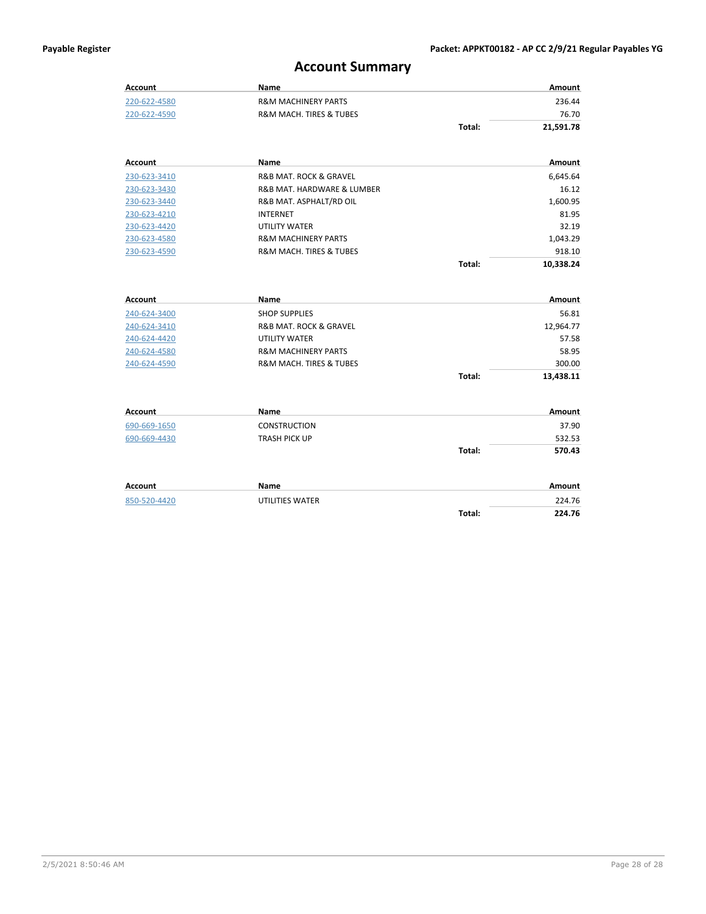## Account Summary

| Account | Name | | Amount |
|---|---|---|---|
| 220-622-4580 | R&M MACHINERY PARTS | | 236.44 |
| 220-622-4590 | R&M MACH. TIRES & TUBES | | 76.70 |
| | | **Total:** | **21,591.78** |

| Account | Name | | Amount |
|---|---|---|---|
| 230-623-3410 | R&B MAT. ROCK & GRAVEL | | 6,645.64 |
| 230-623-3430 | R&B MAT. HARDWARE & LUMBER | | 16.12 |
| 230-623-3440 | R&B MAT. ASPHALT/RD OIL | | 1,600.95 |
| 230-623-4210 | INTERNET | | 81.95 |
| 230-623-4420 | UTILITY WATER | | 32.19 |
| 230-623-4580 | R&M MACHINERY PARTS | | 1,043.29 |
| 230-623-4590 | R&M MACH. TIRES & TUBES | | 918.10 |
| | | **Total:** | **10,338.24** |

| Account | Name | | Amount |
|---|---|---|---|
| 240-624-3400 | SHOP SUPPLIES | | 56.81 |
| 240-624-3410 | R&B MAT. ROCK & GRAVEL | | 12,964.77 |
| 240-624-4420 | UTILITY WATER | | 57.58 |
| 240-624-4580 | R&M MACHINERY PARTS | | 58.95 |
| 240-624-4590 | R&M MACH. TIRES & TUBES | | 300.00 |
| | | **Total:** | **13,438.11** |

| Account | Name | | Amount |
|---|---|---|---|
| 690-669-1650 | CONSTRUCTION | | 37.90 |
| 690-669-4430 | TRASH PICK UP | | 532.53 |
| | | **Total:** | **570.43** |

| Account | Name | | Amount |
|---|---|---|---|
| 850-520-4420 | UTILITIES WATER | | 224.76 |
| | | **Total:** | **224.76** |